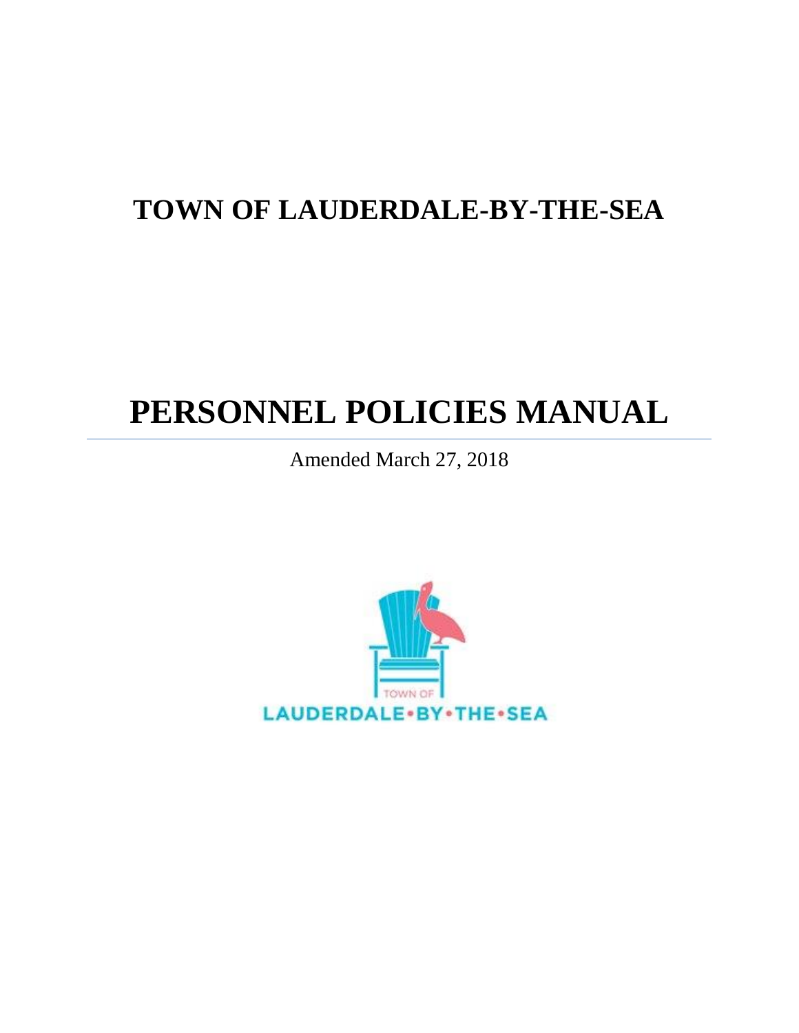# TOWN OF LAUDERDALE-BY-THE-SEA

# PERSONNEL POLICIES MANUAL

Amended March 27, 2018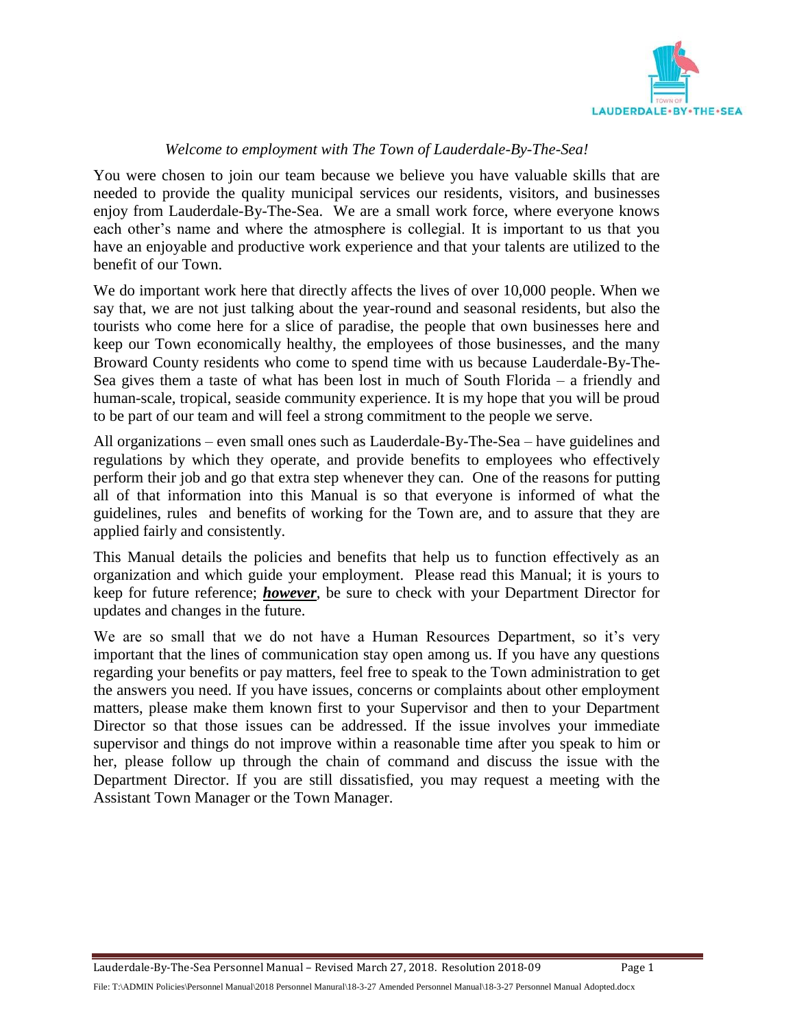*Welcome to employment with The Town of Lauderdale-By-The-Sea!*

You were chosen to join our team because we believe you have valuable skills that are needed to provide the quality municipal services our residents, visitors, and businesses enjoy from Lauderdale-By-The-Sea. We are a small work force, where everyone knows each other's name and where the atmosphere is collegial. It is important to us that you have an enjoyable and productive work experience and that your talents are utilized to the benefit of our Town.

We do important work here that directly affects the lives of over 10,000 people. When we say that, we are not just talking about the year-round and seasonal residents, but also the tourists who come here for a slice of paradise, the people that own businesses here and keep our Town economically healthy, the employees of those businesses, and the many Broward County residents who come to spend time with us because Lauderdale-By-The-Sea gives them a taste of what has been lost in much of South Florida – a friendly and human-scale, tropical, seaside community experience. It is my hope that you will be proud to be part of our team and will feel a strong commitment to the people we serve.

All organizations – even small ones such as Lauderdale-By-The-Sea – have guidelines and regulations by which they operate, and provide benefits to employees who effectively perform their job and go that extra step whenever they can. One of the reasons for putting all of that information into this Manual is so that everyone is informed of what the guidelines, rules and benefits of working for the Town are, and to assure that they are applied fairly and consistently.

This Manual details the policies and benefits that help us to function effectively as an organization and which guide your employment. Please read this Manual; it is yours to keep for future reference; ***however***, be sure to check with your Department Director for updates and changes in the future.

We are so small that we do not have a Human Resources Department, so it's very important that the lines of communication stay open among us. If you have any questions regarding your benefits or pay matters, feel free to speak to the Town administration to get the answers you need. If you have issues, concerns or complaints about other employment matters, please make them known first to your Supervisor and then to your Department Director so that those issues can be addressed. If the issue involves your immediate supervisor and things do not improve within a reasonable time after you speak to him or her, please follow up through the chain of command and discuss the issue with the Department Director. If you are still dissatisfied, you may request a meeting with the Assistant Town Manager or the Town Manager.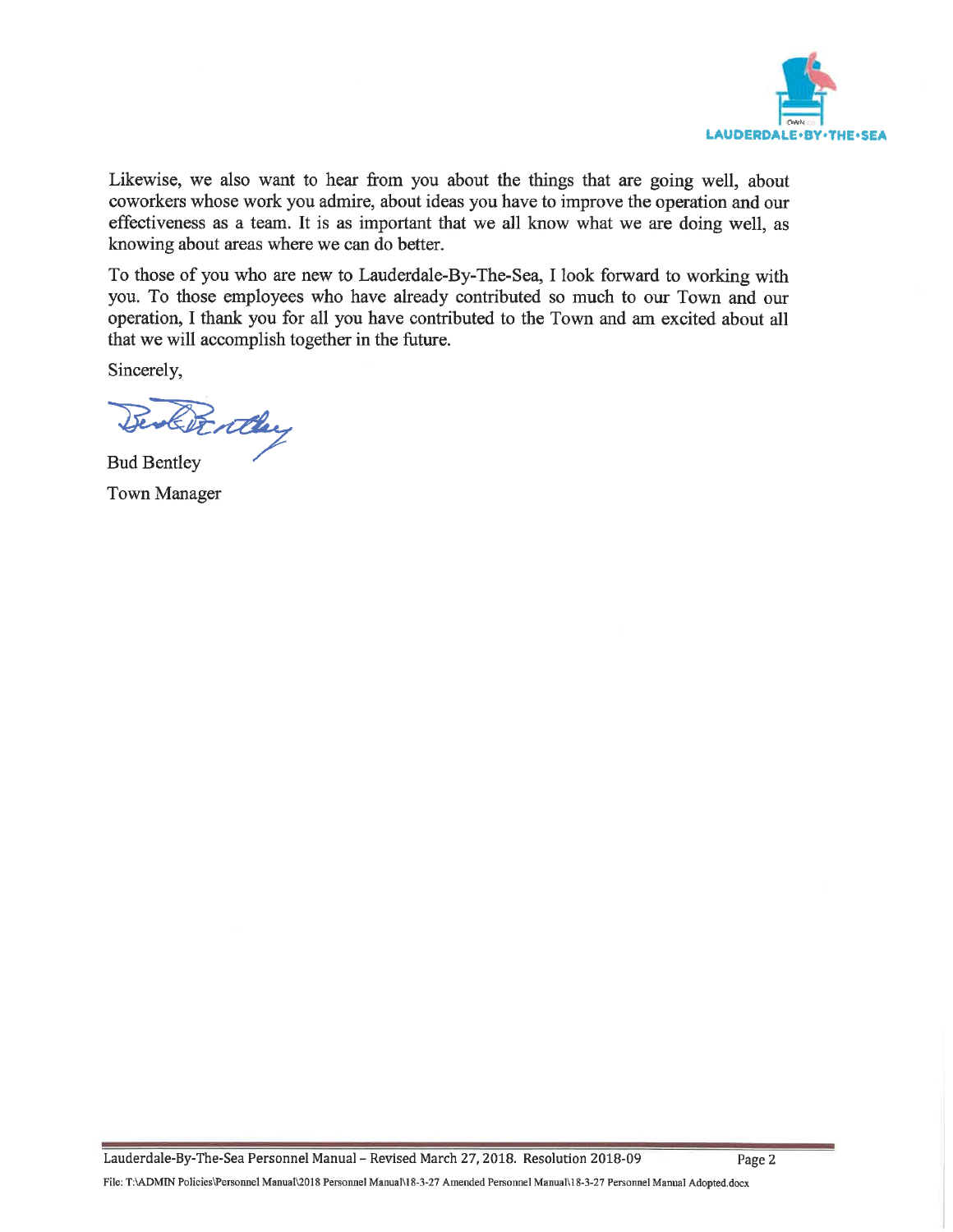Likewise, we also want to hear from you about the things that are going well, about coworkers whose work you admire, about ideas you have to improve the operation and our effectiveness as a team. It is as important that we all know what we are doing well, as knowing about areas where we can do better.

To those of you who are new to Lauderdale-By-The-Sea, I look forward to working with you. To those employees who have already contributed so much to our Town and our operation, I thank you for all you have contributed to the Town and am excited about all that we will accomplish together in the future.

Sincerely,

Bud Bentley

Town Manager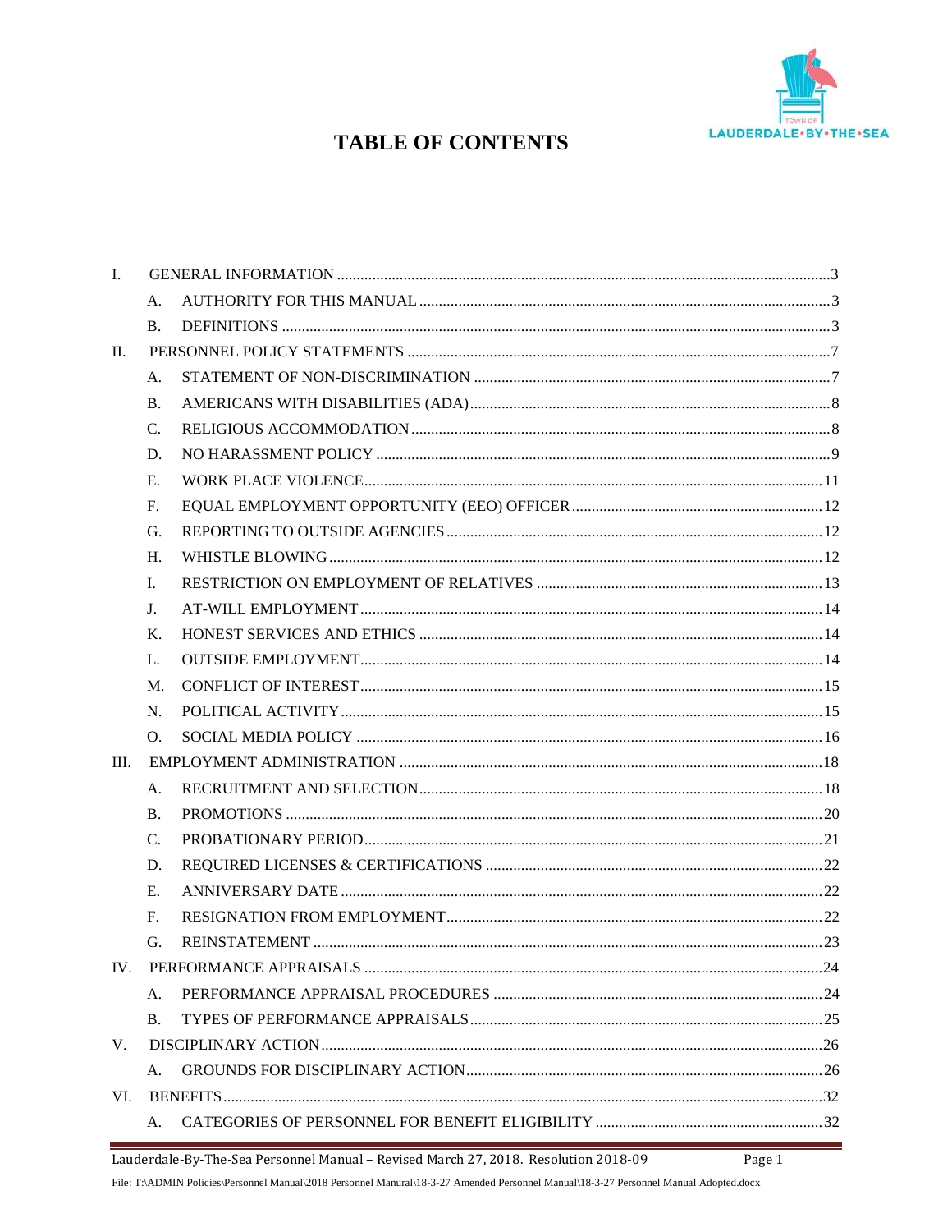# TABLE OF CONTENTS

I. GENERAL INFORMATION ............................................................ 3

- A. AUTHORITY FOR THIS MANUAL ............................................................ 3
- B. DEFINITIONS ............................................................ 3

II. PERSONNEL POLICY STATEMENTS ............................................................ 7

- A. STATEMENT OF NON-DISCRIMINATION ............................................................ 7
- B. AMERICANS WITH DISABILITIES (ADA) ............................................................ 8
- C. RELIGIOUS ACCOMMODATION ............................................................ 8
- D. NO HARASSMENT POLICY ............................................................ 9
- E. WORK PLACE VIOLENCE ............................................................ 11
- F. EQUAL EMPLOYMENT OPPORTUNITY (EEO) OFFICER ............................................................ 12
- G. REPORTING TO OUTSIDE AGENCIES ............................................................ 12
- H. WHISTLE BLOWING ............................................................ 12
- I. RESTRICTION ON EMPLOYMENT OF RELATIVES ............................................................ 13
- J. AT-WILL EMPLOYMENT ............................................................ 14
- K. HONEST SERVICES AND ETHICS ............................................................ 14
- L. OUTSIDE EMPLOYMENT ............................................................ 14
- M. CONFLICT OF INTEREST ............................................................ 15
- N. POLITICAL ACTIVITY ............................................................ 15
- O. SOCIAL MEDIA POLICY ............................................................ 16

III. EMPLOYMENT ADMINISTRATION ............................................................ 18

- A. RECRUITMENT AND SELECTION ............................................................ 18
- B. PROMOTIONS ............................................................ 20
- C. PROBATIONARY PERIOD ............................................................ 21
- D. REQUIRED LICENSES & CERTIFICATIONS ............................................................ 22
- E. ANNIVERSARY DATE ............................................................ 22
- F. RESIGNATION FROM EMPLOYMENT ............................................................ 22
- G. REINSTATEMENT ............................................................ 23

IV. PERFORMANCE APPRAISALS ............................................................ 24

- A. PERFORMANCE APPRAISAL PROCEDURES ............................................................ 24
- B. TYPES OF PERFORMANCE APPRAISALS ............................................................ 25

V. DISCIPLINARY ACTION ............................................................ 26

- A. GROUNDS FOR DISCIPLINARY ACTION ............................................................ 26

VI. BENEFITS ............................................................ 32

- A. CATEGORIES OF PERSONNEL FOR BENEFIT ELIGIBILITY ............................................................ 32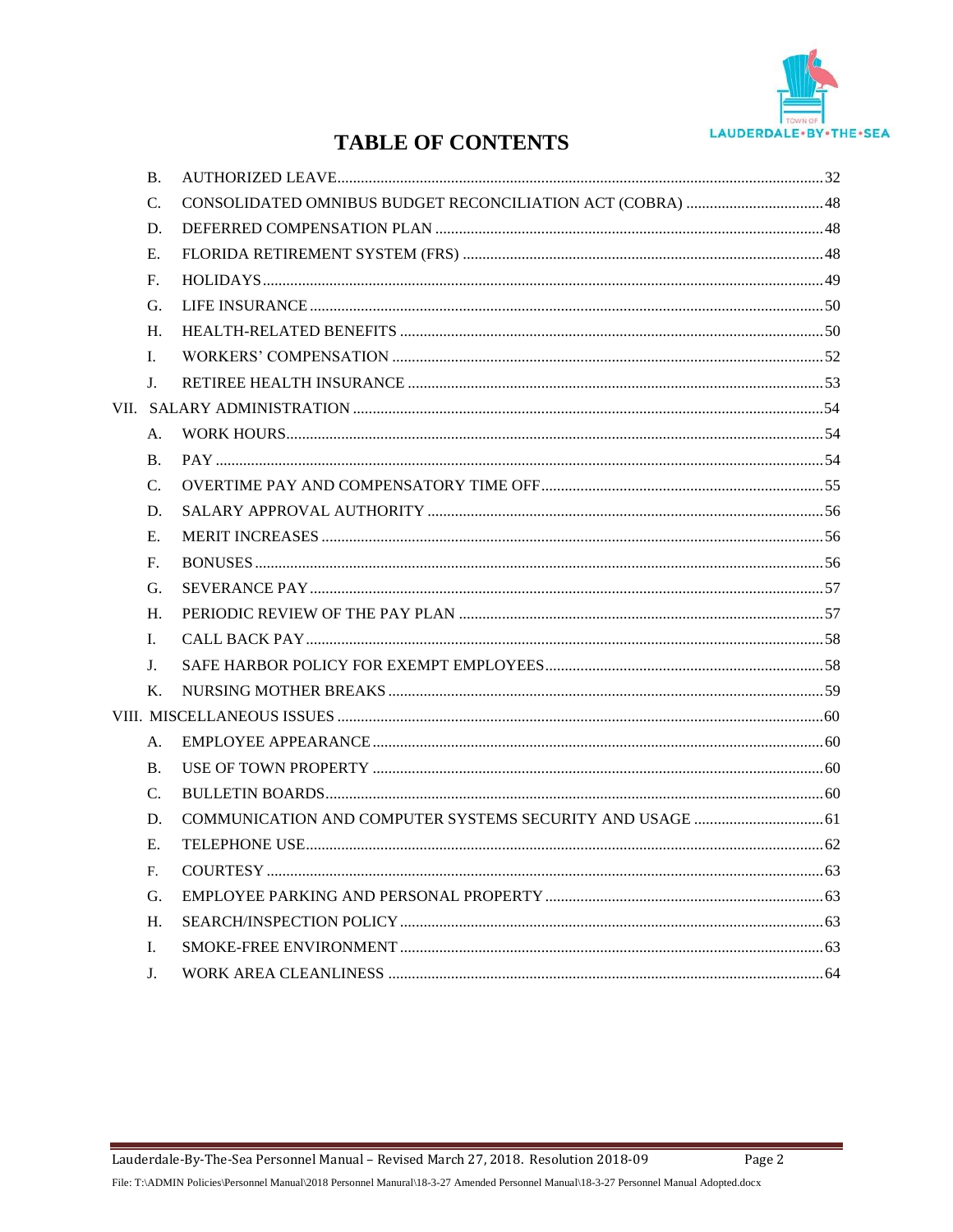# TABLE OF CONTENTS

- B. AUTHORIZED LEAVE ... 32
- C. CONSOLIDATED OMNIBUS BUDGET RECONCILIATION ACT (COBRA) ... 48
- D. DEFERRED COMPENSATION PLAN ... 48
- E. FLORIDA RETIREMENT SYSTEM (FRS) ... 48
- F. HOLIDAYS ... 49
- G. LIFE INSURANCE ... 50
- H. HEALTH-RELATED BENEFITS ... 50
- I. WORKERS' COMPENSATION ... 52
- J. RETIREE HEALTH INSURANCE ... 53

VII. SALARY ADMINISTRATION ... 54

- A. WORK HOURS ... 54
- B. PAY ... 54
- C. OVERTIME PAY AND COMPENSATORY TIME OFF ... 55
- D. SALARY APPROVAL AUTHORITY ... 56
- E. MERIT INCREASES ... 56
- F. BONUSES ... 56
- G. SEVERANCE PAY ... 57
- H. PERIODIC REVIEW OF THE PAY PLAN ... 57
- I. CALL BACK PAY ... 58
- J. SAFE HARBOR POLICY FOR EXEMPT EMPLOYEES ... 58
- K. NURSING MOTHER BREAKS ... 59

VIII. MISCELLANEOUS ISSUES ... 60

- A. EMPLOYEE APPEARANCE ... 60
- B. USE OF TOWN PROPERTY ... 60
- C. BULLETIN BOARDS ... 60
- D. COMMUNICATION AND COMPUTER SYSTEMS SECURITY AND USAGE ... 61
- E. TELEPHONE USE ... 62
- F. COURTESY ... 63
- G. EMPLOYEE PARKING AND PERSONAL PROPERTY ... 63
- H. SEARCH/INSPECTION POLICY ... 63
- I. SMOKE-FREE ENVIRONMENT ... 63
- J. WORK AREA CLEANLINESS ... 64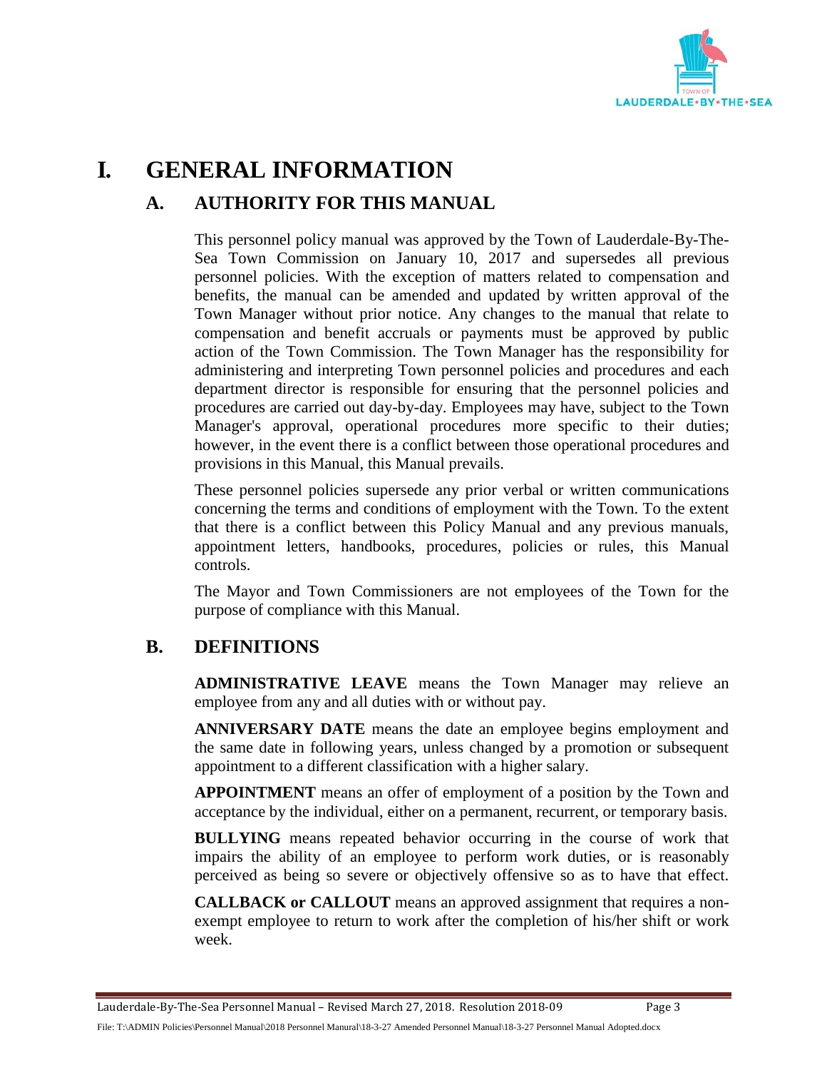# I. GENERAL INFORMATION

## A. AUTHORITY FOR THIS MANUAL

This personnel policy manual was approved by the Town of Lauderdale-By-The-Sea Town Commission on January 10, 2017 and supersedes all previous personnel policies. With the exception of matters related to compensation and benefits, the manual can be amended and updated by written approval of the Town Manager without prior notice. Any changes to the manual that relate to compensation and benefit accruals or payments must be approved by public action of the Town Commission. The Town Manager has the responsibility for administering and interpreting Town personnel policies and procedures and each department director is responsible for ensuring that the personnel policies and procedures are carried out day-by-day. Employees may have, subject to the Town Manager's approval, operational procedures more specific to their duties; however, in the event there is a conflict between those operational procedures and provisions in this Manual, this Manual prevails.

These personnel policies supersede any prior verbal or written communications concerning the terms and conditions of employment with the Town. To the extent that there is a conflict between this Policy Manual and any previous manuals, appointment letters, handbooks, procedures, policies or rules, this Manual controls.

The Mayor and Town Commissioners are not employees of the Town for the purpose of compliance with this Manual.

## B. DEFINITIONS

**ADMINISTRATIVE LEAVE** means the Town Manager may relieve an employee from any and all duties with or without pay.

**ANNIVERSARY DATE** means the date an employee begins employment and the same date in following years, unless changed by a promotion or subsequent appointment to a different classification with a higher salary.

**APPOINTMENT** means an offer of employment of a position by the Town and acceptance by the individual, either on a permanent, recurrent, or temporary basis.

**BULLYING** means repeated behavior occurring in the course of work that impairs the ability of an employee to perform work duties, or is reasonably perceived as being so severe or objectively offensive so as to have that effect.

**CALLBACK or CALLOUT** means an approved assignment that requires a non-exempt employee to return to work after the completion of his/her shift or work week.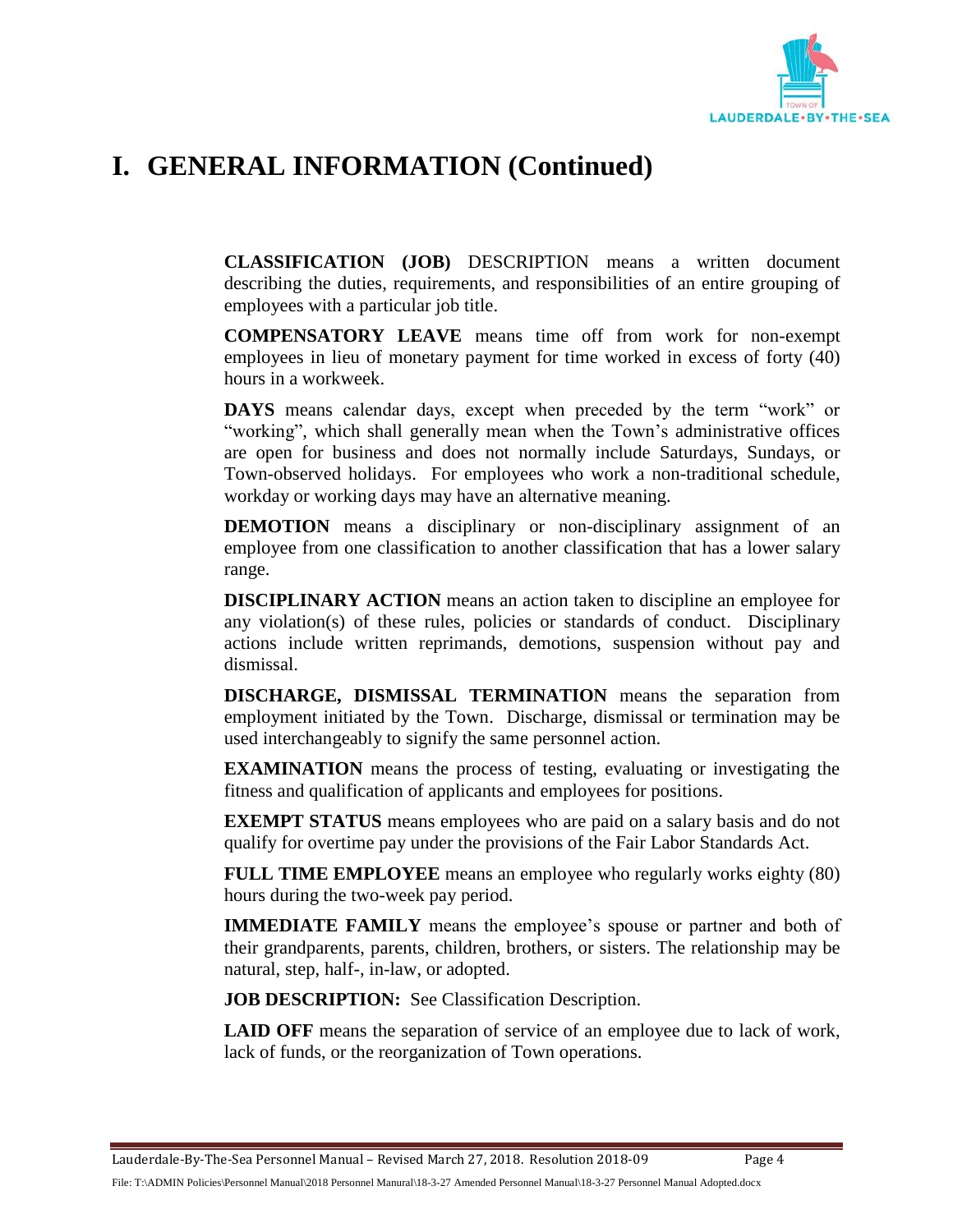# I. GENERAL INFORMATION (Continued)

**CLASSIFICATION (JOB)** DESCRIPTION means a written document describing the duties, requirements, and responsibilities of an entire grouping of employees with a particular job title.

**COMPENSATORY LEAVE** means time off from work for non-exempt employees in lieu of monetary payment for time worked in excess of forty (40) hours in a workweek.

**DAYS** means calendar days, except when preceded by the term "work" or "working", which shall generally mean when the Town's administrative offices are open for business and does not normally include Saturdays, Sundays, or Town-observed holidays. For employees who work a non-traditional schedule, workday or working days may have an alternative meaning.

**DEMOTION** means a disciplinary or non-disciplinary assignment of an employee from one classification to another classification that has a lower salary range.

**DISCIPLINARY ACTION** means an action taken to discipline an employee for any violation(s) of these rules, policies or standards of conduct. Disciplinary actions include written reprimands, demotions, suspension without pay and dismissal.

**DISCHARGE, DISMISSAL TERMINATION** means the separation from employment initiated by the Town. Discharge, dismissal or termination may be used interchangeably to signify the same personnel action.

**EXAMINATION** means the process of testing, evaluating or investigating the fitness and qualification of applicants and employees for positions.

**EXEMPT STATUS** means employees who are paid on a salary basis and do not qualify for overtime pay under the provisions of the Fair Labor Standards Act.

**FULL TIME EMPLOYEE** means an employee who regularly works eighty (80) hours during the two-week pay period.

**IMMEDIATE FAMILY** means the employee's spouse or partner and both of their grandparents, parents, children, brothers, or sisters. The relationship may be natural, step, half-, in-law, or adopted.

**JOB DESCRIPTION:** See Classification Description.

**LAID OFF** means the separation of service of an employee due to lack of work, lack of funds, or the reorganization of Town operations.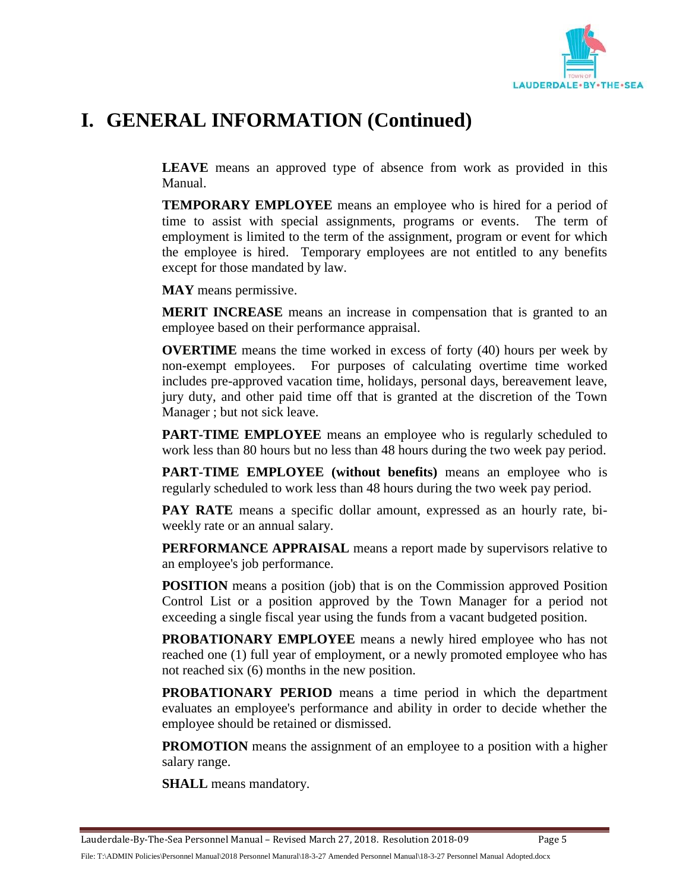# I. GENERAL INFORMATION (Continued)

**LEAVE** means an approved type of absence from work as provided in this Manual.

**TEMPORARY EMPLOYEE** means an employee who is hired for a period of time to assist with special assignments, programs or events. The term of employment is limited to the term of the assignment, program or event for which the employee is hired. Temporary employees are not entitled to any benefits except for those mandated by law.

**MAY** means permissive.

**MERIT INCREASE** means an increase in compensation that is granted to an employee based on their performance appraisal.

**OVERTIME** means the time worked in excess of forty (40) hours per week by non-exempt employees. For purposes of calculating overtime time worked includes pre-approved vacation time, holidays, personal days, bereavement leave, jury duty, and other paid time off that is granted at the discretion of the Town Manager ; but not sick leave.

**PART-TIME EMPLOYEE** means an employee who is regularly scheduled to work less than 80 hours but no less than 48 hours during the two week pay period.

**PART-TIME EMPLOYEE (without benefits)** means an employee who is regularly scheduled to work less than 48 hours during the two week pay period.

**PAY RATE** means a specific dollar amount, expressed as an hourly rate, bi-weekly rate or an annual salary.

**PERFORMANCE APPRAISAL** means a report made by supervisors relative to an employee's job performance.

**POSITION** means a position (job) that is on the Commission approved Position Control List or a position approved by the Town Manager for a period not exceeding a single fiscal year using the funds from a vacant budgeted position.

**PROBATIONARY EMPLOYEE** means a newly hired employee who has not reached one (1) full year of employment, or a newly promoted employee who has not reached six (6) months in the new position.

**PROBATIONARY PERIOD** means a time period in which the department evaluates an employee's performance and ability in order to decide whether the employee should be retained or dismissed.

**PROMOTION** means the assignment of an employee to a position with a higher salary range.

**SHALL** means mandatory.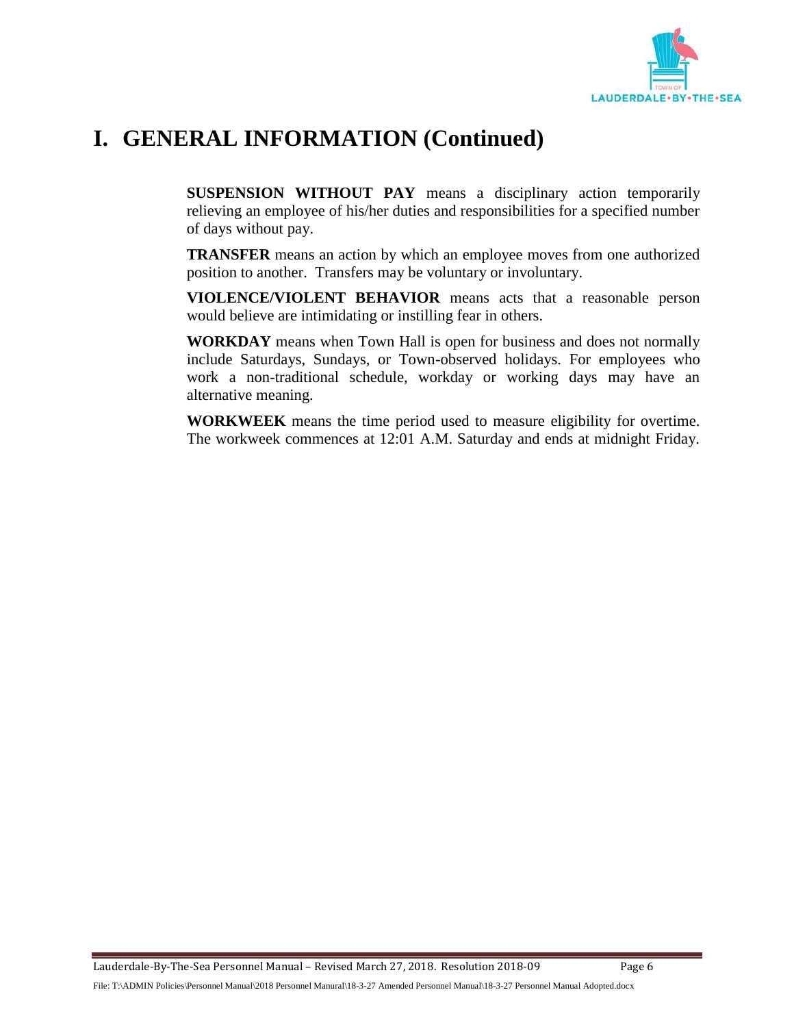# I. GENERAL INFORMATION (Continued)

**SUSPENSION WITHOUT PAY** means a disciplinary action temporarily relieving an employee of his/her duties and responsibilities for a specified number of days without pay.

**TRANSFER** means an action by which an employee moves from one authorized position to another. Transfers may be voluntary or involuntary.

**VIOLENCE/VIOLENT BEHAVIOR** means acts that a reasonable person would believe are intimidating or instilling fear in others.

**WORKDAY** means when Town Hall is open for business and does not normally include Saturdays, Sundays, or Town-observed holidays. For employees who work a non-traditional schedule, workday or working days may have an alternative meaning.

**WORKWEEK** means the time period used to measure eligibility for overtime. The workweek commences at 12:01 A.M. Saturday and ends at midnight Friday.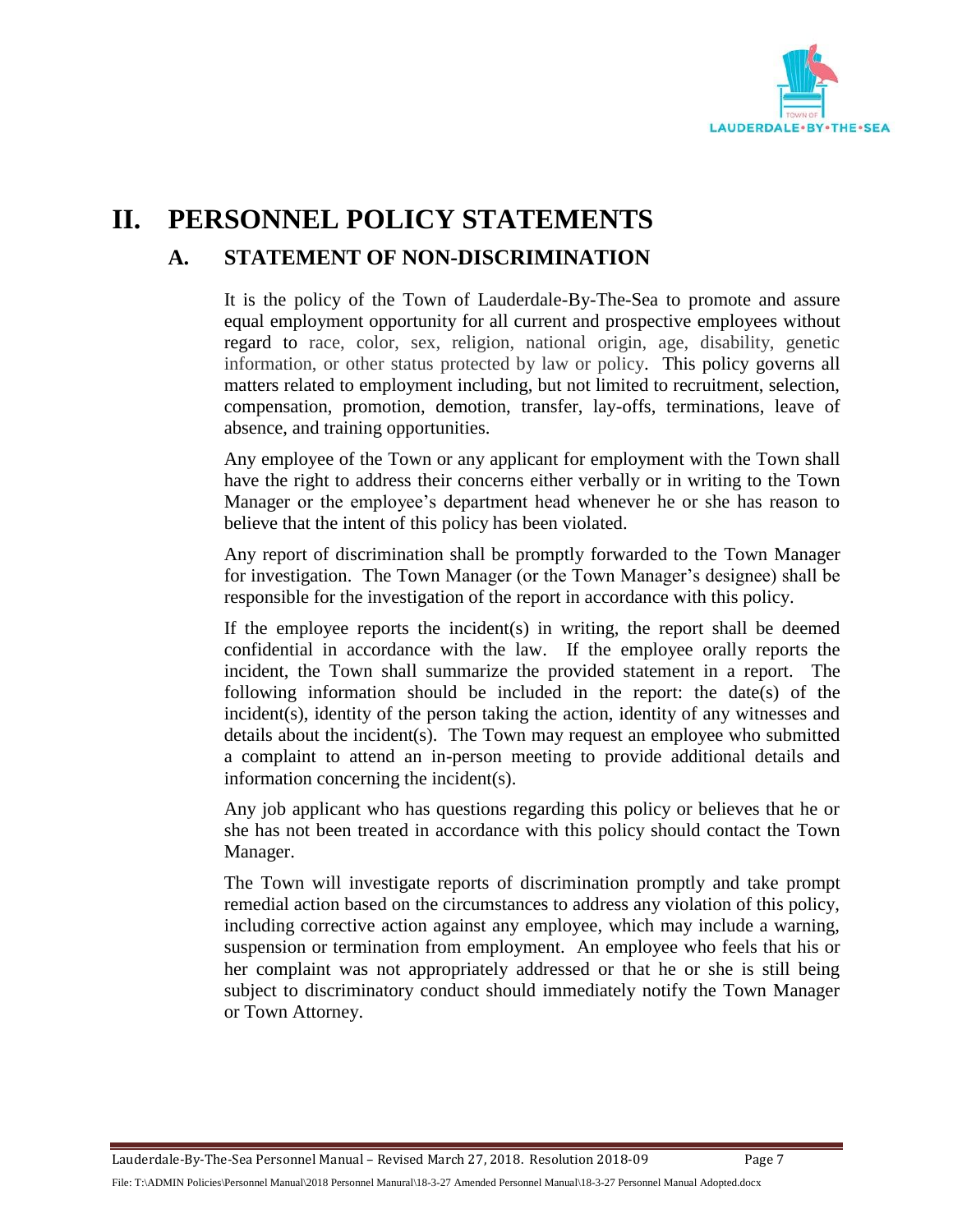# II. PERSONNEL POLICY STATEMENTS

## A. STATEMENT OF NON-DISCRIMINATION

It is the policy of the Town of Lauderdale-By-The-Sea to promote and assure equal employment opportunity for all current and prospective employees without regard to race, color, sex, religion, national origin, age, disability, genetic information, or other status protected by law or policy. This policy governs all matters related to employment including, but not limited to recruitment, selection, compensation, promotion, demotion, transfer, lay-offs, terminations, leave of absence, and training opportunities.

Any employee of the Town or any applicant for employment with the Town shall have the right to address their concerns either verbally or in writing to the Town Manager or the employee's department head whenever he or she has reason to believe that the intent of this policy has been violated.

Any report of discrimination shall be promptly forwarded to the Town Manager for investigation. The Town Manager (or the Town Manager's designee) shall be responsible for the investigation of the report in accordance with this policy.

If the employee reports the incident(s) in writing, the report shall be deemed confidential in accordance with the law. If the employee orally reports the incident, the Town shall summarize the provided statement in a report. The following information should be included in the report: the date(s) of the incident(s), identity of the person taking the action, identity of any witnesses and details about the incident(s). The Town may request an employee who submitted a complaint to attend an in-person meeting to provide additional details and information concerning the incident(s).

Any job applicant who has questions regarding this policy or believes that he or she has not been treated in accordance with this policy should contact the Town Manager.

The Town will investigate reports of discrimination promptly and take prompt remedial action based on the circumstances to address any violation of this policy, including corrective action against any employee, which may include a warning, suspension or termination from employment. An employee who feels that his or her complaint was not appropriately addressed or that he or she is still being subject to discriminatory conduct should immediately notify the Town Manager or Town Attorney.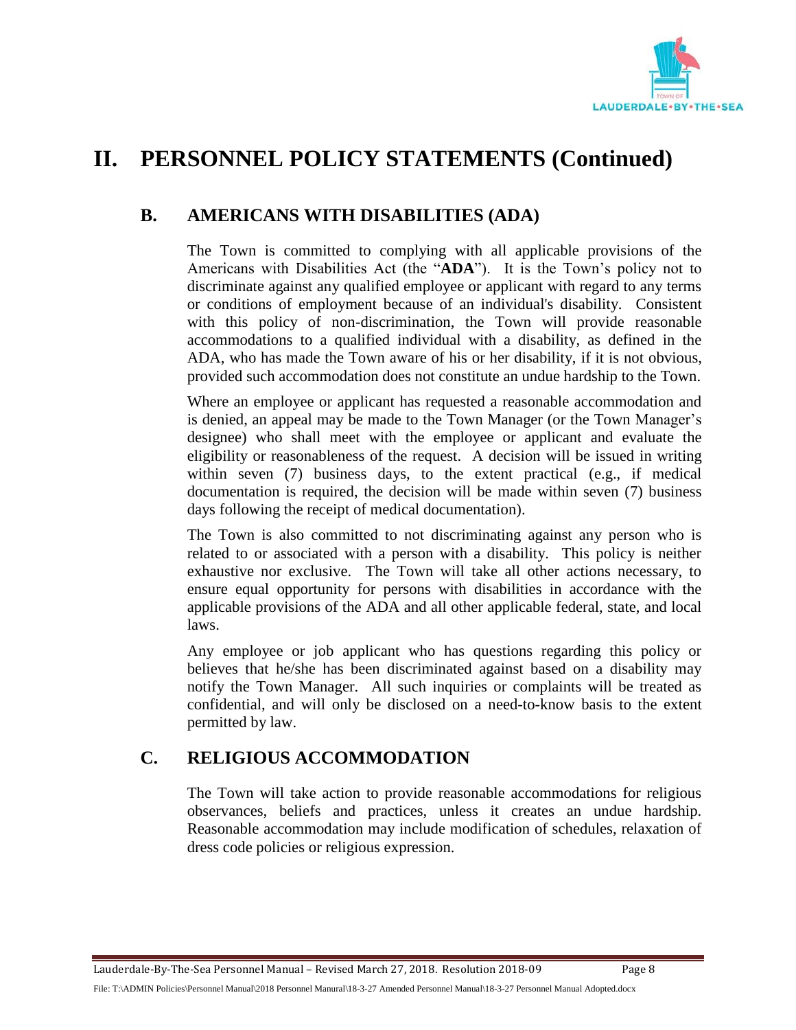# II. PERSONNEL POLICY STATEMENTS (Continued)

## B. AMERICANS WITH DISABILITIES (ADA)

The Town is committed to complying with all applicable provisions of the Americans with Disabilities Act (the "**ADA**"). It is the Town's policy not to discriminate against any qualified employee or applicant with regard to any terms or conditions of employment because of an individual's disability. Consistent with this policy of non-discrimination, the Town will provide reasonable accommodations to a qualified individual with a disability, as defined in the ADA, who has made the Town aware of his or her disability, if it is not obvious, provided such accommodation does not constitute an undue hardship to the Town.

Where an employee or applicant has requested a reasonable accommodation and is denied, an appeal may be made to the Town Manager (or the Town Manager's designee) who shall meet with the employee or applicant and evaluate the eligibility or reasonableness of the request. A decision will be issued in writing within seven (7) business days, to the extent practical (e.g., if medical documentation is required, the decision will be made within seven (7) business days following the receipt of medical documentation).

The Town is also committed to not discriminating against any person who is related to or associated with a person with a disability. This policy is neither exhaustive nor exclusive. The Town will take all other actions necessary, to ensure equal opportunity for persons with disabilities in accordance with the applicable provisions of the ADA and all other applicable federal, state, and local laws.

Any employee or job applicant who has questions regarding this policy or believes that he/she has been discriminated against based on a disability may notify the Town Manager. All such inquiries or complaints will be treated as confidential, and will only be disclosed on a need-to-know basis to the extent permitted by law.

## C. RELIGIOUS ACCOMMODATION

The Town will take action to provide reasonable accommodations for religious observances, beliefs and practices, unless it creates an undue hardship. Reasonable accommodation may include modification of schedules, relaxation of dress code policies or religious expression.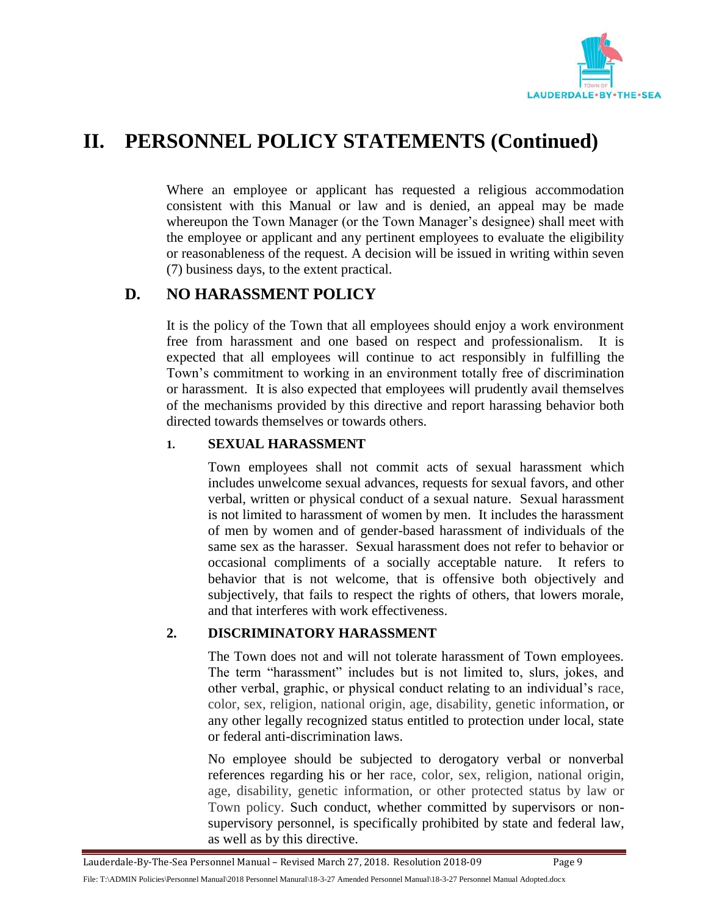# II. PERSONNEL POLICY STATEMENTS (Continued)

Where an employee or applicant has requested a religious accommodation consistent with this Manual or law and is denied, an appeal may be made whereupon the Town Manager (or the Town Manager's designee) shall meet with the employee or applicant and any pertinent employees to evaluate the eligibility or reasonableness of the request. A decision will be issued in writing within seven (7) business days, to the extent practical.

## D. NO HARASSMENT POLICY

It is the policy of the Town that all employees should enjoy a work environment free from harassment and one based on respect and professionalism. It is expected that all employees will continue to act responsibly in fulfilling the Town's commitment to working in an environment totally free of discrimination or harassment. It is also expected that employees will prudently avail themselves of the mechanisms provided by this directive and report harassing behavior both directed towards themselves or towards others.

### 1. SEXUAL HARASSMENT

Town employees shall not commit acts of sexual harassment which includes unwelcome sexual advances, requests for sexual favors, and other verbal, written or physical conduct of a sexual nature. Sexual harassment is not limited to harassment of women by men. It includes the harassment of men by women and of gender-based harassment of individuals of the same sex as the harasser. Sexual harassment does not refer to behavior or occasional compliments of a socially acceptable nature. It refers to behavior that is not welcome, that is offensive both objectively and subjectively, that fails to respect the rights of others, that lowers morale, and that interferes with work effectiveness.

### 2. DISCRIMINATORY HARASSMENT

The Town does not and will not tolerate harassment of Town employees. The term "harassment" includes but is not limited to, slurs, jokes, and other verbal, graphic, or physical conduct relating to an individual's race, color, sex, religion, national origin, age, disability, genetic information, or any other legally recognized status entitled to protection under local, state or federal anti-discrimination laws.

No employee should be subjected to derogatory verbal or nonverbal references regarding his or her race, color, sex, religion, national origin, age, disability, genetic information, or other protected status by law or Town policy. Such conduct, whether committed by supervisors or non-supervisory personnel, is specifically prohibited by state and federal law, as well as by this directive.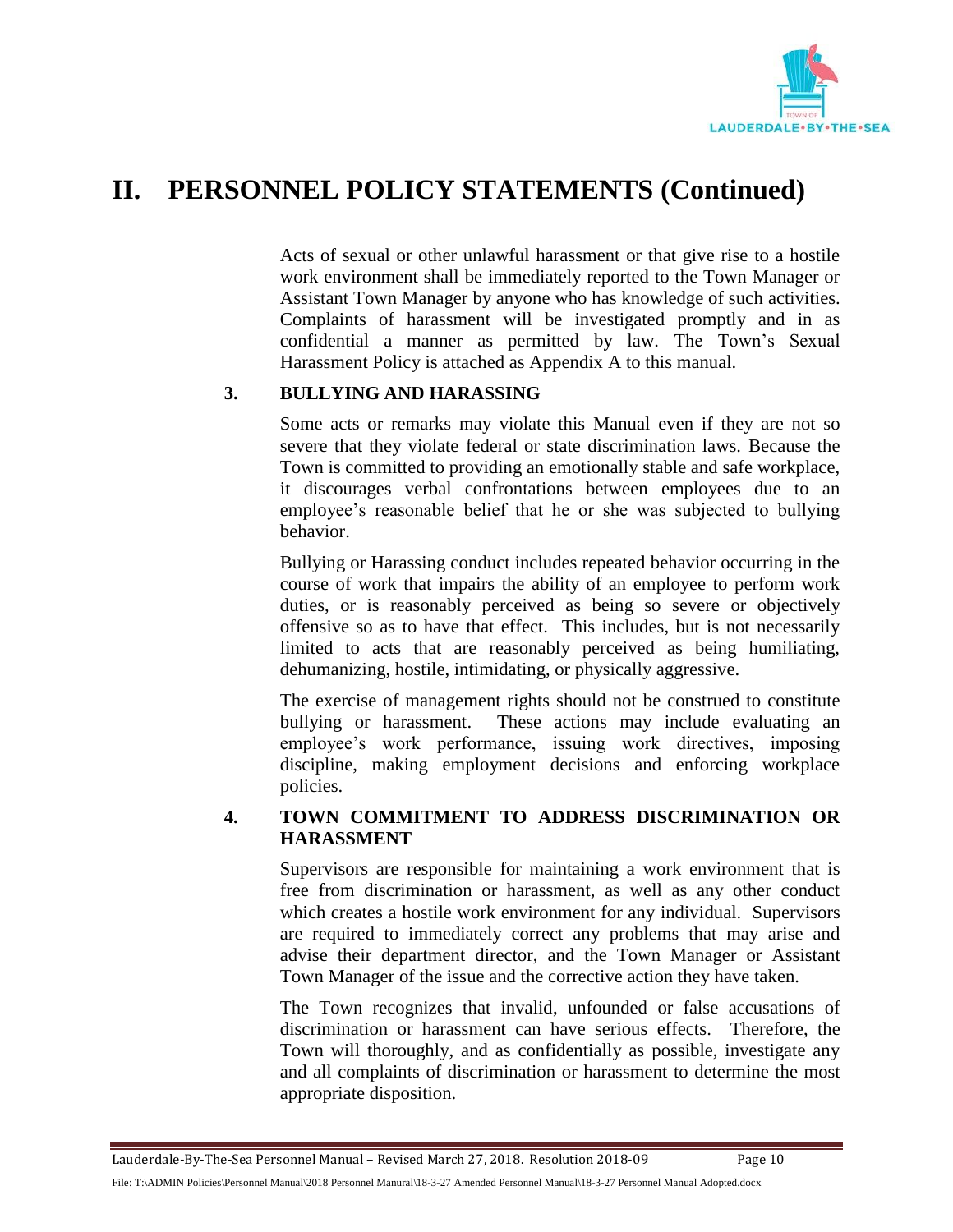# II. PERSONNEL POLICY STATEMENTS (Continued)

Acts of sexual or other unlawful harassment or that give rise to a hostile work environment shall be immediately reported to the Town Manager or Assistant Town Manager by anyone who has knowledge of such activities. Complaints of harassment will be investigated promptly and in as confidential a manner as permitted by law. The Town's Sexual Harassment Policy is attached as Appendix A to this manual.

### 3. BULLYING AND HARASSING

Some acts or remarks may violate this Manual even if they are not so severe that they violate federal or state discrimination laws. Because the Town is committed to providing an emotionally stable and safe workplace, it discourages verbal confrontations between employees due to an employee's reasonable belief that he or she was subjected to bullying behavior.

Bullying or Harassing conduct includes repeated behavior occurring in the course of work that impairs the ability of an employee to perform work duties, or is reasonably perceived as being so severe or objectively offensive so as to have that effect. This includes, but is not necessarily limited to acts that are reasonably perceived as being humiliating, dehumanizing, hostile, intimidating, or physically aggressive.

The exercise of management rights should not be construed to constitute bullying or harassment. These actions may include evaluating an employee's work performance, issuing work directives, imposing discipline, making employment decisions and enforcing workplace policies.

### 4. TOWN COMMITMENT TO ADDRESS DISCRIMINATION OR HARASSMENT

Supervisors are responsible for maintaining a work environment that is free from discrimination or harassment, as well as any other conduct which creates a hostile work environment for any individual. Supervisors are required to immediately correct any problems that may arise and advise their department director, and the Town Manager or Assistant Town Manager of the issue and the corrective action they have taken.

The Town recognizes that invalid, unfounded or false accusations of discrimination or harassment can have serious effects. Therefore, the Town will thoroughly, and as confidentially as possible, investigate any and all complaints of discrimination or harassment to determine the most appropriate disposition.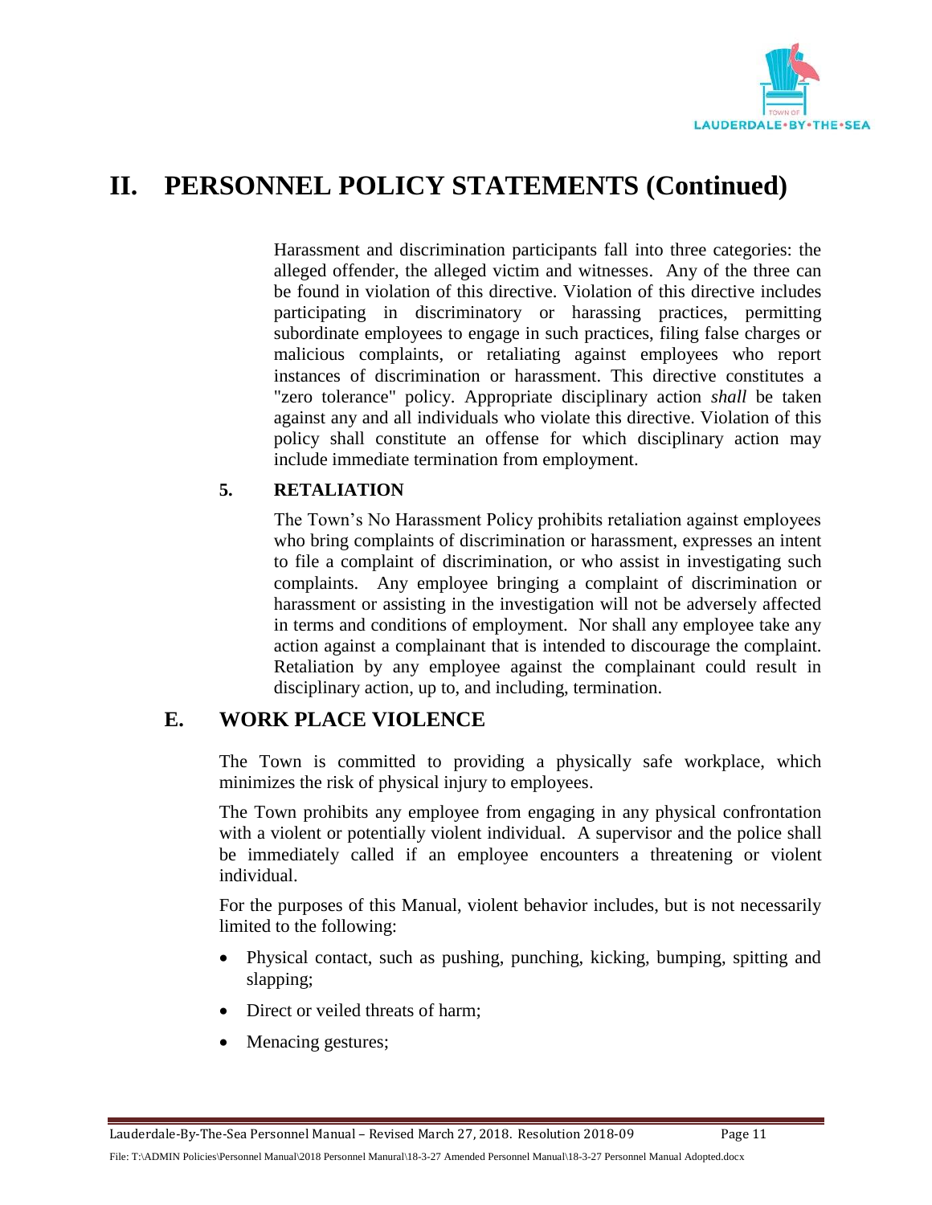# II. PERSONNEL POLICY STATEMENTS (Continued)

Harassment and discrimination participants fall into three categories: the alleged offender, the alleged victim and witnesses. Any of the three can be found in violation of this directive. Violation of this directive includes participating in discriminatory or harassing practices, permitting subordinate employees to engage in such practices, filing false charges or malicious complaints, or retaliating against employees who report instances of discrimination or harassment. This directive constitutes a "zero tolerance" policy. Appropriate disciplinary action *shall* be taken against any and all individuals who violate this directive. Violation of this policy shall constitute an offense for which disciplinary action may include immediate termination from employment.

### 5. RETALIATION

The Town's No Harassment Policy prohibits retaliation against employees who bring complaints of discrimination or harassment, expresses an intent to file a complaint of discrimination, or who assist in investigating such complaints. Any employee bringing a complaint of discrimination or harassment or assisting in the investigation will not be adversely affected in terms and conditions of employment. Nor shall any employee take any action against a complainant that is intended to discourage the complaint. Retaliation by any employee against the complainant could result in disciplinary action, up to, and including, termination.

## E. WORK PLACE VIOLENCE

The Town is committed to providing a physically safe workplace, which minimizes the risk of physical injury to employees.

The Town prohibits any employee from engaging in any physical confrontation with a violent or potentially violent individual. A supervisor and the police shall be immediately called if an employee encounters a threatening or violent individual.

For the purposes of this Manual, violent behavior includes, but is not necessarily limited to the following:

- Physical contact, such as pushing, punching, kicking, bumping, spitting and slapping;
- Direct or veiled threats of harm;
- Menacing gestures;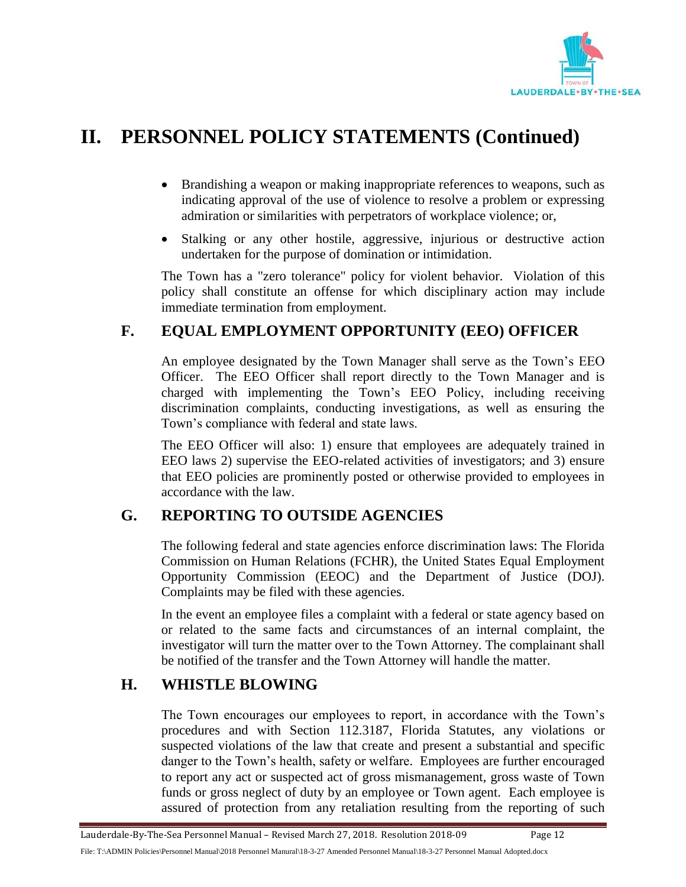# II. PERSONNEL POLICY STATEMENTS (Continued)

- Brandishing a weapon or making inappropriate references to weapons, such as indicating approval of the use of violence to resolve a problem or expressing admiration or similarities with perpetrators of workplace violence; or,
- Stalking or any other hostile, aggressive, injurious or destructive action undertaken for the purpose of domination or intimidation.

The Town has a "zero tolerance" policy for violent behavior. Violation of this policy shall constitute an offense for which disciplinary action may include immediate termination from employment.

## F. EQUAL EMPLOYMENT OPPORTUNITY (EEO) OFFICER

An employee designated by the Town Manager shall serve as the Town's EEO Officer. The EEO Officer shall report directly to the Town Manager and is charged with implementing the Town's EEO Policy, including receiving discrimination complaints, conducting investigations, as well as ensuring the Town's compliance with federal and state laws.

The EEO Officer will also: 1) ensure that employees are adequately trained in EEO laws 2) supervise the EEO-related activities of investigators; and 3) ensure that EEO policies are prominently posted or otherwise provided to employees in accordance with the law.

## G. REPORTING TO OUTSIDE AGENCIES

The following federal and state agencies enforce discrimination laws: The Florida Commission on Human Relations (FCHR), the United States Equal Employment Opportunity Commission (EEOC) and the Department of Justice (DOJ). Complaints may be filed with these agencies.

In the event an employee files a complaint with a federal or state agency based on or related to the same facts and circumstances of an internal complaint, the investigator will turn the matter over to the Town Attorney. The complainant shall be notified of the transfer and the Town Attorney will handle the matter.

## H. WHISTLE BLOWING

The Town encourages our employees to report, in accordance with the Town's procedures and with Section 112.3187, Florida Statutes, any violations or suspected violations of the law that create and present a substantial and specific danger to the Town's health, safety or welfare. Employees are further encouraged to report any act or suspected act of gross mismanagement, gross waste of Town funds or gross neglect of duty by an employee or Town agent. Each employee is assured of protection from any retaliation resulting from the reporting of such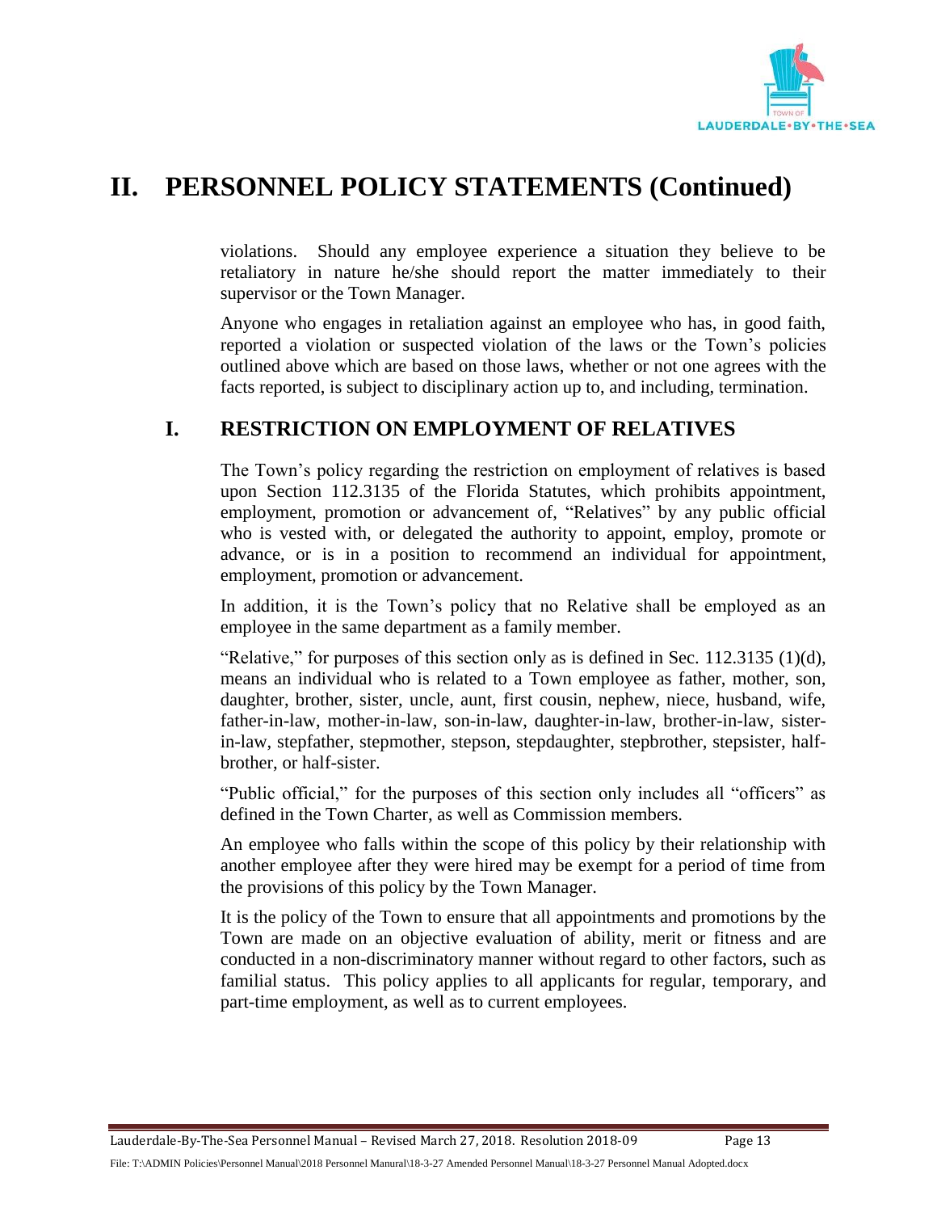# II. PERSONNEL POLICY STATEMENTS (Continued)

violations. Should any employee experience a situation they believe to be retaliatory in nature he/she should report the matter immediately to their supervisor or the Town Manager.

Anyone who engages in retaliation against an employee who has, in good faith, reported a violation or suspected violation of the laws or the Town's policies outlined above which are based on those laws, whether or not one agrees with the facts reported, is subject to disciplinary action up to, and including, termination.

## I. RESTRICTION ON EMPLOYMENT OF RELATIVES

The Town's policy regarding the restriction on employment of relatives is based upon Section 112.3135 of the Florida Statutes, which prohibits appointment, employment, promotion or advancement of, "Relatives" by any public official who is vested with, or delegated the authority to appoint, employ, promote or advance, or is in a position to recommend an individual for appointment, employment, promotion or advancement.

In addition, it is the Town's policy that no Relative shall be employed as an employee in the same department as a family member.

"Relative," for purposes of this section only as is defined in Sec. 112.3135 (1)(d), means an individual who is related to a Town employee as father, mother, son, daughter, brother, sister, uncle, aunt, first cousin, nephew, niece, husband, wife, father-in-law, mother-in-law, son-in-law, daughter-in-law, brother-in-law, sister-in-law, stepfather, stepmother, stepson, stepdaughter, stepbrother, stepsister, half-brother, or half-sister.

"Public official," for the purposes of this section only includes all "officers" as defined in the Town Charter, as well as Commission members.

An employee who falls within the scope of this policy by their relationship with another employee after they were hired may be exempt for a period of time from the provisions of this policy by the Town Manager.

It is the policy of the Town to ensure that all appointments and promotions by the Town are made on an objective evaluation of ability, merit or fitness and are conducted in a non-discriminatory manner without regard to other factors, such as familial status. This policy applies to all applicants for regular, temporary, and part-time employment, as well as to current employees.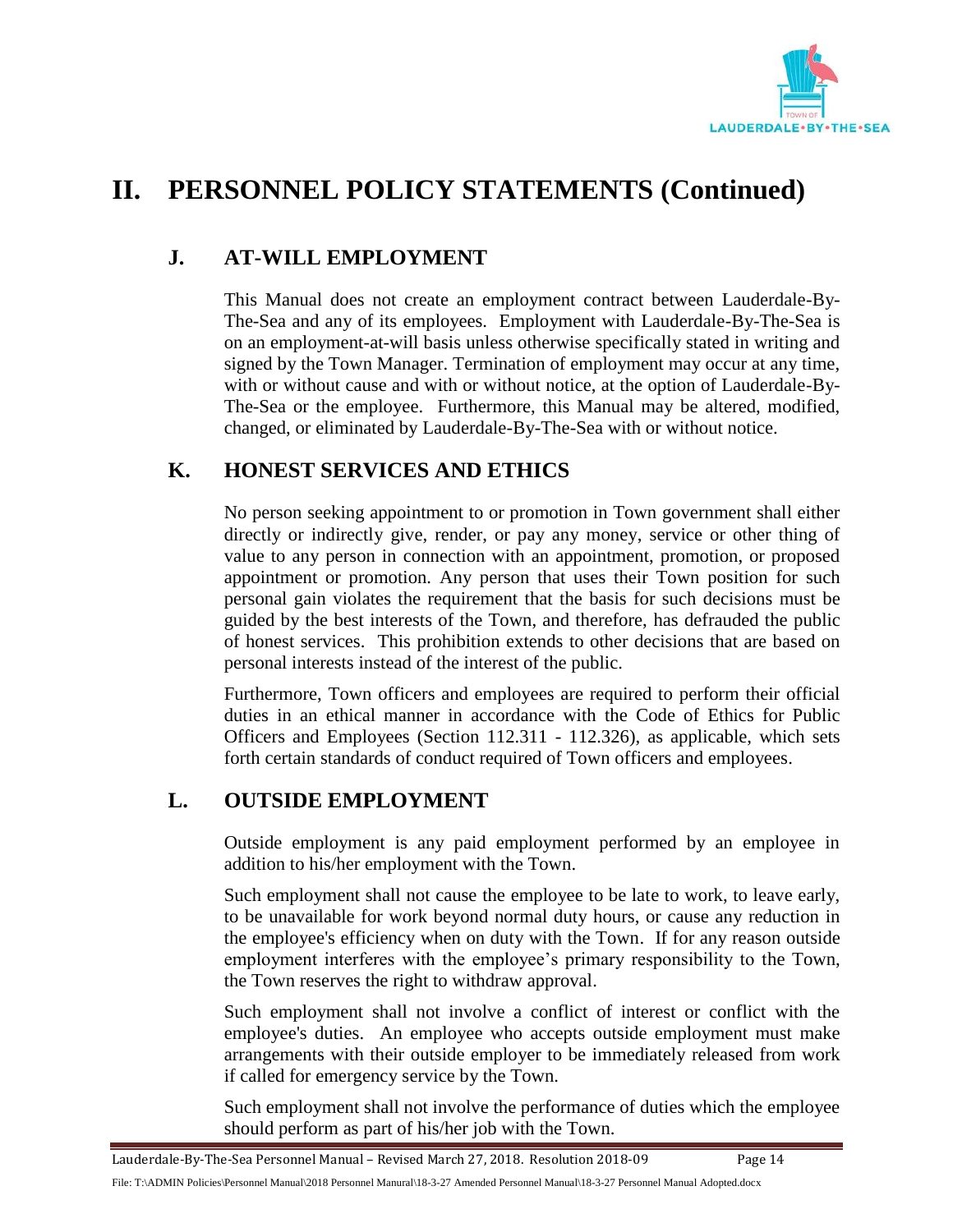# II. PERSONNEL POLICY STATEMENTS (Continued)

## J. AT-WILL EMPLOYMENT

This Manual does not create an employment contract between Lauderdale-By-The-Sea and any of its employees. Employment with Lauderdale-By-The-Sea is on an employment-at-will basis unless otherwise specifically stated in writing and signed by the Town Manager. Termination of employment may occur at any time, with or without cause and with or without notice, at the option of Lauderdale-By-The-Sea or the employee. Furthermore, this Manual may be altered, modified, changed, or eliminated by Lauderdale-By-The-Sea with or without notice.

## K. HONEST SERVICES AND ETHICS

No person seeking appointment to or promotion in Town government shall either directly or indirectly give, render, or pay any money, service or other thing of value to any person in connection with an appointment, promotion, or proposed appointment or promotion. Any person that uses their Town position for such personal gain violates the requirement that the basis for such decisions must be guided by the best interests of the Town, and therefore, has defrauded the public of honest services. This prohibition extends to other decisions that are based on personal interests instead of the interest of the public.

Furthermore, Town officers and employees are required to perform their official duties in an ethical manner in accordance with the Code of Ethics for Public Officers and Employees (Section 112.311 - 112.326), as applicable, which sets forth certain standards of conduct required of Town officers and employees.

## L. OUTSIDE EMPLOYMENT

Outside employment is any paid employment performed by an employee in addition to his/her employment with the Town.

Such employment shall not cause the employee to be late to work, to leave early, to be unavailable for work beyond normal duty hours, or cause any reduction in the employee's efficiency when on duty with the Town. If for any reason outside employment interferes with the employee's primary responsibility to the Town, the Town reserves the right to withdraw approval.

Such employment shall not involve a conflict of interest or conflict with the employee's duties. An employee who accepts outside employment must make arrangements with their outside employer to be immediately released from work if called for emergency service by the Town.

Such employment shall not involve the performance of duties which the employee should perform as part of his/her job with the Town.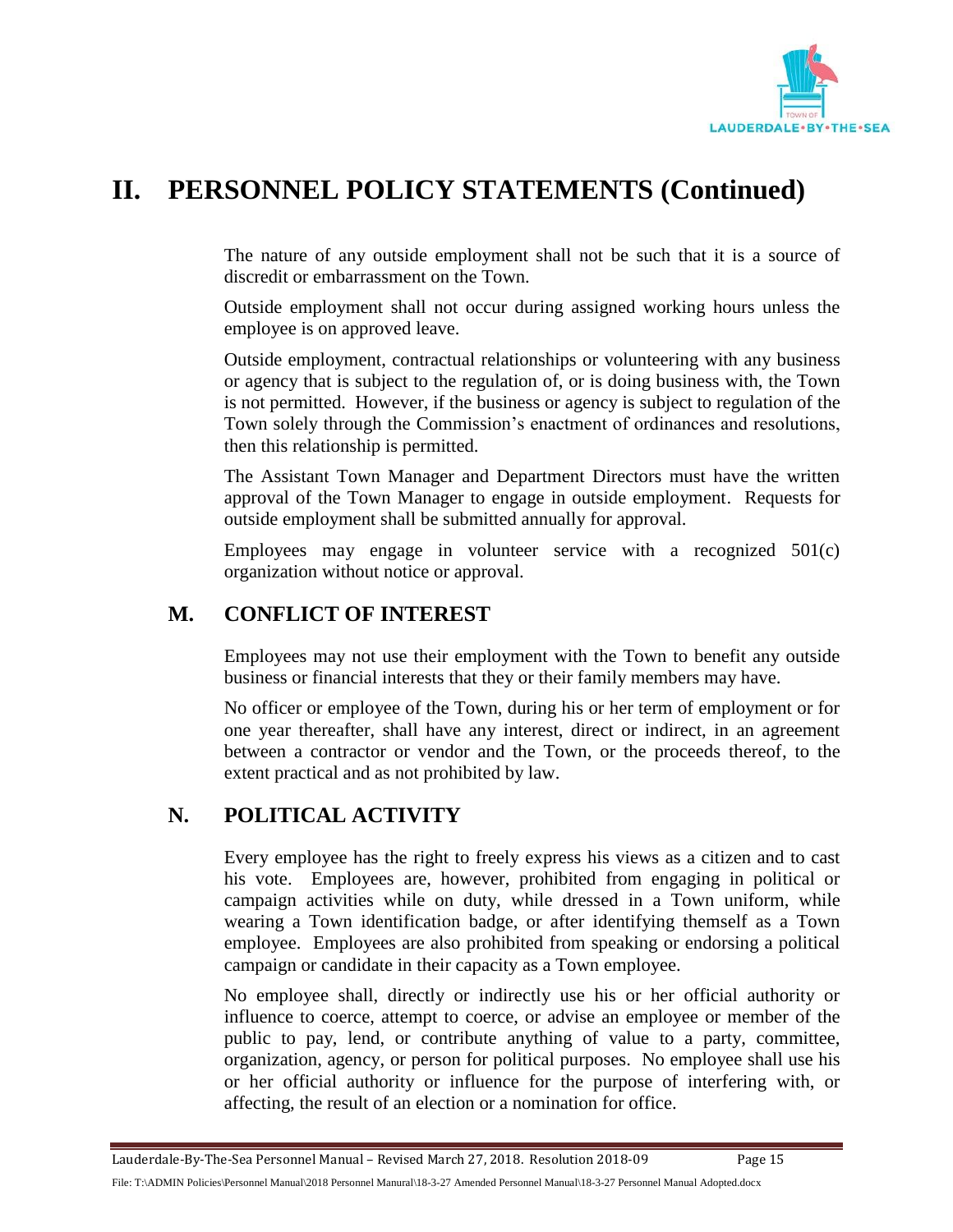# II. PERSONNEL POLICY STATEMENTS (Continued)

The nature of any outside employment shall not be such that it is a source of discredit or embarrassment on the Town.

Outside employment shall not occur during assigned working hours unless the employee is on approved leave.

Outside employment, contractual relationships or volunteering with any business or agency that is subject to the regulation of, or is doing business with, the Town is not permitted. However, if the business or agency is subject to regulation of the Town solely through the Commission's enactment of ordinances and resolutions, then this relationship is permitted.

The Assistant Town Manager and Department Directors must have the written approval of the Town Manager to engage in outside employment. Requests for outside employment shall be submitted annually for approval.

Employees may engage in volunteer service with a recognized 501(c) organization without notice or approval.

## M. CONFLICT OF INTEREST

Employees may not use their employment with the Town to benefit any outside business or financial interests that they or their family members may have.

No officer or employee of the Town, during his or her term of employment or for one year thereafter, shall have any interest, direct or indirect, in an agreement between a contractor or vendor and the Town, or the proceeds thereof, to the extent practical and as not prohibited by law.

## N. POLITICAL ACTIVITY

Every employee has the right to freely express his views as a citizen and to cast his vote. Employees are, however, prohibited from engaging in political or campaign activities while on duty, while dressed in a Town uniform, while wearing a Town identification badge, or after identifying themself as a Town employee. Employees are also prohibited from speaking or endorsing a political campaign or candidate in their capacity as a Town employee.

No employee shall, directly or indirectly use his or her official authority or influence to coerce, attempt to coerce, or advise an employee or member of the public to pay, lend, or contribute anything of value to a party, committee, organization, agency, or person for political purposes. No employee shall use his or her official authority or influence for the purpose of interfering with, or affecting, the result of an election or a nomination for office.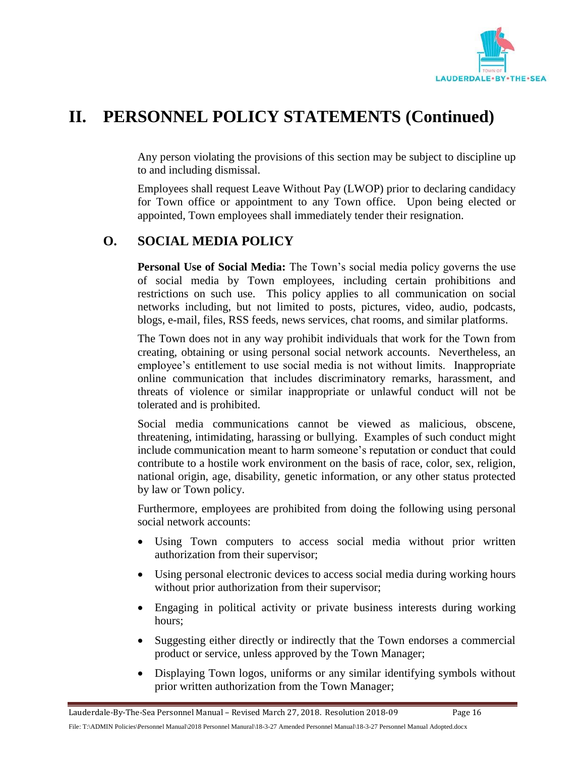# II. PERSONNEL POLICY STATEMENTS (Continued)

Any person violating the provisions of this section may be subject to discipline up to and including dismissal.

Employees shall request Leave Without Pay (LWOP) prior to declaring candidacy for Town office or appointment to any Town office. Upon being elected or appointed, Town employees shall immediately tender their resignation.

## O. SOCIAL MEDIA POLICY

**Personal Use of Social Media:** The Town's social media policy governs the use of social media by Town employees, including certain prohibitions and restrictions on such use. This policy applies to all communication on social networks including, but not limited to, posts, pictures, video, audio, podcasts, blogs, e-mail, files, RSS feeds, news services, chat rooms, and similar platforms.

The Town does not in any way prohibit individuals that work for the Town from creating, obtaining or using personal social network accounts. Nevertheless, an employee's entitlement to use social media is not without limits. Inappropriate online communication that includes discriminatory remarks, harassment, and threats of violence or similar inappropriate or unlawful conduct will not be tolerated and is prohibited.

Social media communications cannot be viewed as malicious, obscene, threatening, intimidating, harassing or bullying. Examples of such conduct might include communication meant to harm someone's reputation or conduct that could contribute to a hostile work environment on the basis of race, color, sex, religion, national origin, age, disability, genetic information, or any other status protected by law or Town policy.

Furthermore, employees are prohibited from doing the following using personal social network accounts:

- Using Town computers to access social media without prior written authorization from their supervisor;
- Using personal electronic devices to access social media during working hours without prior authorization from their supervisor;
- Engaging in political activity or private business interests during working hours;
- Suggesting either directly or indirectly that the Town endorses a commercial product or service, unless approved by the Town Manager;
- Displaying Town logos, uniforms or any similar identifying symbols without prior written authorization from the Town Manager;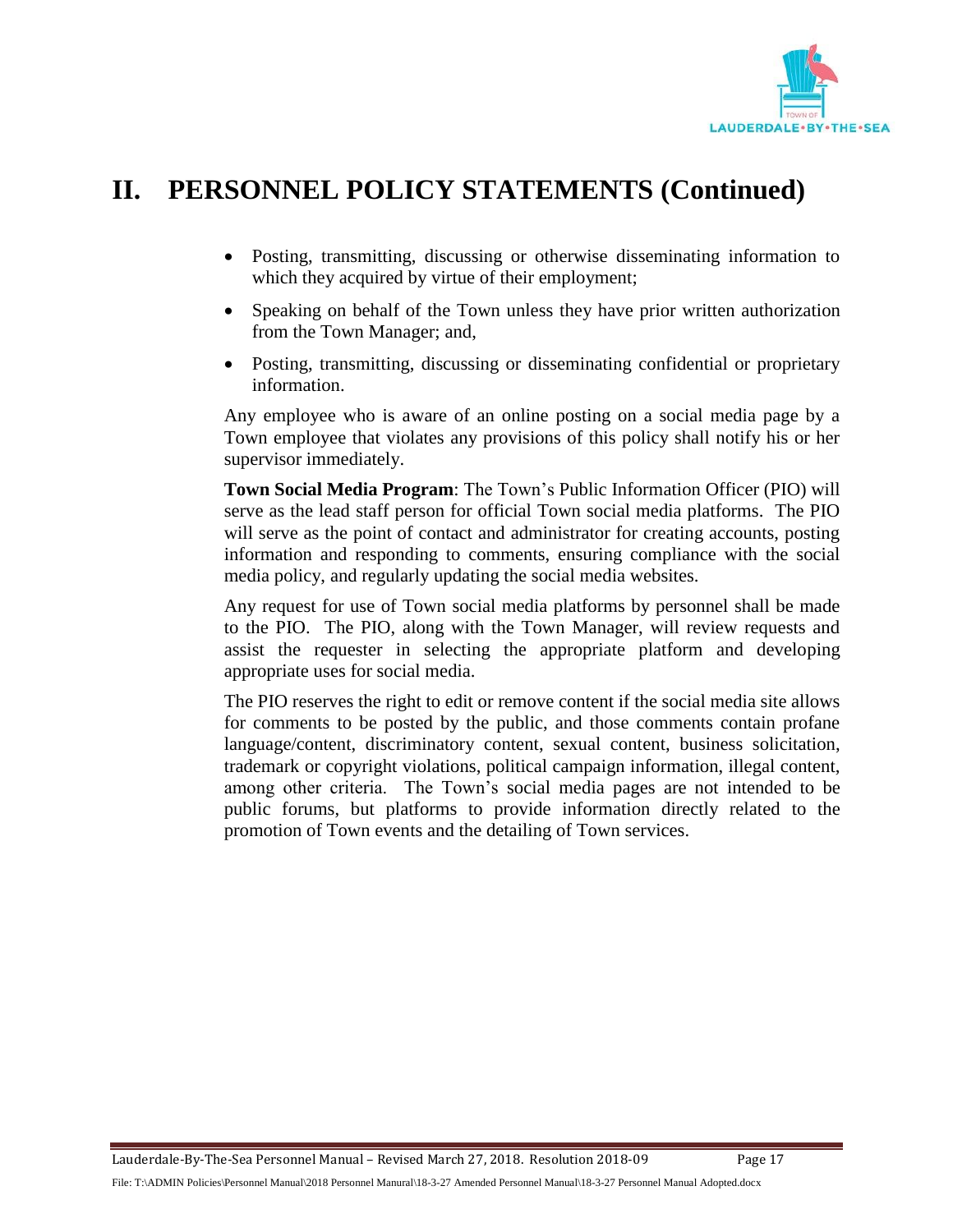# II. PERSONNEL POLICY STATEMENTS (Continued)

- Posting, transmitting, discussing or otherwise disseminating information to which they acquired by virtue of their employment;
- Speaking on behalf of the Town unless they have prior written authorization from the Town Manager; and,
- Posting, transmitting, discussing or disseminating confidential or proprietary information.

Any employee who is aware of an online posting on a social media page by a Town employee that violates any provisions of this policy shall notify his or her supervisor immediately.

**Town Social Media Program**: The Town's Public Information Officer (PIO) will serve as the lead staff person for official Town social media platforms. The PIO will serve as the point of contact and administrator for creating accounts, posting information and responding to comments, ensuring compliance with the social media policy, and regularly updating the social media websites.

Any request for use of Town social media platforms by personnel shall be made to the PIO. The PIO, along with the Town Manager, will review requests and assist the requester in selecting the appropriate platform and developing appropriate uses for social media.

The PIO reserves the right to edit or remove content if the social media site allows for comments to be posted by the public, and those comments contain profane language/content, discriminatory content, sexual content, business solicitation, trademark or copyright violations, political campaign information, illegal content, among other criteria. The Town's social media pages are not intended to be public forums, but platforms to provide information directly related to the promotion of Town events and the detailing of Town services.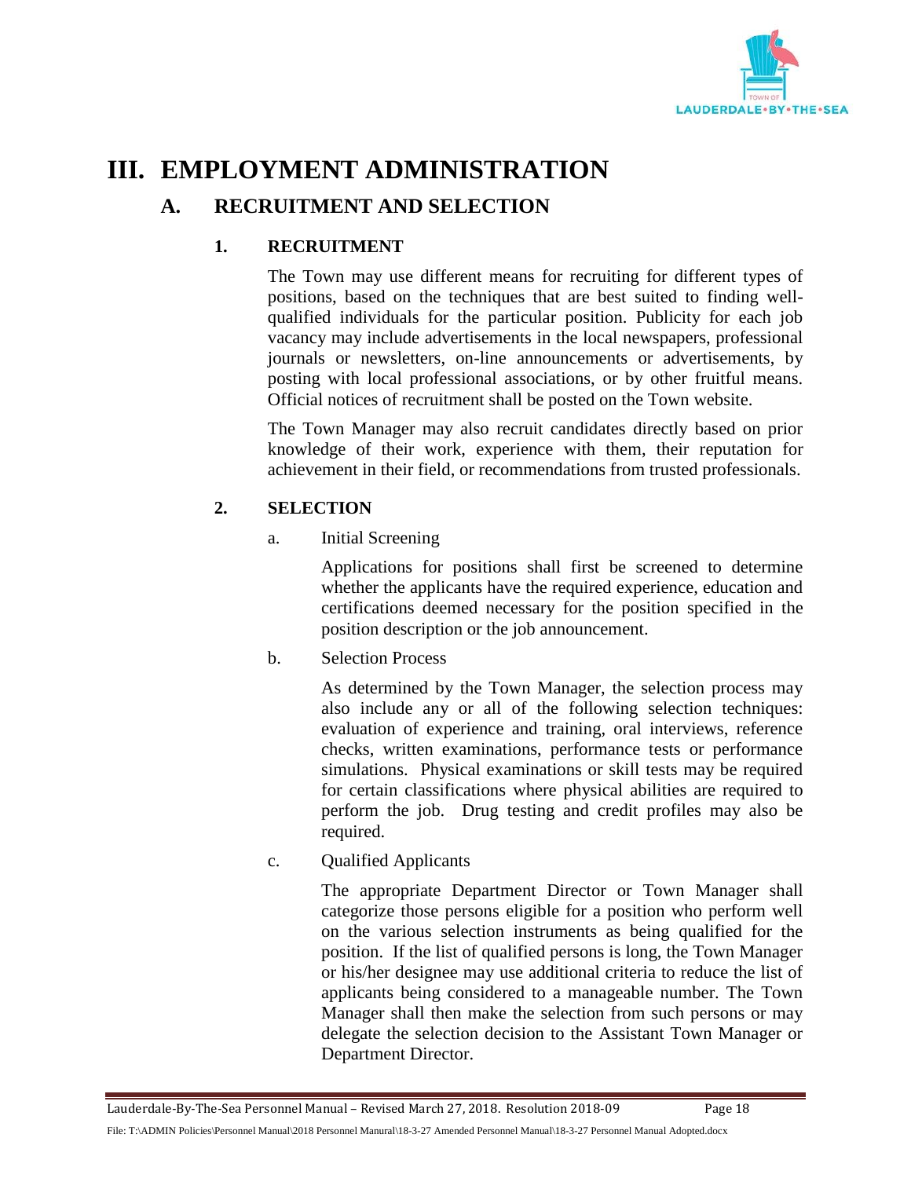# III. EMPLOYMENT ADMINISTRATION

## A. RECRUITMENT AND SELECTION

### 1. RECRUITMENT

The Town may use different means for recruiting for different types of positions, based on the techniques that are best suited to finding well-qualified individuals for the particular position. Publicity for each job vacancy may include advertisements in the local newspapers, professional journals or newsletters, on-line announcements or advertisements, by posting with local professional associations, or by other fruitful means. Official notices of recruitment shall be posted on the Town website.

The Town Manager may also recruit candidates directly based on prior knowledge of their work, experience with them, their reputation for achievement in their field, or recommendations from trusted professionals.

### 2. SELECTION

a. Initial Screening

Applications for positions shall first be screened to determine whether the applicants have the required experience, education and certifications deemed necessary for the position specified in the position description or the job announcement.

b. Selection Process

As determined by the Town Manager, the selection process may also include any or all of the following selection techniques: evaluation of experience and training, oral interviews, reference checks, written examinations, performance tests or performance simulations. Physical examinations or skill tests may be required for certain classifications where physical abilities are required to perform the job. Drug testing and credit profiles may also be required.

c. Qualified Applicants

The appropriate Department Director or Town Manager shall categorize those persons eligible for a position who perform well on the various selection instruments as being qualified for the position. If the list of qualified persons is long, the Town Manager or his/her designee may use additional criteria to reduce the list of applicants being considered to a manageable number. The Town Manager shall then make the selection from such persons or may delegate the selection decision to the Assistant Town Manager or Department Director.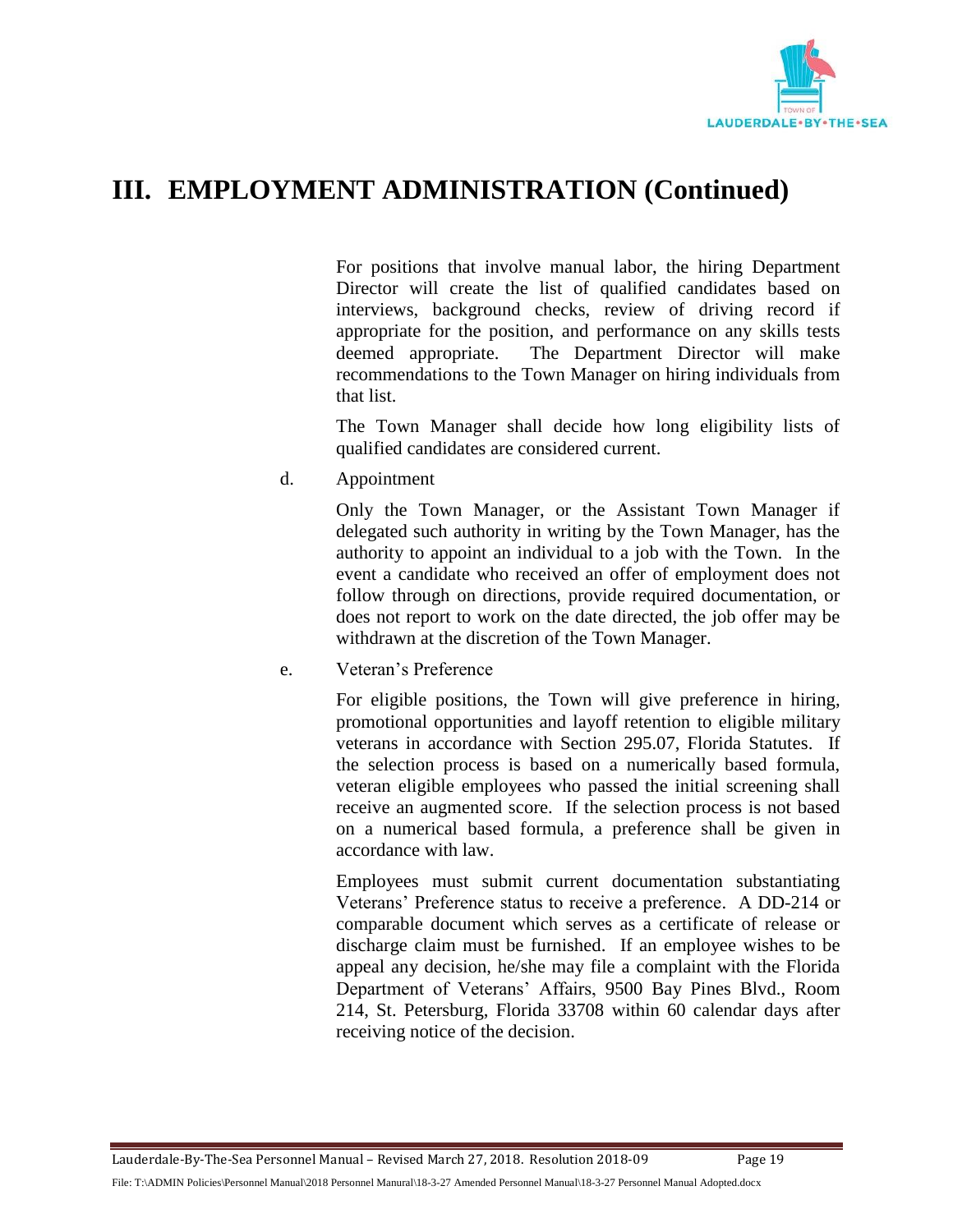# III. EMPLOYMENT ADMINISTRATION (Continued)

For positions that involve manual labor, the hiring Department Director will create the list of qualified candidates based on interviews, background checks, review of driving record if appropriate for the position, and performance on any skills tests deemed appropriate. The Department Director will make recommendations to the Town Manager on hiring individuals from that list.

The Town Manager shall decide how long eligibility lists of qualified candidates are considered current.

d. Appointment

Only the Town Manager, or the Assistant Town Manager if delegated such authority in writing by the Town Manager, has the authority to appoint an individual to a job with the Town. In the event a candidate who received an offer of employment does not follow through on directions, provide required documentation, or does not report to work on the date directed, the job offer may be withdrawn at the discretion of the Town Manager.

e. Veteran's Preference

For eligible positions, the Town will give preference in hiring, promotional opportunities and layoff retention to eligible military veterans in accordance with Section 295.07, Florida Statutes. If the selection process is based on a numerically based formula, veteran eligible employees who passed the initial screening shall receive an augmented score. If the selection process is not based on a numerical based formula, a preference shall be given in accordance with law.

Employees must submit current documentation substantiating Veterans' Preference status to receive a preference. A DD-214 or comparable document which serves as a certificate of release or discharge claim must be furnished. If an employee wishes to be appeal any decision, he/she may file a complaint with the Florida Department of Veterans' Affairs, 9500 Bay Pines Blvd., Room 214, St. Petersburg, Florida 33708 within 60 calendar days after receiving notice of the decision.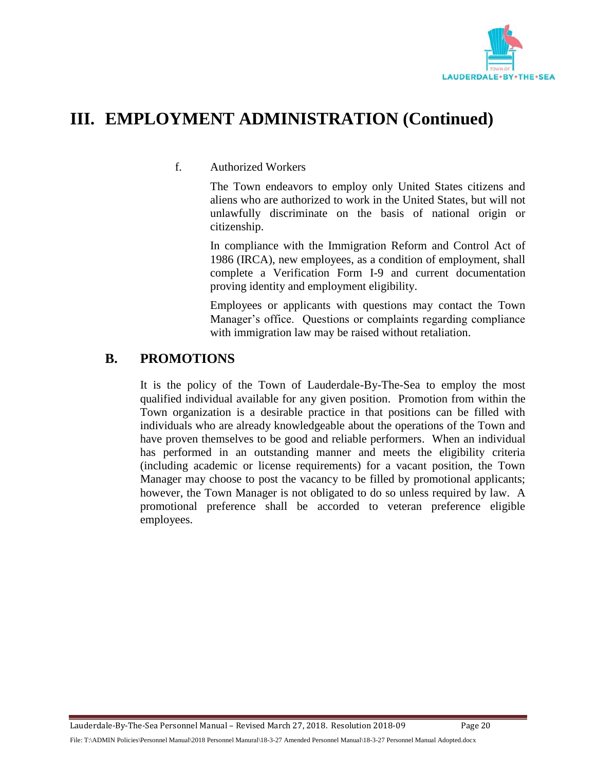# III. EMPLOYMENT ADMINISTRATION (Continued)

f. Authorized Workers

The Town endeavors to employ only United States citizens and aliens who are authorized to work in the United States, but will not unlawfully discriminate on the basis of national origin or citizenship.

In compliance with the Immigration Reform and Control Act of 1986 (IRCA), new employees, as a condition of employment, shall complete a Verification Form I-9 and current documentation proving identity and employment eligibility.

Employees or applicants with questions may contact the Town Manager's office. Questions or complaints regarding compliance with immigration law may be raised without retaliation.

## B. PROMOTIONS

It is the policy of the Town of Lauderdale-By-The-Sea to employ the most qualified individual available for any given position. Promotion from within the Town organization is a desirable practice in that positions can be filled with individuals who are already knowledgeable about the operations of the Town and have proven themselves to be good and reliable performers. When an individual has performed in an outstanding manner and meets the eligibility criteria (including academic or license requirements) for a vacant position, the Town Manager may choose to post the vacancy to be filled by promotional applicants; however, the Town Manager is not obligated to do so unless required by law. A promotional preference shall be accorded to veteran preference eligible employees.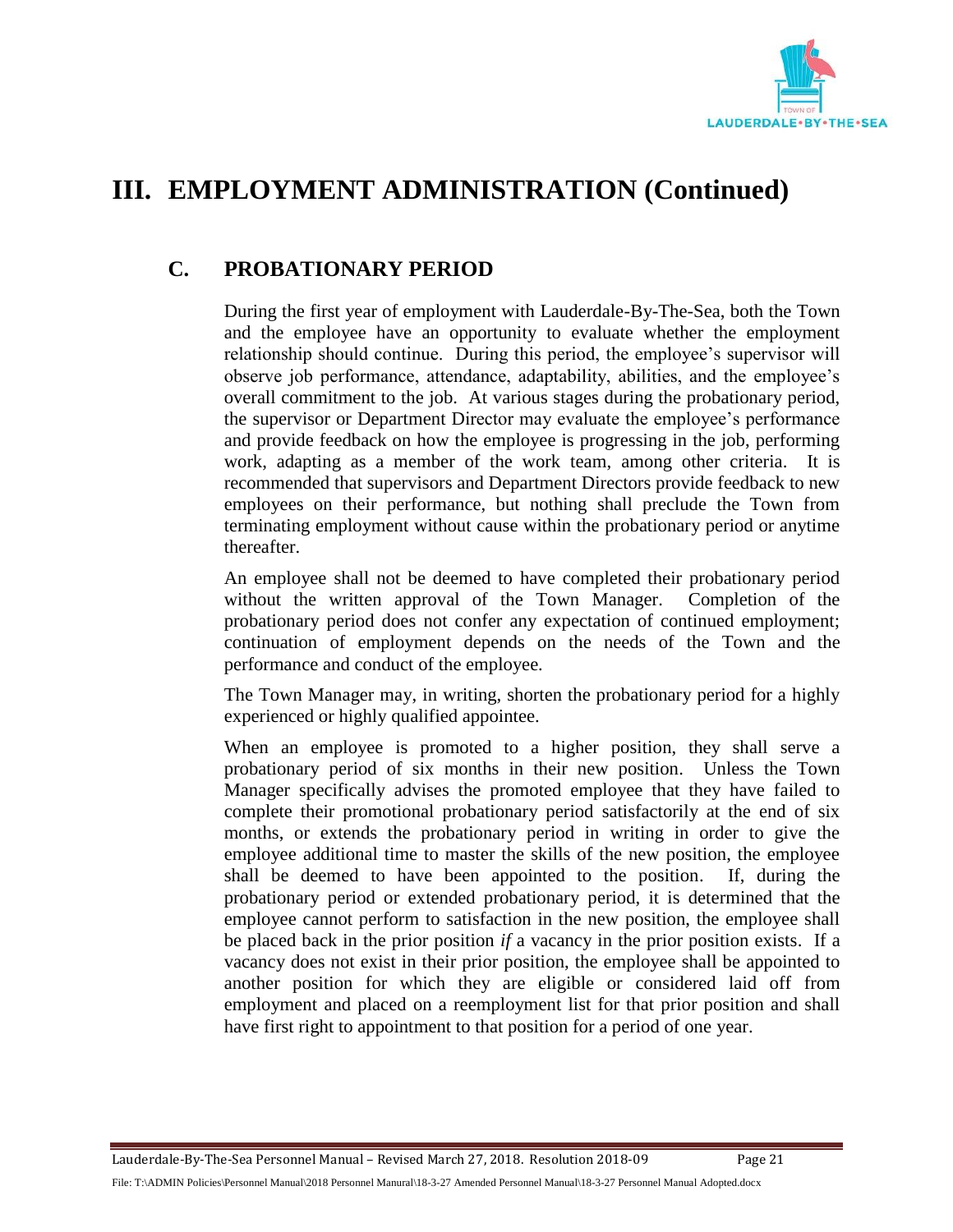# III. EMPLOYMENT ADMINISTRATION (Continued)

## C. PROBATIONARY PERIOD

During the first year of employment with Lauderdale-By-The-Sea, both the Town and the employee have an opportunity to evaluate whether the employment relationship should continue. During this period, the employee's supervisor will observe job performance, attendance, adaptability, abilities, and the employee's overall commitment to the job. At various stages during the probationary period, the supervisor or Department Director may evaluate the employee's performance and provide feedback on how the employee is progressing in the job, performing work, adapting as a member of the work team, among other criteria. It is recommended that supervisors and Department Directors provide feedback to new employees on their performance, but nothing shall preclude the Town from terminating employment without cause within the probationary period or anytime thereafter.

An employee shall not be deemed to have completed their probationary period without the written approval of the Town Manager. Completion of the probationary period does not confer any expectation of continued employment; continuation of employment depends on the needs of the Town and the performance and conduct of the employee.

The Town Manager may, in writing, shorten the probationary period for a highly experienced or highly qualified appointee.

When an employee is promoted to a higher position, they shall serve a probationary period of six months in their new position. Unless the Town Manager specifically advises the promoted employee that they have failed to complete their promotional probationary period satisfactorily at the end of six months, or extends the probationary period in writing in order to give the employee additional time to master the skills of the new position, the employee shall be deemed to have been appointed to the position. If, during the probationary period or extended probationary period, it is determined that the employee cannot perform to satisfaction in the new position, the employee shall be placed back in the prior position *if* a vacancy in the prior position exists. If a vacancy does not exist in their prior position, the employee shall be appointed to another position for which they are eligible or considered laid off from employment and placed on a reemployment list for that prior position and shall have first right to appointment to that position for a period of one year.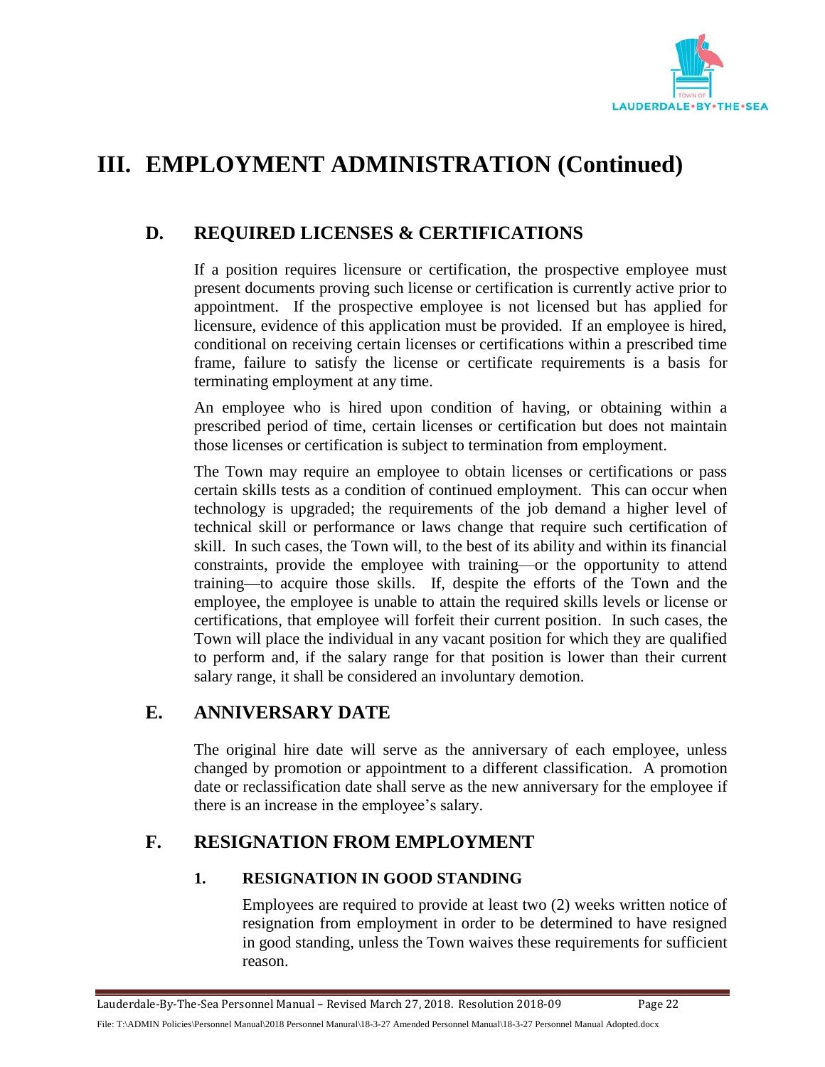# III. EMPLOYMENT ADMINISTRATION (Continued)

## D. REQUIRED LICENSES & CERTIFICATIONS

If a position requires licensure or certification, the prospective employee must present documents proving such license or certification is currently active prior to appointment. If the prospective employee is not licensed but has applied for licensure, evidence of this application must be provided. If an employee is hired, conditional on receiving certain licenses or certifications within a prescribed time frame, failure to satisfy the license or certificate requirements is a basis for terminating employment at any time.

An employee who is hired upon condition of having, or obtaining within a prescribed period of time, certain licenses or certification but does not maintain those licenses or certification is subject to termination from employment.

The Town may require an employee to obtain licenses or certifications or pass certain skills tests as a condition of continued employment. This can occur when technology is upgraded; the requirements of the job demand a higher level of technical skill or performance or laws change that require such certification of skill. In such cases, the Town will, to the best of its ability and within its financial constraints, provide the employee with training—or the opportunity to attend training—to acquire those skills. If, despite the efforts of the Town and the employee, the employee is unable to attain the required skills levels or license or certifications, that employee will forfeit their current position. In such cases, the Town will place the individual in any vacant position for which they are qualified to perform and, if the salary range for that position is lower than their current salary range, it shall be considered an involuntary demotion.

## E. ANNIVERSARY DATE

The original hire date will serve as the anniversary of each employee, unless changed by promotion or appointment to a different classification. A promotion date or reclassification date shall serve as the new anniversary for the employee if there is an increase in the employee's salary.

## F. RESIGNATION FROM EMPLOYMENT

### 1. RESIGNATION IN GOOD STANDING

Employees are required to provide at least two (2) weeks written notice of resignation from employment in order to be determined to have resigned in good standing, unless the Town waives these requirements for sufficient reason.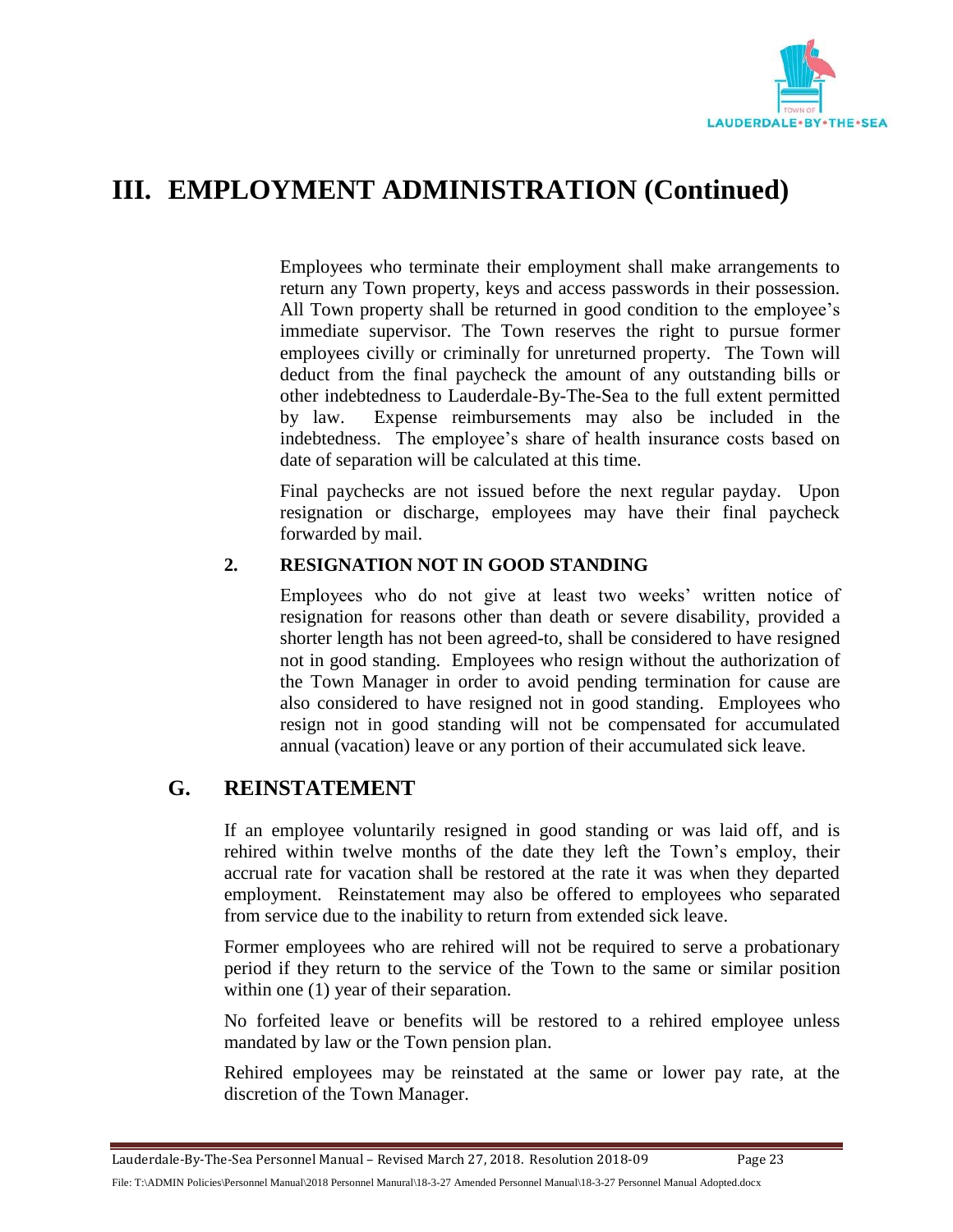# III. EMPLOYMENT ADMINISTRATION (Continued)

Employees who terminate their employment shall make arrangements to return any Town property, keys and access passwords in their possession. All Town property shall be returned in good condition to the employee's immediate supervisor. The Town reserves the right to pursue former employees civilly or criminally for unreturned property. The Town will deduct from the final paycheck the amount of any outstanding bills or other indebtedness to Lauderdale-By-The-Sea to the full extent permitted by law. Expense reimbursements may also be included in the indebtedness. The employee's share of health insurance costs based on date of separation will be calculated at this time.

Final paychecks are not issued before the next regular payday. Upon resignation or discharge, employees may have their final paycheck forwarded by mail.

### 2. RESIGNATION NOT IN GOOD STANDING

Employees who do not give at least two weeks' written notice of resignation for reasons other than death or severe disability, provided a shorter length has not been agreed-to, shall be considered to have resigned not in good standing. Employees who resign without the authorization of the Town Manager in order to avoid pending termination for cause are also considered to have resigned not in good standing. Employees who resign not in good standing will not be compensated for accumulated annual (vacation) leave or any portion of their accumulated sick leave.

## G. REINSTATEMENT

If an employee voluntarily resigned in good standing or was laid off, and is rehired within twelve months of the date they left the Town's employ, their accrual rate for vacation shall be restored at the rate it was when they departed employment. Reinstatement may also be offered to employees who separated from service due to the inability to return from extended sick leave.

Former employees who are rehired will not be required to serve a probationary period if they return to the service of the Town to the same or similar position within one (1) year of their separation.

No forfeited leave or benefits will be restored to a rehired employee unless mandated by law or the Town pension plan.

Rehired employees may be reinstated at the same or lower pay rate, at the discretion of the Town Manager.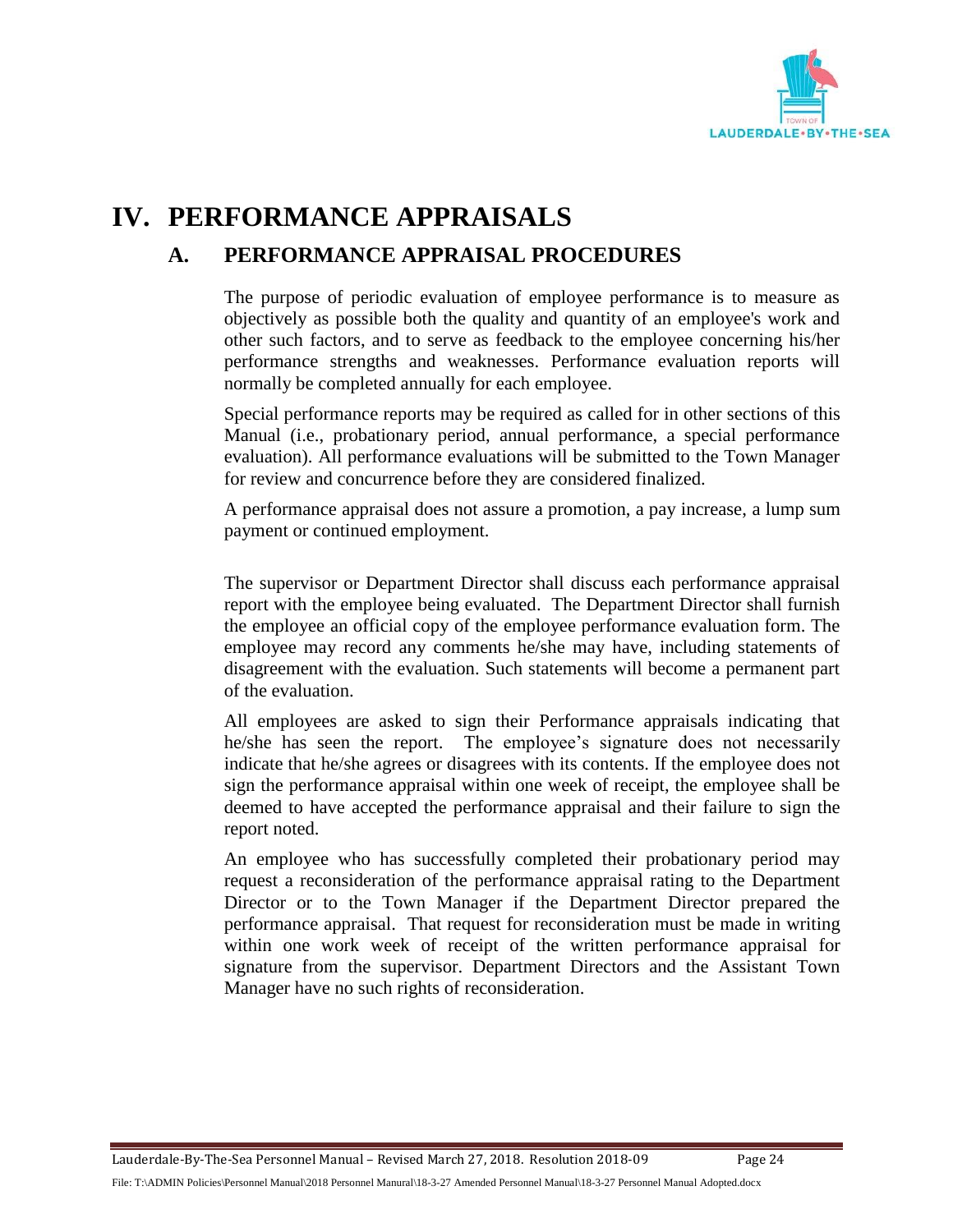# IV. PERFORMANCE APPRAISALS

## A. PERFORMANCE APPRAISAL PROCEDURES

The purpose of periodic evaluation of employee performance is to measure as objectively as possible both the quality and quantity of an employee's work and other such factors, and to serve as feedback to the employee concerning his/her performance strengths and weaknesses. Performance evaluation reports will normally be completed annually for each employee.

Special performance reports may be required as called for in other sections of this Manual (i.e., probationary period, annual performance, a special performance evaluation). All performance evaluations will be submitted to the Town Manager for review and concurrence before they are considered finalized.

A performance appraisal does not assure a promotion, a pay increase, a lump sum payment or continued employment.

The supervisor or Department Director shall discuss each performance appraisal report with the employee being evaluated. The Department Director shall furnish the employee an official copy of the employee performance evaluation form. The employee may record any comments he/she may have, including statements of disagreement with the evaluation. Such statements will become a permanent part of the evaluation.

All employees are asked to sign their Performance appraisals indicating that he/she has seen the report. The employee's signature does not necessarily indicate that he/she agrees or disagrees with its contents. If the employee does not sign the performance appraisal within one week of receipt, the employee shall be deemed to have accepted the performance appraisal and their failure to sign the report noted.

An employee who has successfully completed their probationary period may request a reconsideration of the performance appraisal rating to the Department Director or to the Town Manager if the Department Director prepared the performance appraisal. That request for reconsideration must be made in writing within one work week of receipt of the written performance appraisal for signature from the supervisor. Department Directors and the Assistant Town Manager have no such rights of reconsideration.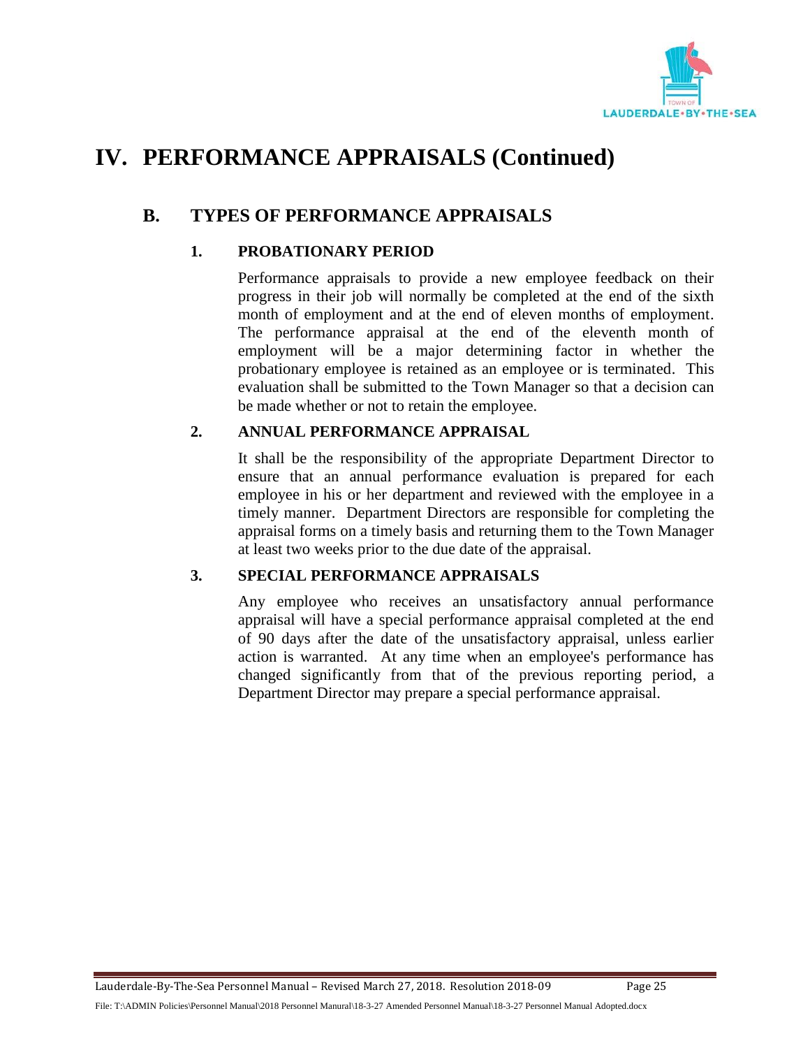# IV. PERFORMANCE APPRAISALS (Continued)

## B. TYPES OF PERFORMANCE APPRAISALS

### 1. PROBATIONARY PERIOD

Performance appraisals to provide a new employee feedback on their progress in their job will normally be completed at the end of the sixth month of employment and at the end of eleven months of employment. The performance appraisal at the end of the eleventh month of employment will be a major determining factor in whether the probationary employee is retained as an employee or is terminated. This evaluation shall be submitted to the Town Manager so that a decision can be made whether or not to retain the employee.

### 2. ANNUAL PERFORMANCE APPRAISAL

It shall be the responsibility of the appropriate Department Director to ensure that an annual performance evaluation is prepared for each employee in his or her department and reviewed with the employee in a timely manner. Department Directors are responsible for completing the appraisal forms on a timely basis and returning them to the Town Manager at least two weeks prior to the due date of the appraisal.

### 3. SPECIAL PERFORMANCE APPRAISALS

Any employee who receives an unsatisfactory annual performance appraisal will have a special performance appraisal completed at the end of 90 days after the date of the unsatisfactory appraisal, unless earlier action is warranted. At any time when an employee's performance has changed significantly from that of the previous reporting period, a Department Director may prepare a special performance appraisal.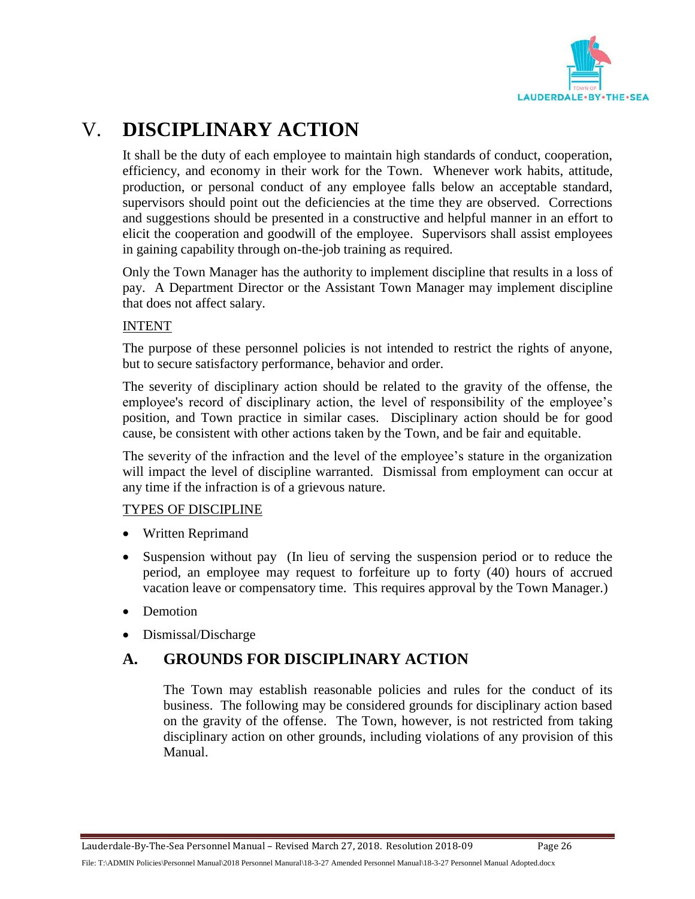# V. DISCIPLINARY ACTION

It shall be the duty of each employee to maintain high standards of conduct, cooperation, efficiency, and economy in their work for the Town. Whenever work habits, attitude, production, or personal conduct of any employee falls below an acceptable standard, supervisors should point out the deficiencies at the time they are observed. Corrections and suggestions should be presented in a constructive and helpful manner in an effort to elicit the cooperation and goodwill of the employee. Supervisors shall assist employees in gaining capability through on-the-job training as required.

Only the Town Manager has the authority to implement discipline that results in a loss of pay. A Department Director or the Assistant Town Manager may implement discipline that does not affect salary.

INTENT

The purpose of these personnel policies is not intended to restrict the rights of anyone, but to secure satisfactory performance, behavior and order.

The severity of disciplinary action should be related to the gravity of the offense, the employee's record of disciplinary action, the level of responsibility of the employee's position, and Town practice in similar cases. Disciplinary action should be for good cause, be consistent with other actions taken by the Town, and be fair and equitable.

The severity of the infraction and the level of the employee's stature in the organization will impact the level of discipline warranted. Dismissal from employment can occur at any time if the infraction is of a grievous nature.

TYPES OF DISCIPLINE

- Written Reprimand
- Suspension without pay (In lieu of serving the suspension period or to reduce the period, an employee may request to forfeiture up to forty (40) hours of accrued vacation leave or compensatory time. This requires approval by the Town Manager.)
- Demotion
- Dismissal/Discharge

## A. GROUNDS FOR DISCIPLINARY ACTION

The Town may establish reasonable policies and rules for the conduct of its business. The following may be considered grounds for disciplinary action based on the gravity of the offense. The Town, however, is not restricted from taking disciplinary action on other grounds, including violations of any provision of this Manual.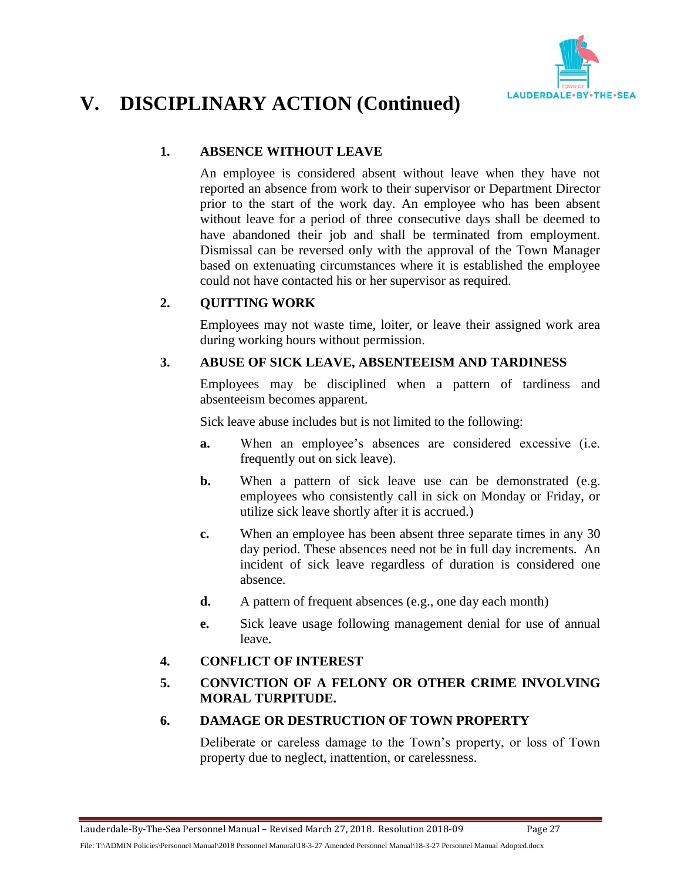# V. DISCIPLINARY ACTION (Continued)

### 1. ABSENCE WITHOUT LEAVE

An employee is considered absent without leave when they have not reported an absence from work to their supervisor or Department Director prior to the start of the work day. An employee who has been absent without leave for a period of three consecutive days shall be deemed to have abandoned their job and shall be terminated from employment. Dismissal can be reversed only with the approval of the Town Manager based on extenuating circumstances where it is established the employee could not have contacted his or her supervisor as required.

### 2. QUITTING WORK

Employees may not waste time, loiter, or leave their assigned work area during working hours without permission.

### 3. ABUSE OF SICK LEAVE, ABSENTEEISM AND TARDINESS

Employees may be disciplined when a pattern of tardiness and absenteeism becomes apparent.

Sick leave abuse includes but is not limited to the following:

**a.** When an employee's absences are considered excessive (i.e. frequently out on sick leave).

**b.** When a pattern of sick leave use can be demonstrated (e.g. employees who consistently call in sick on Monday or Friday, or utilize sick leave shortly after it is accrued.)

**c.** When an employee has been absent three separate times in any 30 day period. These absences need not be in full day increments. An incident of sick leave regardless of duration is considered one absence.

**d.** A pattern of frequent absences (e.g., one day each month)

**e.** Sick leave usage following management denial for use of annual leave.

### 4. CONFLICT OF INTEREST

### 5. CONVICTION OF A FELONY OR OTHER CRIME INVOLVING MORAL TURPITUDE.

### 6. DAMAGE OR DESTRUCTION OF TOWN PROPERTY

Deliberate or careless damage to the Town's property, or loss of Town property due to neglect, inattention, or carelessness.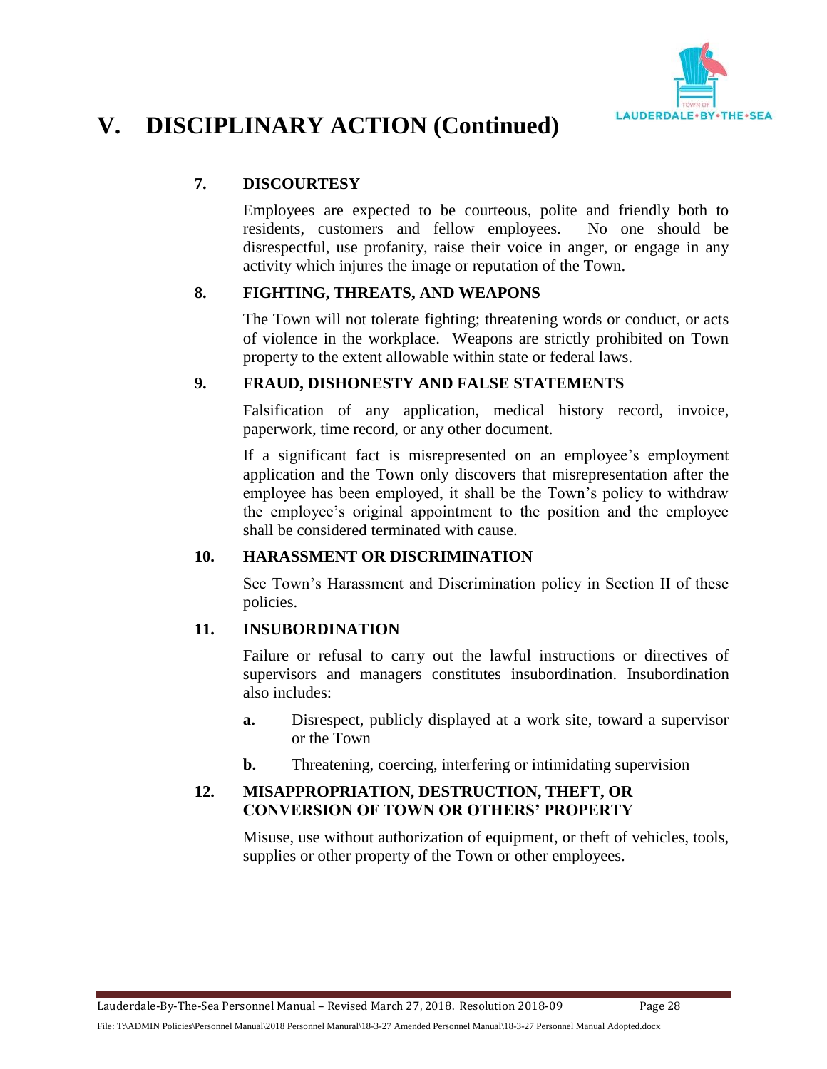# V. DISCIPLINARY ACTION (Continued)

### 7. DISCOURTESY

Employees are expected to be courteous, polite and friendly both to residents, customers and fellow employees. No one should be disrespectful, use profanity, raise their voice in anger, or engage in any activity which injures the image or reputation of the Town.

### 8. FIGHTING, THREATS, AND WEAPONS

The Town will not tolerate fighting; threatening words or conduct, or acts of violence in the workplace. Weapons are strictly prohibited on Town property to the extent allowable within state or federal laws.

### 9. FRAUD, DISHONESTY AND FALSE STATEMENTS

Falsification of any application, medical history record, invoice, paperwork, time record, or any other document.

If a significant fact is misrepresented on an employee's employment application and the Town only discovers that misrepresentation after the employee has been employed, it shall be the Town's policy to withdraw the employee's original appointment to the position and the employee shall be considered terminated with cause.

### 10. HARASSMENT OR DISCRIMINATION

See Town's Harassment and Discrimination policy in Section II of these policies.

### 11. INSUBORDINATION

Failure or refusal to carry out the lawful instructions or directives of supervisors and managers constitutes insubordination. Insubordination also includes:

- **a.** Disrespect, publicly displayed at a work site, toward a supervisor or the Town
- **b.** Threatening, coercing, interfering or intimidating supervision

### 12. MISAPPROPRIATION, DESTRUCTION, THEFT, OR CONVERSION OF TOWN OR OTHERS' PROPERTY

Misuse, use without authorization of equipment, or theft of vehicles, tools, supplies or other property of the Town or other employees.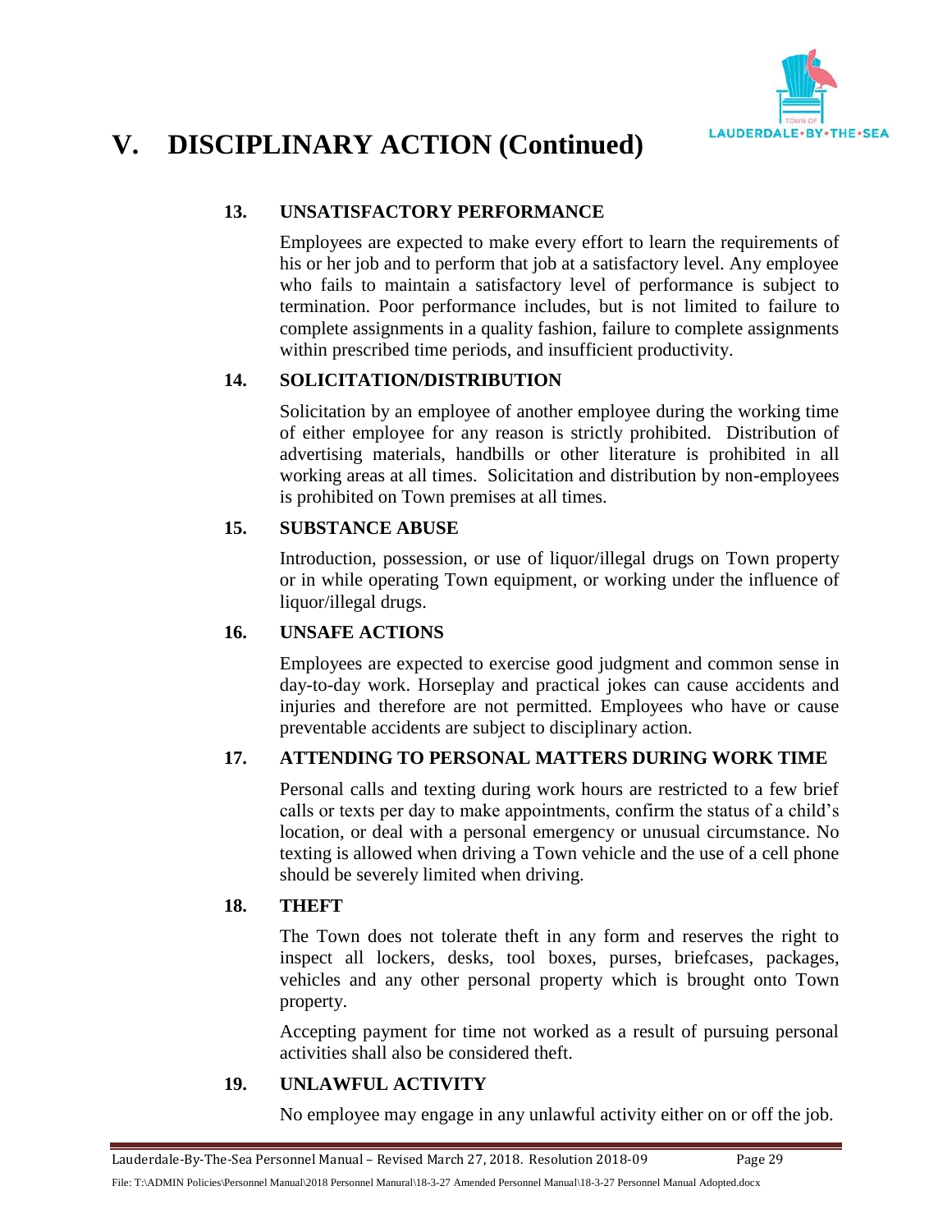# V. DISCIPLINARY ACTION (Continued)

### 13. UNSATISFACTORY PERFORMANCE

Employees are expected to make every effort to learn the requirements of his or her job and to perform that job at a satisfactory level. Any employee who fails to maintain a satisfactory level of performance is subject to termination. Poor performance includes, but is not limited to failure to complete assignments in a quality fashion, failure to complete assignments within prescribed time periods, and insufficient productivity.

### 14. SOLICITATION/DISTRIBUTION

Solicitation by an employee of another employee during the working time of either employee for any reason is strictly prohibited. Distribution of advertising materials, handbills or other literature is prohibited in all working areas at all times. Solicitation and distribution by non-employees is prohibited on Town premises at all times.

### 15. SUBSTANCE ABUSE

Introduction, possession, or use of liquor/illegal drugs on Town property or in while operating Town equipment, or working under the influence of liquor/illegal drugs.

### 16. UNSAFE ACTIONS

Employees are expected to exercise good judgment and common sense in day-to-day work. Horseplay and practical jokes can cause accidents and injuries and therefore are not permitted. Employees who have or cause preventable accidents are subject to disciplinary action.

### 17. ATTENDING TO PERSONAL MATTERS DURING WORK TIME

Personal calls and texting during work hours are restricted to a few brief calls or texts per day to make appointments, confirm the status of a child's location, or deal with a personal emergency or unusual circumstance. No texting is allowed when driving a Town vehicle and the use of a cell phone should be severely limited when driving.

### 18. THEFT

The Town does not tolerate theft in any form and reserves the right to inspect all lockers, desks, tool boxes, purses, briefcases, packages, vehicles and any other personal property which is brought onto Town property.

Accepting payment for time not worked as a result of pursuing personal activities shall also be considered theft.

### 19. UNLAWFUL ACTIVITY

No employee may engage in any unlawful activity either on or off the job.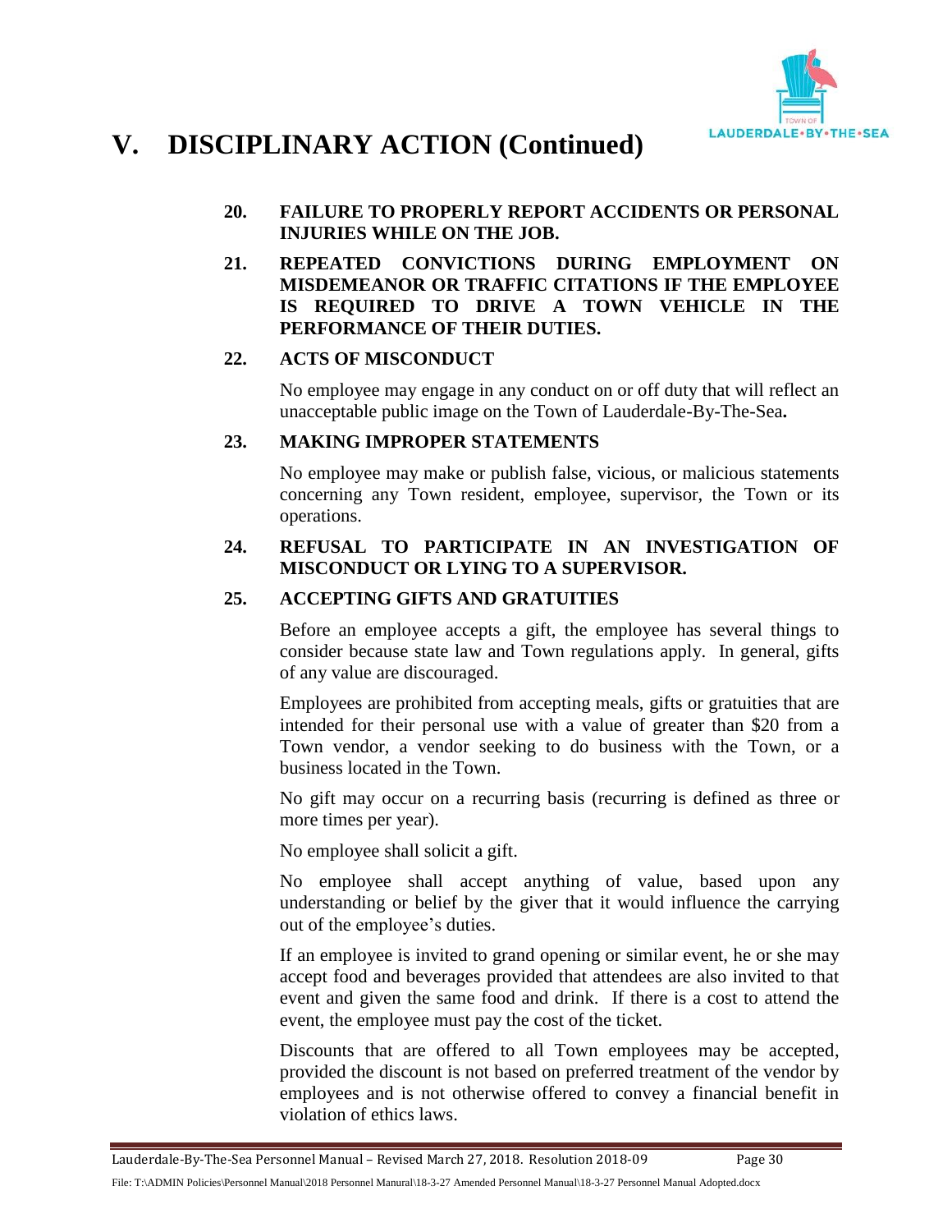# V. DISCIPLINARY ACTION (Continued)

**20. FAILURE TO PROPERLY REPORT ACCIDENTS OR PERSONAL INJURIES WHILE ON THE JOB.**

**21. REPEATED CONVICTIONS DURING EMPLOYMENT ON MISDEMEANOR OR TRAFFIC CITATIONS IF THE EMPLOYEE IS REQUIRED TO DRIVE A TOWN VEHICLE IN THE PERFORMANCE OF THEIR DUTIES.**

**22. ACTS OF MISCONDUCT**

No employee may engage in any conduct on or off duty that will reflect an unacceptable public image on the Town of Lauderdale-By-The-Sea**.**

**23. MAKING IMPROPER STATEMENTS**

No employee may make or publish false, vicious, or malicious statements concerning any Town resident, employee, supervisor, the Town or its operations.

**24. REFUSAL TO PARTICIPATE IN AN INVESTIGATION OF MISCONDUCT OR LYING TO A SUPERVISOR.**

**25. ACCEPTING GIFTS AND GRATUITIES**

Before an employee accepts a gift, the employee has several things to consider because state law and Town regulations apply. In general, gifts of any value are discouraged.

Employees are prohibited from accepting meals, gifts or gratuities that are intended for their personal use with a value of greater than $20 from a Town vendor, a vendor seeking to do business with the Town, or a business located in the Town.

No gift may occur on a recurring basis (recurring is defined as three or more times per year).

No employee shall solicit a gift.

No employee shall accept anything of value, based upon any understanding or belief by the giver that it would influence the carrying out of the employee's duties.

If an employee is invited to grand opening or similar event, he or she may accept food and beverages provided that attendees are also invited to that event and given the same food and drink. If there is a cost to attend the event, the employee must pay the cost of the ticket.

Discounts that are offered to all Town employees may be accepted, provided the discount is not based on preferred treatment of the vendor by employees and is not otherwise offered to convey a financial benefit in violation of ethics laws.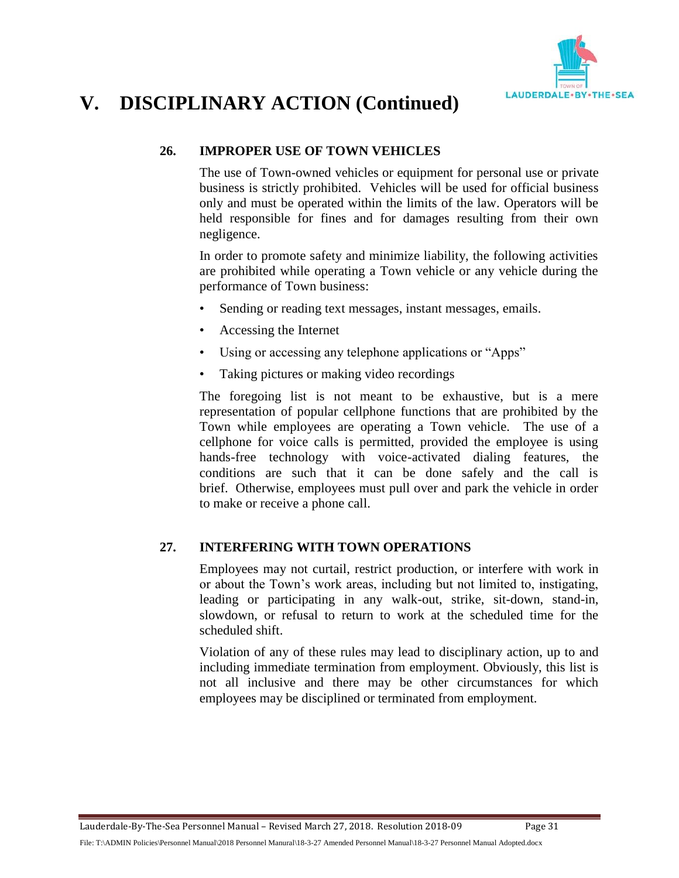# V. DISCIPLINARY ACTION (Continued)

### 26. IMPROPER USE OF TOWN VEHICLES

The use of Town-owned vehicles or equipment for personal use or private business is strictly prohibited. Vehicles will be used for official business only and must be operated within the limits of the law. Operators will be held responsible for fines and for damages resulting from their own negligence.

In order to promote safety and minimize liability, the following activities are prohibited while operating a Town vehicle or any vehicle during the performance of Town business:

- Sending or reading text messages, instant messages, emails.
- Accessing the Internet
- Using or accessing any telephone applications or "Apps"
- Taking pictures or making video recordings

The foregoing list is not meant to be exhaustive, but is a mere representation of popular cellphone functions that are prohibited by the Town while employees are operating a Town vehicle. The use of a cellphone for voice calls is permitted, provided the employee is using hands-free technology with voice-activated dialing features, the conditions are such that it can be done safely and the call is brief. Otherwise, employees must pull over and park the vehicle in order to make or receive a phone call.

### 27. INTERFERING WITH TOWN OPERATIONS

Employees may not curtail, restrict production, or interfere with work in or about the Town's work areas, including but not limited to, instigating, leading or participating in any walk-out, strike, sit-down, stand-in, slowdown, or refusal to return to work at the scheduled time for the scheduled shift.

Violation of any of these rules may lead to disciplinary action, up to and including immediate termination from employment. Obviously, this list is not all inclusive and there may be other circumstances for which employees may be disciplined or terminated from employment.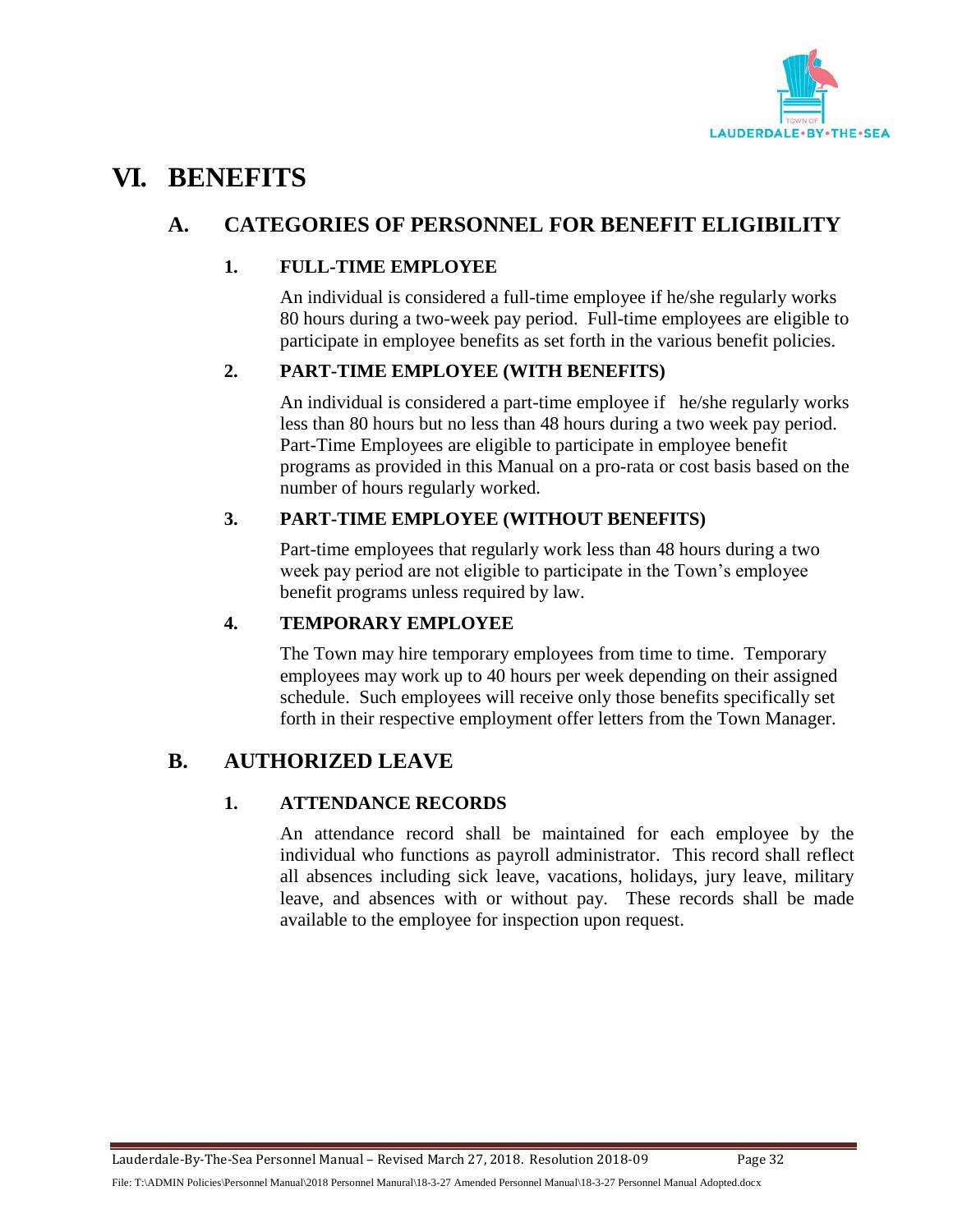# VI. BENEFITS

## A. CATEGORIES OF PERSONNEL FOR BENEFIT ELIGIBILITY

### 1. FULL-TIME EMPLOYEE

An individual is considered a full-time employee if he/she regularly works 80 hours during a two-week pay period. Full-time employees are eligible to participate in employee benefits as set forth in the various benefit policies.

### 2. PART-TIME EMPLOYEE (WITH BENEFITS)

An individual is considered a part-time employee if he/she regularly works less than 80 hours but no less than 48 hours during a two week pay period. Part-Time Employees are eligible to participate in employee benefit programs as provided in this Manual on a pro-rata or cost basis based on the number of hours regularly worked.

### 3. PART-TIME EMPLOYEE (WITHOUT BENEFITS)

Part-time employees that regularly work less than 48 hours during a two week pay period are not eligible to participate in the Town's employee benefit programs unless required by law.

### 4. TEMPORARY EMPLOYEE

The Town may hire temporary employees from time to time. Temporary employees may work up to 40 hours per week depending on their assigned schedule. Such employees will receive only those benefits specifically set forth in their respective employment offer letters from the Town Manager.

## B. AUTHORIZED LEAVE

### 1. ATTENDANCE RECORDS

An attendance record shall be maintained for each employee by the individual who functions as payroll administrator. This record shall reflect all absences including sick leave, vacations, holidays, jury leave, military leave, and absences with or without pay. These records shall be made available to the employee for inspection upon request.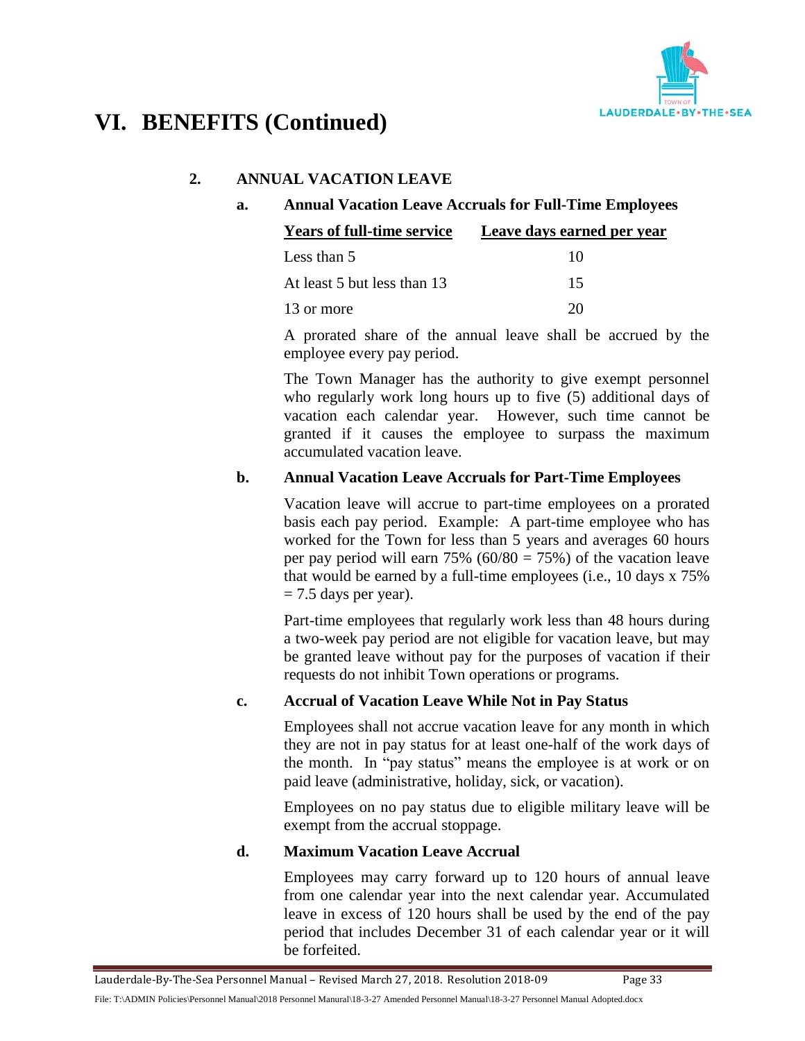# VI. BENEFITS (Continued)

## 2. ANNUAL VACATION LEAVE

### a. Annual Vacation Leave Accruals for Full-Time Employees

| Years of full-time service | Leave days earned per year |
| --- | --- |
| Less than 5 | 10 |
| At least 5 but less than 13 | 15 |
| 13 or more | 20 |

A prorated share of the annual leave shall be accrued by the employee every pay period.

The Town Manager has the authority to give exempt personnel who regularly work long hours up to five (5) additional days of vacation each calendar year. However, such time cannot be granted if it causes the employee to surpass the maximum accumulated vacation leave.

### b. Annual Vacation Leave Accruals for Part-Time Employees

Vacation leave will accrue to part-time employees on a prorated basis each pay period. Example: A part-time employee who has worked for the Town for less than 5 years and averages 60 hours per pay period will earn 75% (60/80 = 75%) of the vacation leave that would be earned by a full-time employees (i.e., 10 days x 75% = 7.5 days per year).

Part-time employees that regularly work less than 48 hours during a two-week pay period are not eligible for vacation leave, but may be granted leave without pay for the purposes of vacation if their requests do not inhibit Town operations or programs.

### c. Accrual of Vacation Leave While Not in Pay Status

Employees shall not accrue vacation leave for any month in which they are not in pay status for at least one-half of the work days of the month. In "pay status" means the employee is at work or on paid leave (administrative, holiday, sick, or vacation).

Employees on no pay status due to eligible military leave will be exempt from the accrual stoppage.

### d. Maximum Vacation Leave Accrual

Employees may carry forward up to 120 hours of annual leave from one calendar year into the next calendar year. Accumulated leave in excess of 120 hours shall be used by the end of the pay period that includes December 31 of each calendar year or it will be forfeited.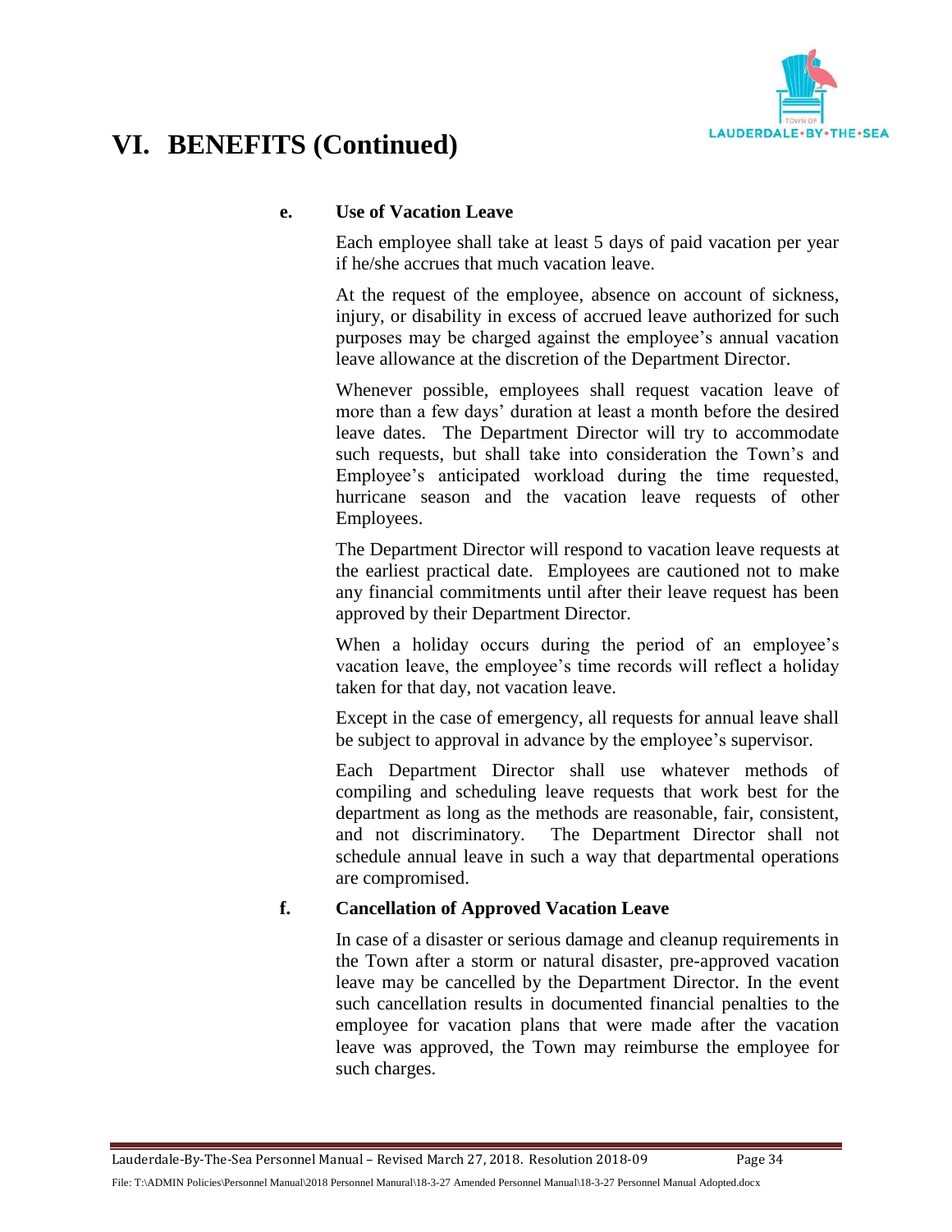# VI. BENEFITS (Continued)

**e. Use of Vacation Leave**

Each employee shall take at least 5 days of paid vacation per year if he/she accrues that much vacation leave.

At the request of the employee, absence on account of sickness, injury, or disability in excess of accrued leave authorized for such purposes may be charged against the employee's annual vacation leave allowance at the discretion of the Department Director.

Whenever possible, employees shall request vacation leave of more than a few days' duration at least a month before the desired leave dates. The Department Director will try to accommodate such requests, but shall take into consideration the Town's and Employee's anticipated workload during the time requested, hurricane season and the vacation leave requests of other Employees.

The Department Director will respond to vacation leave requests at the earliest practical date. Employees are cautioned not to make any financial commitments until after their leave request has been approved by their Department Director.

When a holiday occurs during the period of an employee's vacation leave, the employee's time records will reflect a holiday taken for that day, not vacation leave.

Except in the case of emergency, all requests for annual leave shall be subject to approval in advance by the employee's supervisor.

Each Department Director shall use whatever methods of compiling and scheduling leave requests that work best for the department as long as the methods are reasonable, fair, consistent, and not discriminatory. The Department Director shall not schedule annual leave in such a way that departmental operations are compromised.

**f. Cancellation of Approved Vacation Leave**

In case of a disaster or serious damage and cleanup requirements in the Town after a storm or natural disaster, pre-approved vacation leave may be cancelled by the Department Director. In the event such cancellation results in documented financial penalties to the employee for vacation plans that were made after the vacation leave was approved, the Town may reimburse the employee for such charges.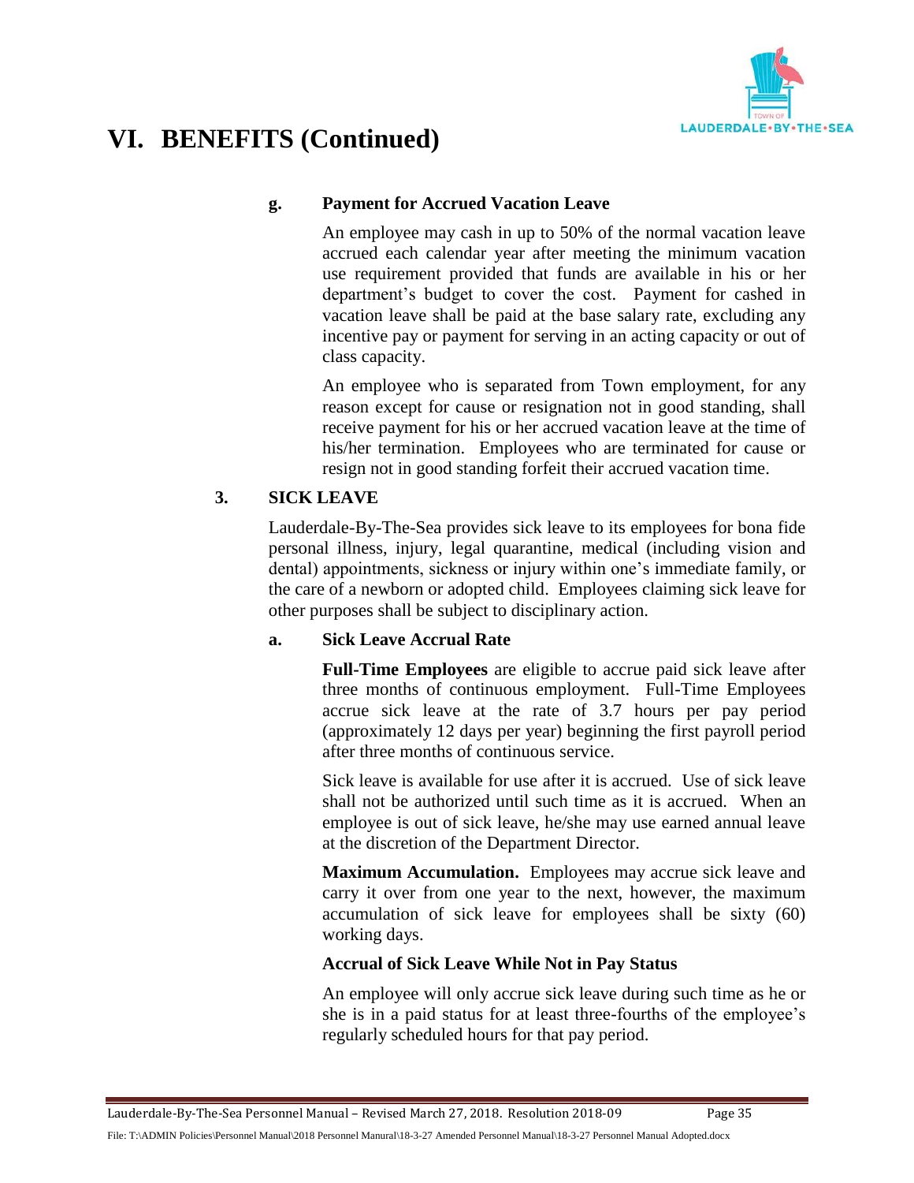# VI. BENEFITS (Continued)

#### g. Payment for Accrued Vacation Leave

An employee may cash in up to 50% of the normal vacation leave accrued each calendar year after meeting the minimum vacation use requirement provided that funds are available in his or her department's budget to cover the cost. Payment for cashed in vacation leave shall be paid at the base salary rate, excluding any incentive pay or payment for serving in an acting capacity or out of class capacity.

An employee who is separated from Town employment, for any reason except for cause or resignation not in good standing, shall receive payment for his or her accrued vacation leave at the time of his/her termination. Employees who are terminated for cause or resign not in good standing forfeit their accrued vacation time.

### 3. SICK LEAVE

Lauderdale-By-The-Sea provides sick leave to its employees for bona fide personal illness, injury, legal quarantine, medical (including vision and dental) appointments, sickness or injury within one's immediate family, or the care of a newborn or adopted child. Employees claiming sick leave for other purposes shall be subject to disciplinary action.

#### a. Sick Leave Accrual Rate

**Full-Time Employees** are eligible to accrue paid sick leave after three months of continuous employment. Full-Time Employees accrue sick leave at the rate of 3.7 hours per pay period (approximately 12 days per year) beginning the first payroll period after three months of continuous service.

Sick leave is available for use after it is accrued. Use of sick leave shall not be authorized until such time as it is accrued. When an employee is out of sick leave, he/she may use earned annual leave at the discretion of the Department Director.

**Maximum Accumulation.** Employees may accrue sick leave and carry it over from one year to the next, however, the maximum accumulation of sick leave for employees shall be sixty (60) working days.

**Accrual of Sick Leave While Not in Pay Status**

An employee will only accrue sick leave during such time as he or she is in a paid status for at least three-fourths of the employee's regularly scheduled hours for that pay period.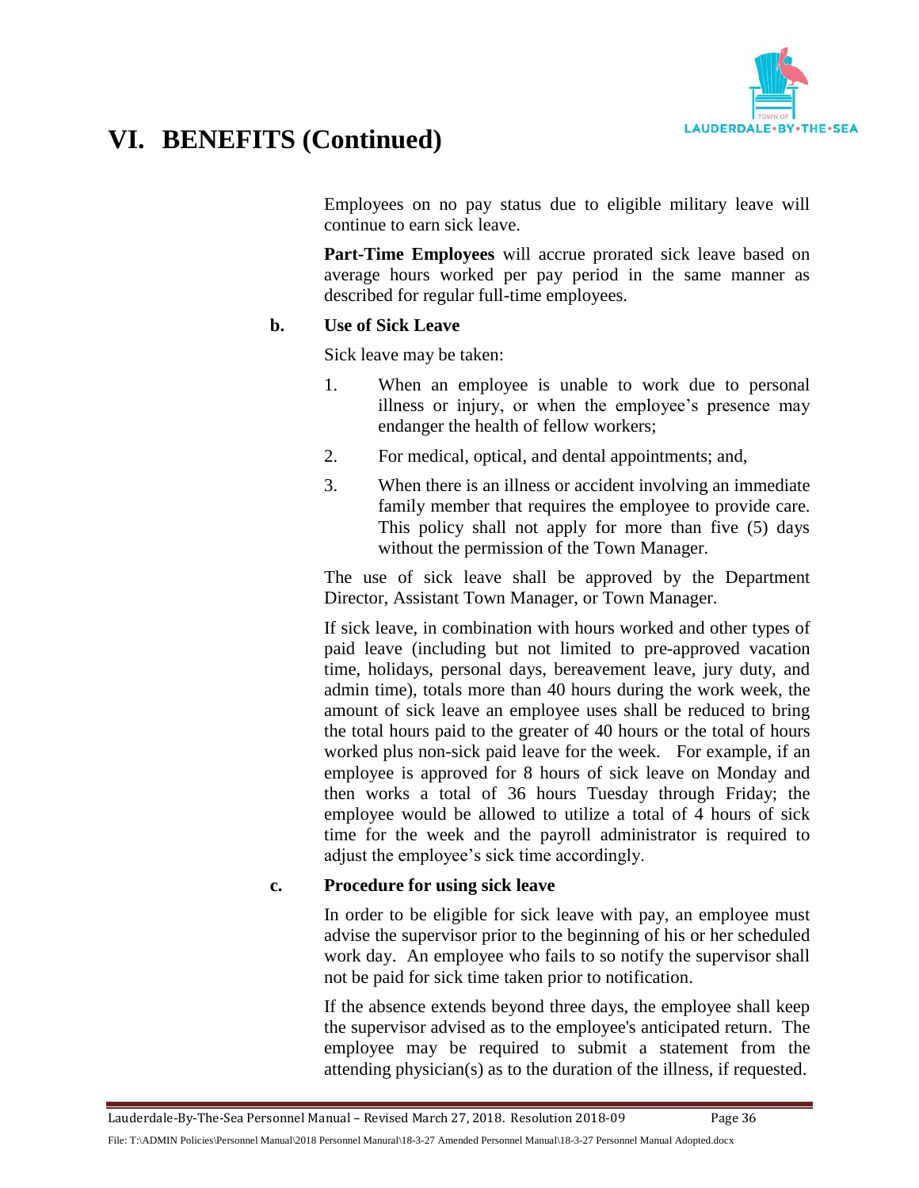# VI. BENEFITS (Continued)

Employees on no pay status due to eligible military leave will continue to earn sick leave.

**Part-Time Employees** will accrue prorated sick leave based on average hours worked per pay period in the same manner as described for regular full-time employees.

**b. Use of Sick Leave**

Sick leave may be taken:

1. When an employee is unable to work due to personal illness or injury, or when the employee's presence may endanger the health of fellow workers;
2. For medical, optical, and dental appointments; and,
3. When there is an illness or accident involving an immediate family member that requires the employee to provide care. This policy shall not apply for more than five (5) days without the permission of the Town Manager.

The use of sick leave shall be approved by the Department Director, Assistant Town Manager, or Town Manager.

If sick leave, in combination with hours worked and other types of paid leave (including but not limited to pre-approved vacation time, holidays, personal days, bereavement leave, jury duty, and admin time), totals more than 40 hours during the work week, the amount of sick leave an employee uses shall be reduced to bring the total hours paid to the greater of 40 hours or the total of hours worked plus non-sick paid leave for the week. For example, if an employee is approved for 8 hours of sick leave on Monday and then works a total of 36 hours Tuesday through Friday; the employee would be allowed to utilize a total of 4 hours of sick time for the week and the payroll administrator is required to adjust the employee's sick time accordingly.

**c. Procedure for using sick leave**

In order to be eligible for sick leave with pay, an employee must advise the supervisor prior to the beginning of his or her scheduled work day. An employee who fails to so notify the supervisor shall not be paid for sick time taken prior to notification.

If the absence extends beyond three days, the employee shall keep the supervisor advised as to the employee's anticipated return. The employee may be required to submit a statement from the attending physician(s) as to the duration of the illness, if requested.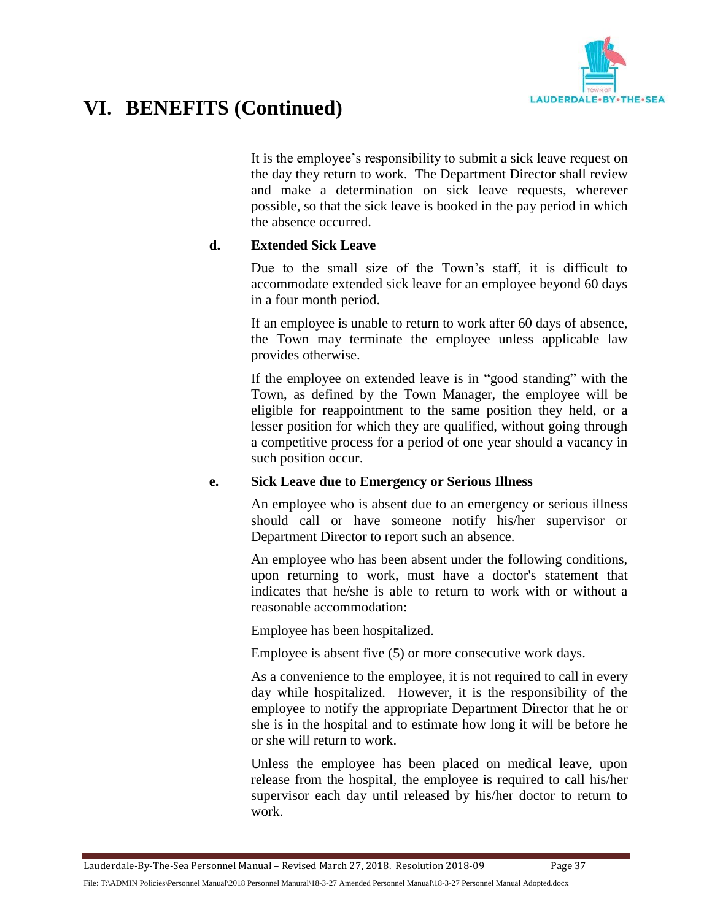# VI. BENEFITS (Continued)

It is the employee's responsibility to submit a sick leave request on the day they return to work. The Department Director shall review and make a determination on sick leave requests, wherever possible, so that the sick leave is booked in the pay period in which the absence occurred.

**d. Extended Sick Leave**

Due to the small size of the Town's staff, it is difficult to accommodate extended sick leave for an employee beyond 60 days in a four month period.

If an employee is unable to return to work after 60 days of absence, the Town may terminate the employee unless applicable law provides otherwise.

If the employee on extended leave is in "good standing" with the Town, as defined by the Town Manager, the employee will be eligible for reappointment to the same position they held, or a lesser position for which they are qualified, without going through a competitive process for a period of one year should a vacancy in such position occur.

**e. Sick Leave due to Emergency or Serious Illness**

An employee who is absent due to an emergency or serious illness should call or have someone notify his/her supervisor or Department Director to report such an absence.

An employee who has been absent under the following conditions, upon returning to work, must have a doctor's statement that indicates that he/she is able to return to work with or without a reasonable accommodation:

Employee has been hospitalized.

Employee is absent five (5) or more consecutive work days.

As a convenience to the employee, it is not required to call in every day while hospitalized. However, it is the responsibility of the employee to notify the appropriate Department Director that he or she is in the hospital and to estimate how long it will be before he or she will return to work.

Unless the employee has been placed on medical leave, upon release from the hospital, the employee is required to call his/her supervisor each day until released by his/her doctor to return to work.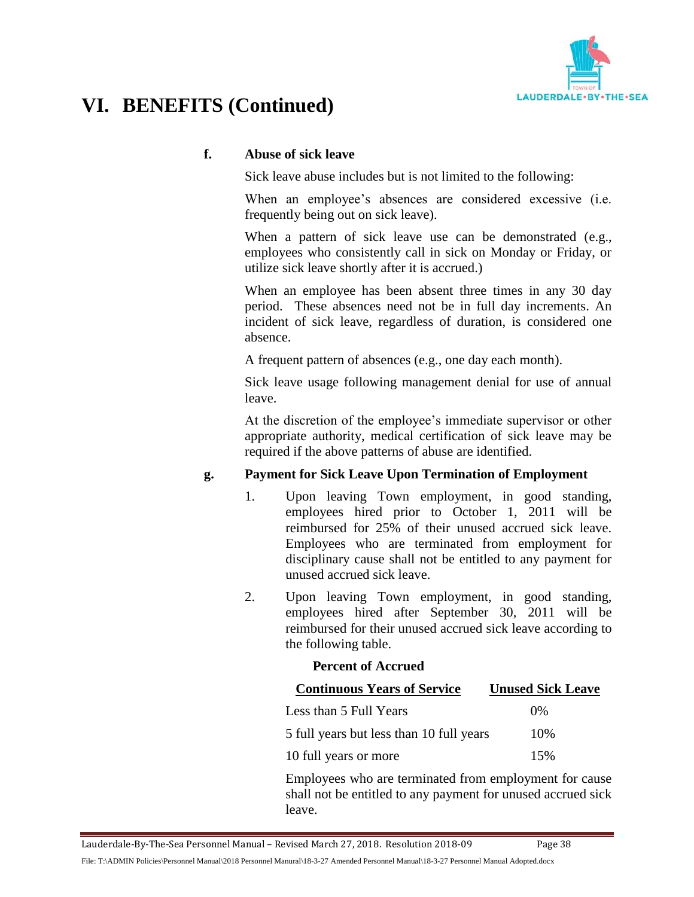# VI. BENEFITS (Continued)

**f. Abuse of sick leave**

Sick leave abuse includes but is not limited to the following:

When an employee's absences are considered excessive (i.e. frequently being out on sick leave).

When a pattern of sick leave use can be demonstrated (e.g., employees who consistently call in sick on Monday or Friday, or utilize sick leave shortly after it is accrued.)

When an employee has been absent three times in any 30 day period. These absences need not be in full day increments. An incident of sick leave, regardless of duration, is considered one absence.

A frequent pattern of absences (e.g., one day each month).

Sick leave usage following management denial for use of annual leave.

At the discretion of the employee's immediate supervisor or other appropriate authority, medical certification of sick leave may be required if the above patterns of abuse are identified.

**g. Payment for Sick Leave Upon Termination of Employment**

1. Upon leaving Town employment, in good standing, employees hired prior to October 1, 2011 will be reimbursed for 25% of their unused accrued sick leave. Employees who are terminated from employment for disciplinary cause shall not be entitled to any payment for unused accrued sick leave.

2. Upon leaving Town employment, in good standing, employees hired after September 30, 2011 will be reimbursed for their unused accrued sick leave according to the following table.

| Continuous Years of Service | Percent of Accrued Unused Sick Leave |
|---|---|
| Less than 5 Full Years | 0% |
| 5 full years but less than 10 full years | 10% |
| 10 full years or more | 15% |

Employees who are terminated from employment for cause shall not be entitled to any payment for unused accrued sick leave.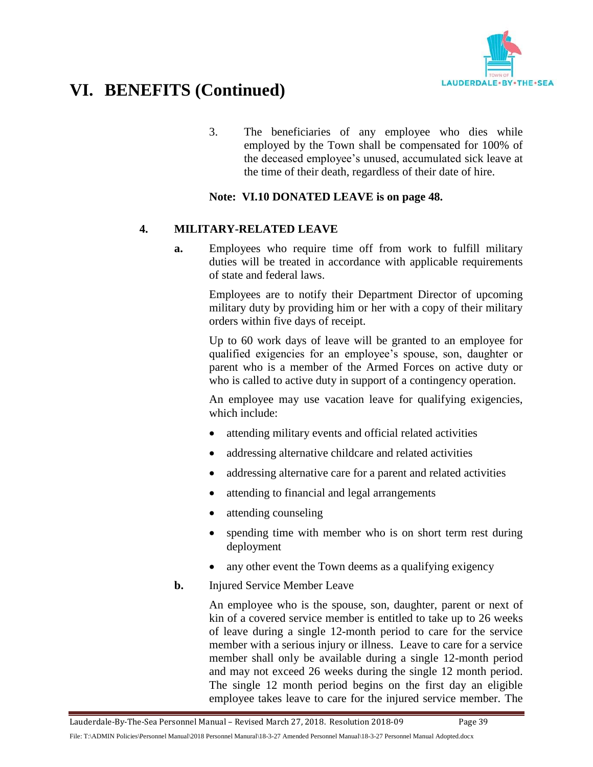# VI. BENEFITS (Continued)

3. The beneficiaries of any employee who dies while employed by the Town shall be compensated for 100% of the deceased employee's unused, accumulated sick leave at the time of their death, regardless of their date of hire.

**Note: VI.10 DONATED LEAVE is on page 48.**

### 4. MILITARY-RELATED LEAVE

**a.** Employees who require time off from work to fulfill military duties will be treated in accordance with applicable requirements of state and federal laws.

Employees are to notify their Department Director of upcoming military duty by providing him or her with a copy of their military orders within five days of receipt.

Up to 60 work days of leave will be granted to an employee for qualified exigencies for an employee's spouse, son, daughter or parent who is a member of the Armed Forces on active duty or who is called to active duty in support of a contingency operation.

An employee may use vacation leave for qualifying exigencies, which include:

- attending military events and official related activities
- addressing alternative childcare and related activities
- addressing alternative care for a parent and related activities
- attending to financial and legal arrangements
- attending counseling
- spending time with member who is on short term rest during deployment
- any other event the Town deems as a qualifying exigency

**b.** Injured Service Member Leave

An employee who is the spouse, son, daughter, parent or next of kin of a covered service member is entitled to take up to 26 weeks of leave during a single 12-month period to care for the service member with a serious injury or illness. Leave to care for a service member shall only be available during a single 12-month period and may not exceed 26 weeks during the single 12 month period. The single 12 month period begins on the first day an eligible employee takes leave to care for the injured service member. The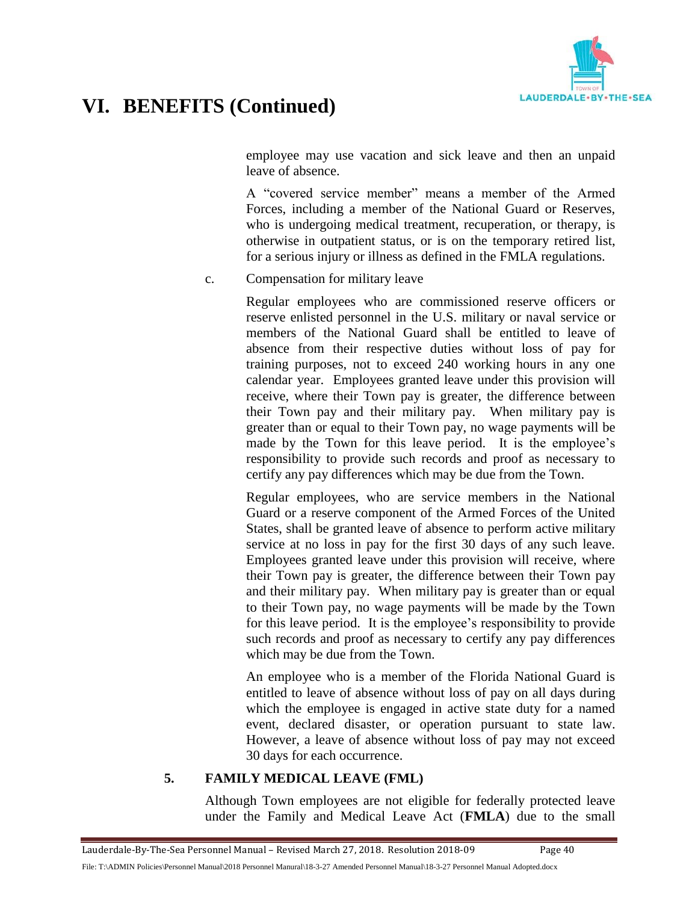# VI. BENEFITS (Continued)

employee may use vacation and sick leave and then an unpaid leave of absence.

A "covered service member" means a member of the Armed Forces, including a member of the National Guard or Reserves, who is undergoing medical treatment, recuperation, or therapy, is otherwise in outpatient status, or is on the temporary retired list, for a serious injury or illness as defined in the FMLA regulations.

c. Compensation for military leave

Regular employees who are commissioned reserve officers or reserve enlisted personnel in the U.S. military or naval service or members of the National Guard shall be entitled to leave of absence from their respective duties without loss of pay for training purposes, not to exceed 240 working hours in any one calendar year. Employees granted leave under this provision will receive, where their Town pay is greater, the difference between their Town pay and their military pay. When military pay is greater than or equal to their Town pay, no wage payments will be made by the Town for this leave period. It is the employee's responsibility to provide such records and proof as necessary to certify any pay differences which may be due from the Town.

Regular employees, who are service members in the National Guard or a reserve component of the Armed Forces of the United States, shall be granted leave of absence to perform active military service at no loss in pay for the first 30 days of any such leave. Employees granted leave under this provision will receive, where their Town pay is greater, the difference between their Town pay and their military pay. When military pay is greater than or equal to their Town pay, no wage payments will be made by the Town for this leave period. It is the employee's responsibility to provide such records and proof as necessary to certify any pay differences which may be due from the Town.

An employee who is a member of the Florida National Guard is entitled to leave of absence without loss of pay on all days during which the employee is engaged in active state duty for a named event, declared disaster, or operation pursuant to state law. However, a leave of absence without loss of pay may not exceed 30 days for each occurrence.

### 5. FAMILY MEDICAL LEAVE (FML)

Although Town employees are not eligible for federally protected leave under the Family and Medical Leave Act (**FMLA**) due to the small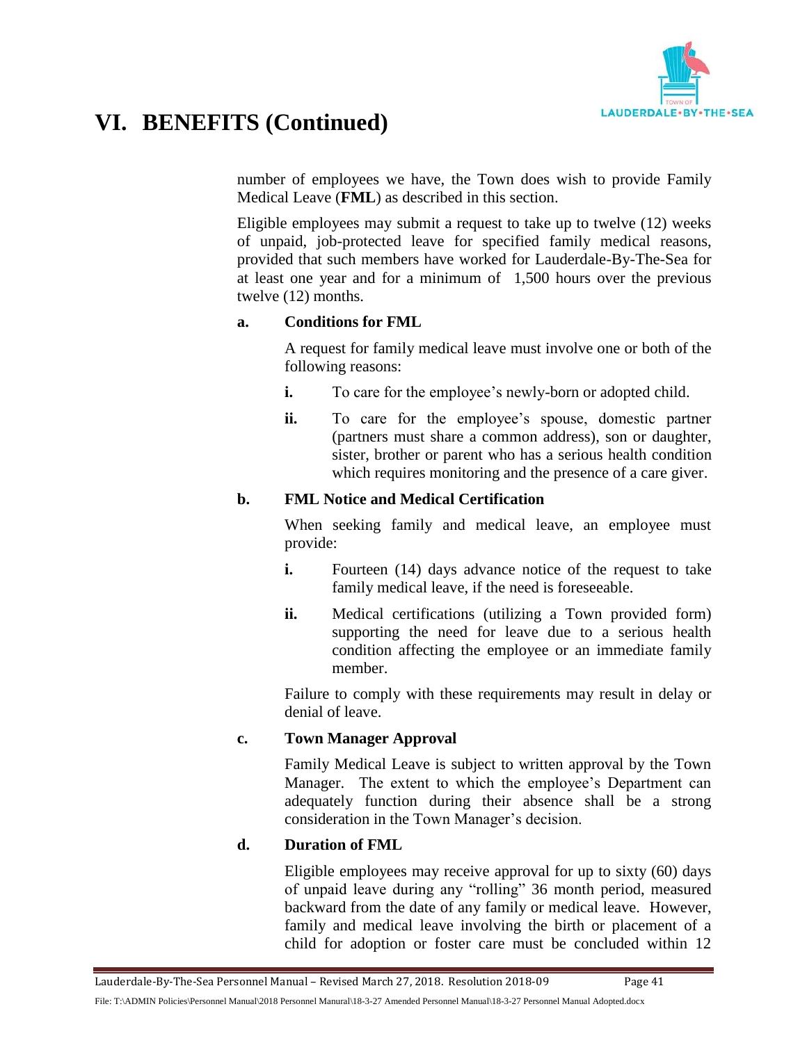# VI. BENEFITS (Continued)

number of employees we have, the Town does wish to provide Family Medical Leave (**FML**) as described in this section.

Eligible employees may submit a request to take up to twelve (12) weeks of unpaid, job-protected leave for specified family medical reasons, provided that such members have worked for Lauderdale-By-The-Sea for at least one year and for a minimum of 1,500 hours over the previous twelve (12) months.

**a. Conditions for FML**

A request for family medical leave must involve one or both of the following reasons:

**i.** To care for the employee's newly-born or adopted child.

**ii.** To care for the employee's spouse, domestic partner (partners must share a common address), son or daughter, sister, brother or parent who has a serious health condition which requires monitoring and the presence of a care giver.

**b. FML Notice and Medical Certification**

When seeking family and medical leave, an employee must provide:

**i.** Fourteen (14) days advance notice of the request to take family medical leave, if the need is foreseeable.

**ii.** Medical certifications (utilizing a Town provided form) supporting the need for leave due to a serious health condition affecting the employee or an immediate family member.

Failure to comply with these requirements may result in delay or denial of leave.

**c. Town Manager Approval**

Family Medical Leave is subject to written approval by the Town Manager. The extent to which the employee's Department can adequately function during their absence shall be a strong consideration in the Town Manager's decision.

**d. Duration of FML**

Eligible employees may receive approval for up to sixty (60) days of unpaid leave during any "rolling" 36 month period, measured backward from the date of any family or medical leave. However, family and medical leave involving the birth or placement of a child for adoption or foster care must be concluded within 12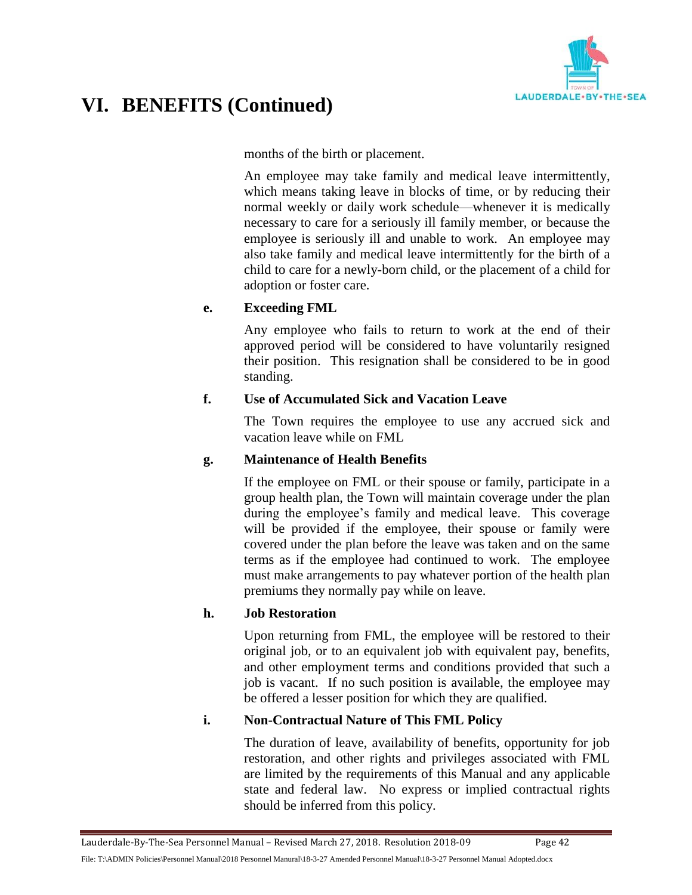months of the birth or placement.

An employee may take family and medical leave intermittently, which means taking leave in blocks of time, or by reducing their normal weekly or daily work schedule—whenever it is medically necessary to care for a seriously ill family member, or because the employee is seriously ill and unable to work. An employee may also take family and medical leave intermittently for the birth of a child to care for a newly-born child, or the placement of a child for adoption or foster care.

**e. Exceeding FML**

Any employee who fails to return to work at the end of their approved period will be considered to have voluntarily resigned their position. This resignation shall be considered to be in good standing.

**f. Use of Accumulated Sick and Vacation Leave**

The Town requires the employee to use any accrued sick and vacation leave while on FML

**g. Maintenance of Health Benefits**

If the employee on FML or their spouse or family, participate in a group health plan, the Town will maintain coverage under the plan during the employee's family and medical leave. This coverage will be provided if the employee, their spouse or family were covered under the plan before the leave was taken and on the same terms as if the employee had continued to work. The employee must make arrangements to pay whatever portion of the health plan premiums they normally pay while on leave.

**h. Job Restoration**

Upon returning from FML, the employee will be restored to their original job, or to an equivalent job with equivalent pay, benefits, and other employment terms and conditions provided that such a job is vacant. If no such position is available, the employee may be offered a lesser position for which they are qualified.

**i. Non-Contractual Nature of This FML Policy**

The duration of leave, availability of benefits, opportunity for job restoration, and other rights and privileges associated with FML are limited by the requirements of this Manual and any applicable state and federal law. No express or implied contractual rights should be inferred from this policy.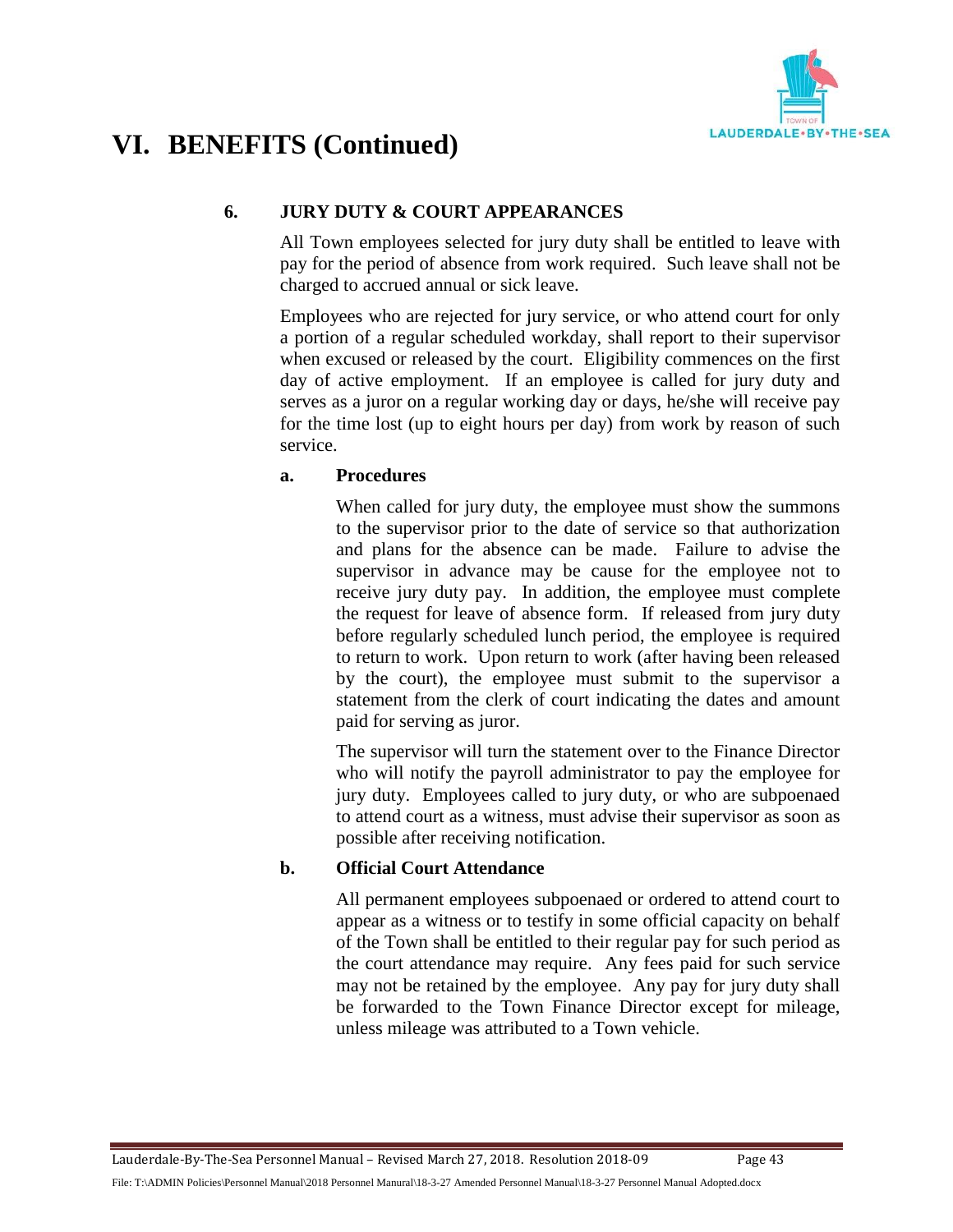# VI. BENEFITS (Continued)

### 6. JURY DUTY & COURT APPEARANCES

All Town employees selected for jury duty shall be entitled to leave with pay for the period of absence from work required. Such leave shall not be charged to accrued annual or sick leave.

Employees who are rejected for jury service, or who attend court for only a portion of a regular scheduled workday, shall report to their supervisor when excused or released by the court. Eligibility commences on the first day of active employment. If an employee is called for jury duty and serves as a juror on a regular working day or days, he/she will receive pay for the time lost (up to eight hours per day) from work by reason of such service.

#### a. Procedures

When called for jury duty, the employee must show the summons to the supervisor prior to the date of service so that authorization and plans for the absence can be made. Failure to advise the supervisor in advance may be cause for the employee not to receive jury duty pay. In addition, the employee must complete the request for leave of absence form. If released from jury duty before regularly scheduled lunch period, the employee is required to return to work. Upon return to work (after having been released by the court), the employee must submit to the supervisor a statement from the clerk of court indicating the dates and amount paid for serving as juror.

The supervisor will turn the statement over to the Finance Director who will notify the payroll administrator to pay the employee for jury duty. Employees called to jury duty, or who are subpoenaed to attend court as a witness, must advise their supervisor as soon as possible after receiving notification.

#### b. Official Court Attendance

All permanent employees subpoenaed or ordered to attend court to appear as a witness or to testify in some official capacity on behalf of the Town shall be entitled to their regular pay for such period as the court attendance may require. Any fees paid for such service may not be retained by the employee. Any pay for jury duty shall be forwarded to the Town Finance Director except for mileage, unless mileage was attributed to a Town vehicle.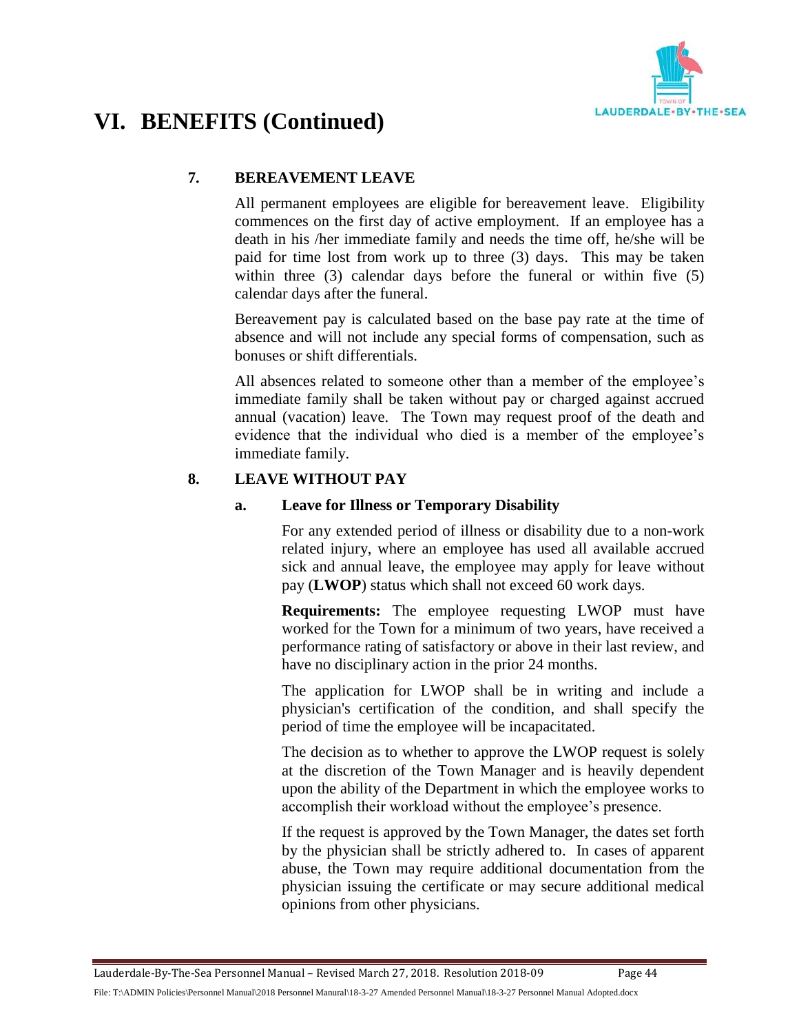# VI. BENEFITS (Continued)

## 7. BEREAVEMENT LEAVE

All permanent employees are eligible for bereavement leave. Eligibility commences on the first day of active employment. If an employee has a death in his /her immediate family and needs the time off, he/she will be paid for time lost from work up to three (3) days. This may be taken within three (3) calendar days before the funeral or within five (5) calendar days after the funeral.

Bereavement pay is calculated based on the base pay rate at the time of absence and will not include any special forms of compensation, such as bonuses or shift differentials.

All absences related to someone other than a member of the employee's immediate family shall be taken without pay or charged against accrued annual (vacation) leave. The Town may request proof of the death and evidence that the individual who died is a member of the employee's immediate family.

## 8. LEAVE WITHOUT PAY

### a. Leave for Illness or Temporary Disability

For any extended period of illness or disability due to a non-work related injury, where an employee has used all available accrued sick and annual leave, the employee may apply for leave without pay (**LWOP**) status which shall not exceed 60 work days.

**Requirements:** The employee requesting LWOP must have worked for the Town for a minimum of two years, have received a performance rating of satisfactory or above in their last review, and have no disciplinary action in the prior 24 months.

The application for LWOP shall be in writing and include a physician's certification of the condition, and shall specify the period of time the employee will be incapacitated.

The decision as to whether to approve the LWOP request is solely at the discretion of the Town Manager and is heavily dependent upon the ability of the Department in which the employee works to accomplish their workload without the employee's presence.

If the request is approved by the Town Manager, the dates set forth by the physician shall be strictly adhered to. In cases of apparent abuse, the Town may require additional documentation from the physician issuing the certificate or may secure additional medical opinions from other physicians.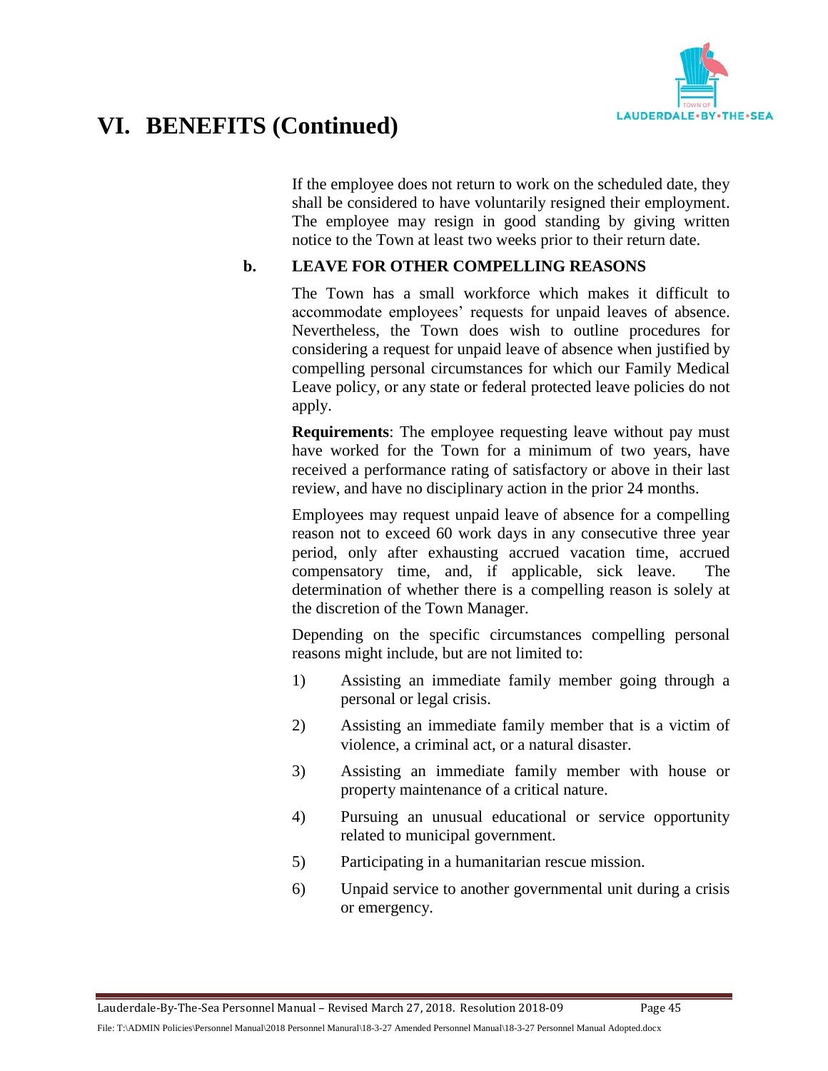# VI. BENEFITS (Continued)

If the employee does not return to work on the scheduled date, they shall be considered to have voluntarily resigned their employment. The employee may resign in good standing by giving written notice to the Town at least two weeks prior to their return date.

### b. LEAVE FOR OTHER COMPELLING REASONS

The Town has a small workforce which makes it difficult to accommodate employees' requests for unpaid leaves of absence. Nevertheless, the Town does wish to outline procedures for considering a request for unpaid leave of absence when justified by compelling personal circumstances for which our Family Medical Leave policy, or any state or federal protected leave policies do not apply.

**Requirements**: The employee requesting leave without pay must have worked for the Town for a minimum of two years, have received a performance rating of satisfactory or above in their last review, and have no disciplinary action in the prior 24 months.

Employees may request unpaid leave of absence for a compelling reason not to exceed 60 work days in any consecutive three year period, only after exhausting accrued vacation time, accrued compensatory time, and, if applicable, sick leave. The determination of whether there is a compelling reason is solely at the discretion of the Town Manager.

Depending on the specific circumstances compelling personal reasons might include, but are not limited to:

1) Assisting an immediate family member going through a personal or legal crisis.
2) Assisting an immediate family member that is a victim of violence, a criminal act, or a natural disaster.
3) Assisting an immediate family member with house or property maintenance of a critical nature.
4) Pursuing an unusual educational or service opportunity related to municipal government.
5) Participating in a humanitarian rescue mission.
6) Unpaid service to another governmental unit during a crisis or emergency.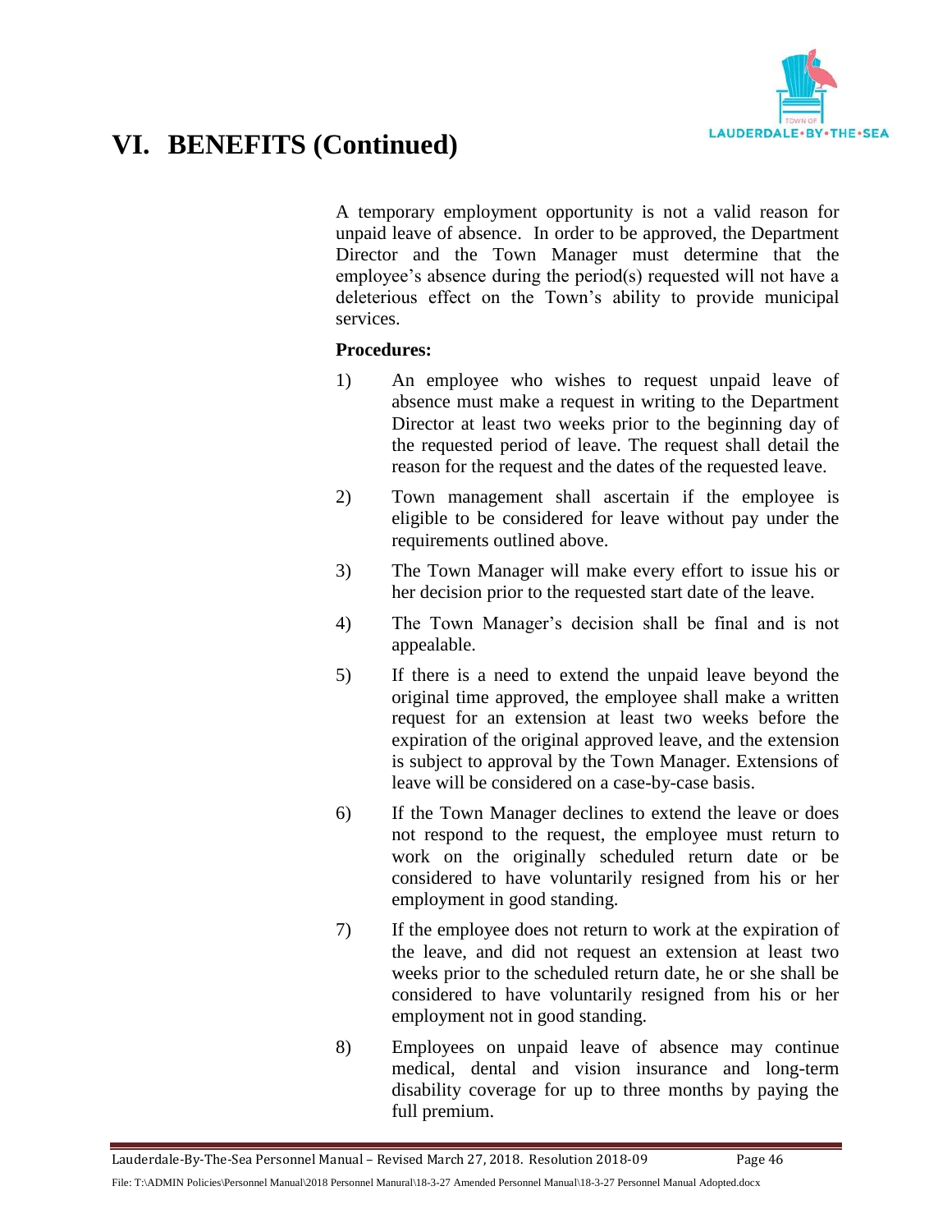# VI. BENEFITS (Continued)

A temporary employment opportunity is not a valid reason for unpaid leave of absence. In order to be approved, the Department Director and the Town Manager must determine that the employee's absence during the period(s) requested will not have a deleterious effect on the Town's ability to provide municipal services.

**Procedures:**

1) An employee who wishes to request unpaid leave of absence must make a request in writing to the Department Director at least two weeks prior to the beginning day of the requested period of leave. The request shall detail the reason for the request and the dates of the requested leave.

2) Town management shall ascertain if the employee is eligible to be considered for leave without pay under the requirements outlined above.

3) The Town Manager will make every effort to issue his or her decision prior to the requested start date of the leave.

4) The Town Manager's decision shall be final and is not appealable.

5) If there is a need to extend the unpaid leave beyond the original time approved, the employee shall make a written request for an extension at least two weeks before the expiration of the original approved leave, and the extension is subject to approval by the Town Manager. Extensions of leave will be considered on a case-by-case basis.

6) If the Town Manager declines to extend the leave or does not respond to the request, the employee must return to work on the originally scheduled return date or be considered to have voluntarily resigned from his or her employment in good standing.

7) If the employee does not return to work at the expiration of the leave, and did not request an extension at least two weeks prior to the scheduled return date, he or she shall be considered to have voluntarily resigned from his or her employment not in good standing.

8) Employees on unpaid leave of absence may continue medical, dental and vision insurance and long-term disability coverage for up to three months by paying the full premium.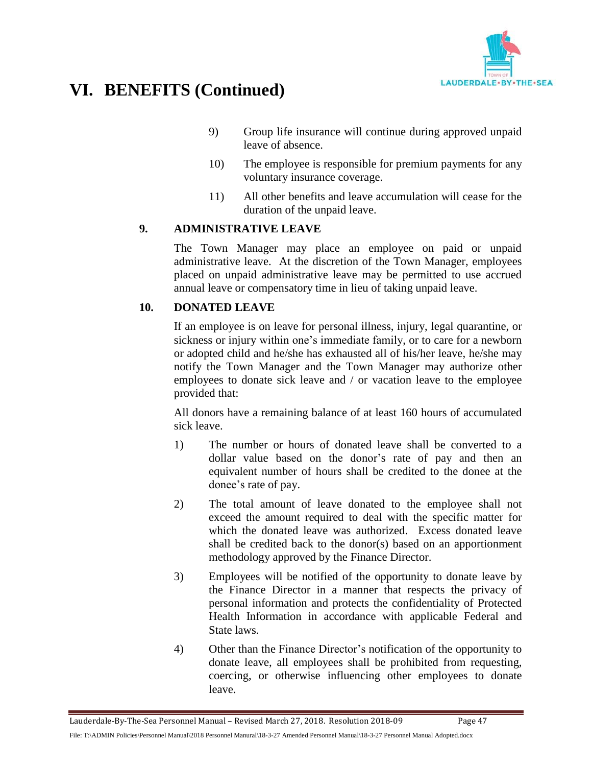# VI. BENEFITS (Continued)

9) Group life insurance will continue during approved unpaid leave of absence.

10) The employee is responsible for premium payments for any voluntary insurance coverage.

11) All other benefits and leave accumulation will cease for the duration of the unpaid leave.

### 9. ADMINISTRATIVE LEAVE

The Town Manager may place an employee on paid or unpaid administrative leave. At the discretion of the Town Manager, employees placed on unpaid administrative leave may be permitted to use accrued annual leave or compensatory time in lieu of taking unpaid leave.

### 10. DONATED LEAVE

If an employee is on leave for personal illness, injury, legal quarantine, or sickness or injury within one's immediate family, or to care for a newborn or adopted child and he/she has exhausted all of his/her leave, he/she may notify the Town Manager and the Town Manager may authorize other employees to donate sick leave and / or vacation leave to the employee provided that:

All donors have a remaining balance of at least 160 hours of accumulated sick leave.

1) The number or hours of donated leave shall be converted to a dollar value based on the donor's rate of pay and then an equivalent number of hours shall be credited to the donee at the donee's rate of pay.

2) The total amount of leave donated to the employee shall not exceed the amount required to deal with the specific matter for which the donated leave was authorized. Excess donated leave shall be credited back to the donor(s) based on an apportionment methodology approved by the Finance Director.

3) Employees will be notified of the opportunity to donate leave by the Finance Director in a manner that respects the privacy of personal information and protects the confidentiality of Protected Health Information in accordance with applicable Federal and State laws.

4) Other than the Finance Director's notification of the opportunity to donate leave, all employees shall be prohibited from requesting, coercing, or otherwise influencing other employees to donate leave.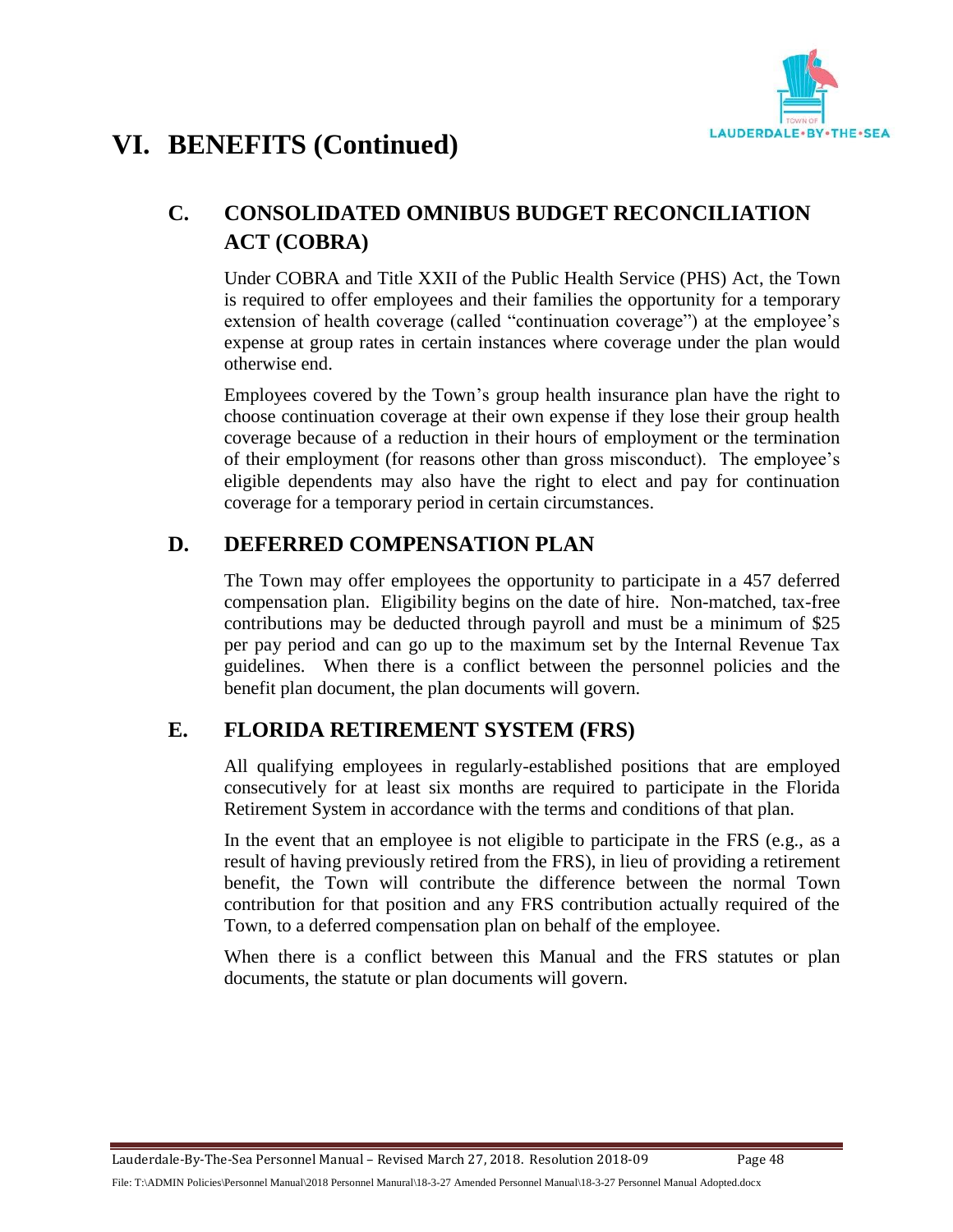# VI. BENEFITS (Continued)

## C. CONSOLIDATED OMNIBUS BUDGET RECONCILIATION ACT (COBRA)

Under COBRA and Title XXII of the Public Health Service (PHS) Act, the Town is required to offer employees and their families the opportunity for a temporary extension of health coverage (called "continuation coverage") at the employee's expense at group rates in certain instances where coverage under the plan would otherwise end.

Employees covered by the Town's group health insurance plan have the right to choose continuation coverage at their own expense if they lose their group health coverage because of a reduction in their hours of employment or the termination of their employment (for reasons other than gross misconduct). The employee's eligible dependents may also have the right to elect and pay for continuation coverage for a temporary period in certain circumstances.

## D. DEFERRED COMPENSATION PLAN

The Town may offer employees the opportunity to participate in a 457 deferred compensation plan. Eligibility begins on the date of hire. Non-matched, tax-free contributions may be deducted through payroll and must be a minimum of $25 per pay period and can go up to the maximum set by the Internal Revenue Tax guidelines. When there is a conflict between the personnel policies and the benefit plan document, the plan documents will govern.

## E. FLORIDA RETIREMENT SYSTEM (FRS)

All qualifying employees in regularly-established positions that are employed consecutively for at least six months are required to participate in the Florida Retirement System in accordance with the terms and conditions of that plan.

In the event that an employee is not eligible to participate in the FRS (e.g., as a result of having previously retired from the FRS), in lieu of providing a retirement benefit, the Town will contribute the difference between the normal Town contribution for that position and any FRS contribution actually required of the Town, to a deferred compensation plan on behalf of the employee.

When there is a conflict between this Manual and the FRS statutes or plan documents, the statute or plan documents will govern.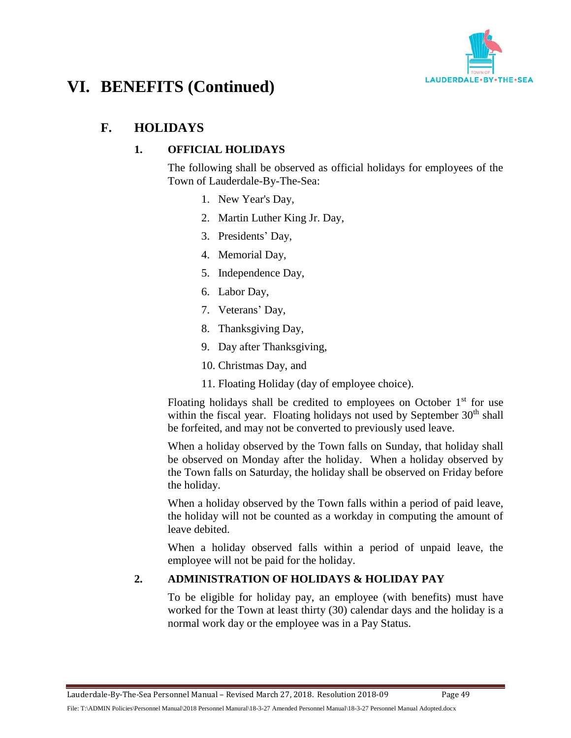# VI. BENEFITS (Continued)

## F. HOLIDAYS

### 1. OFFICIAL HOLIDAYS

The following shall be observed as official holidays for employees of the Town of Lauderdale-By-The-Sea:

1. New Year's Day,
2. Martin Luther King Jr. Day,
3. Presidents' Day,
4. Memorial Day,
5. Independence Day,
6. Labor Day,
7. Veterans' Day,
8. Thanksgiving Day,
9. Day after Thanksgiving,
10. Christmas Day, and
11. Floating Holiday (day of employee choice).

Floating holidays shall be credited to employees on October 1st for use within the fiscal year. Floating holidays not used by September 30th shall be forfeited, and may not be converted to previously used leave.

When a holiday observed by the Town falls on Sunday, that holiday shall be observed on Monday after the holiday. When a holiday observed by the Town falls on Saturday, the holiday shall be observed on Friday before the holiday.

When a holiday observed by the Town falls within a period of paid leave, the holiday will not be counted as a workday in computing the amount of leave debited.

When a holiday observed falls within a period of unpaid leave, the employee will not be paid for the holiday.

### 2. ADMINISTRATION OF HOLIDAYS & HOLIDAY PAY

To be eligible for holiday pay, an employee (with benefits) must have worked for the Town at least thirty (30) calendar days and the holiday is a normal work day or the employee was in a Pay Status.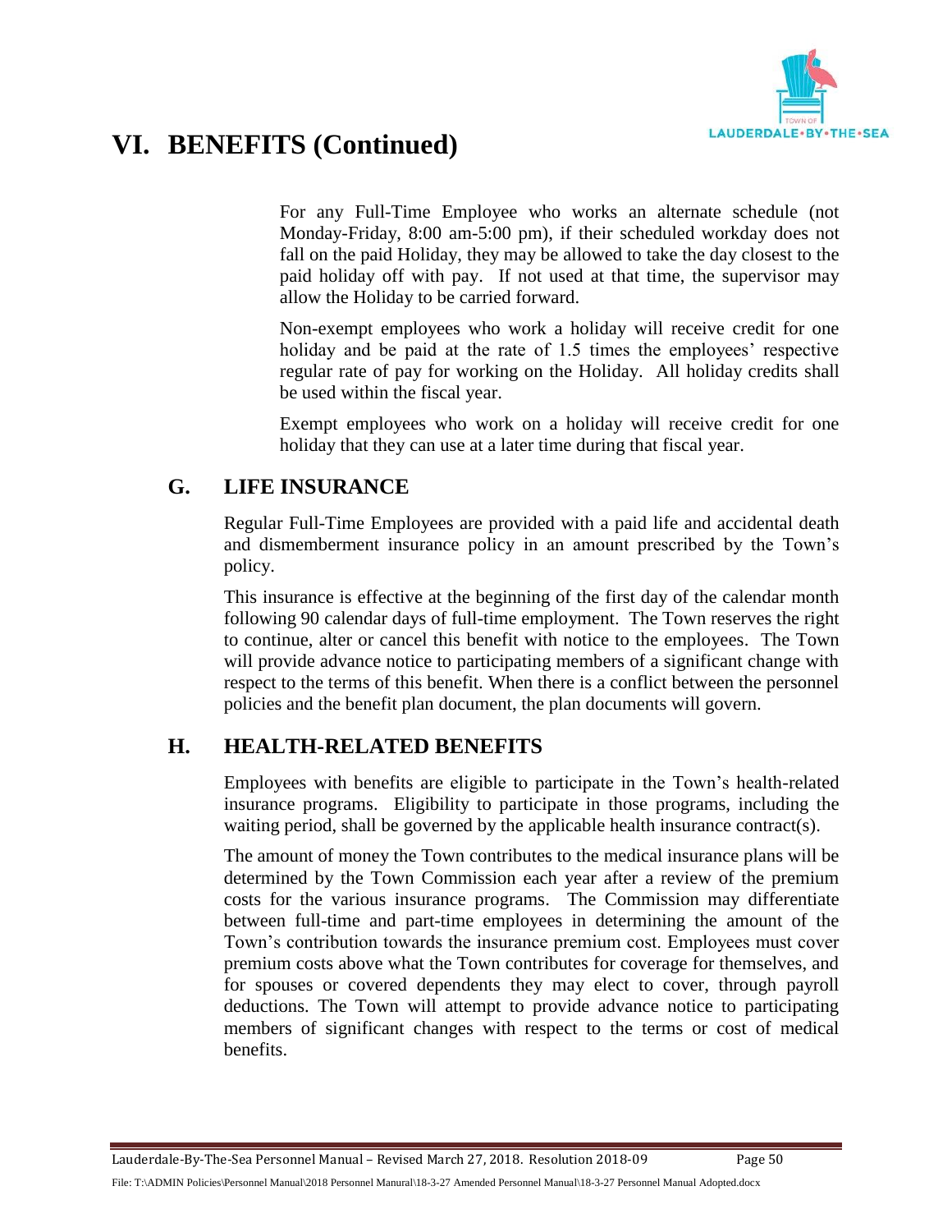# VI. BENEFITS (Continued)

For any Full-Time Employee who works an alternate schedule (not Monday-Friday, 8:00 am-5:00 pm), if their scheduled workday does not fall on the paid Holiday, they may be allowed to take the day closest to the paid holiday off with pay. If not used at that time, the supervisor may allow the Holiday to be carried forward.

Non-exempt employees who work a holiday will receive credit for one holiday and be paid at the rate of 1.5 times the employees' respective regular rate of pay for working on the Holiday. All holiday credits shall be used within the fiscal year.

Exempt employees who work on a holiday will receive credit for one holiday that they can use at a later time during that fiscal year.

## G. LIFE INSURANCE

Regular Full-Time Employees are provided with a paid life and accidental death and dismemberment insurance policy in an amount prescribed by the Town's policy.

This insurance is effective at the beginning of the first day of the calendar month following 90 calendar days of full-time employment. The Town reserves the right to continue, alter or cancel this benefit with notice to the employees. The Town will provide advance notice to participating members of a significant change with respect to the terms of this benefit. When there is a conflict between the personnel policies and the benefit plan document, the plan documents will govern.

## H. HEALTH-RELATED BENEFITS

Employees with benefits are eligible to participate in the Town's health-related insurance programs. Eligibility to participate in those programs, including the waiting period, shall be governed by the applicable health insurance contract(s).

The amount of money the Town contributes to the medical insurance plans will be determined by the Town Commission each year after a review of the premium costs for the various insurance programs. The Commission may differentiate between full-time and part-time employees in determining the amount of the Town's contribution towards the insurance premium cost. Employees must cover premium costs above what the Town contributes for coverage for themselves, and for spouses or covered dependents they may elect to cover, through payroll deductions. The Town will attempt to provide advance notice to participating members of significant changes with respect to the terms or cost of medical benefits.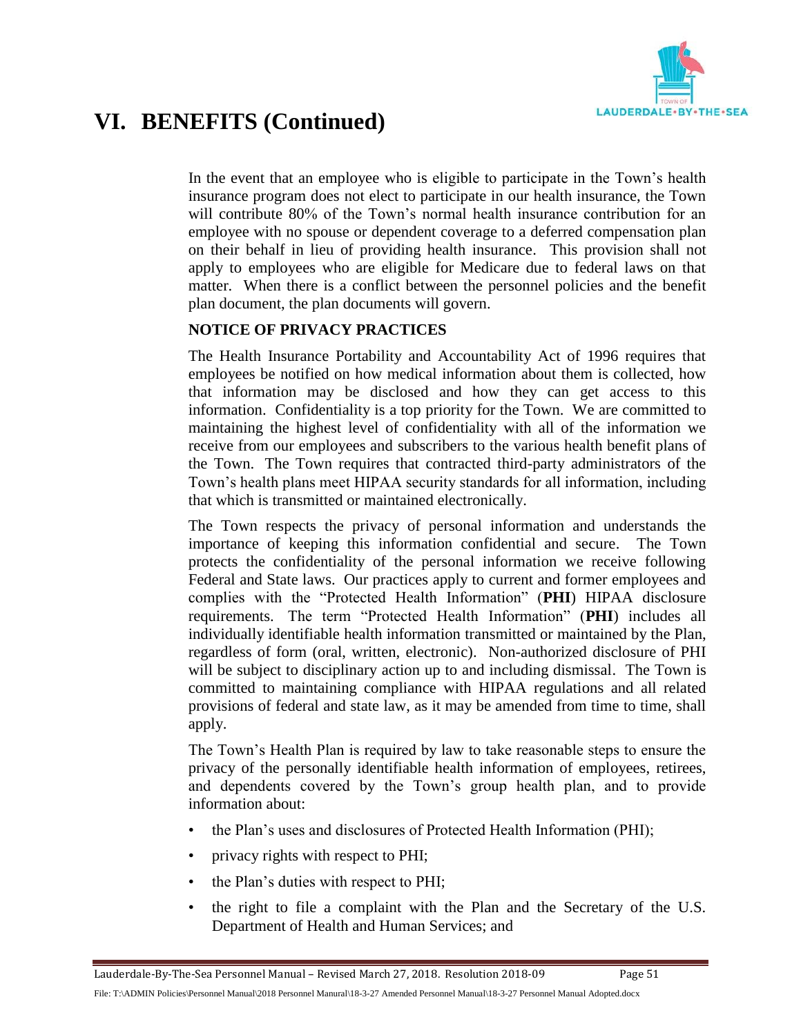# VI. BENEFITS (Continued)

In the event that an employee who is eligible to participate in the Town's health insurance program does not elect to participate in our health insurance, the Town will contribute 80% of the Town's normal health insurance contribution for an employee with no spouse or dependent coverage to a deferred compensation plan on their behalf in lieu of providing health insurance. This provision shall not apply to employees who are eligible for Medicare due to federal laws on that matter. When there is a conflict between the personnel policies and the benefit plan document, the plan documents will govern.

**NOTICE OF PRIVACY PRACTICES**

The Health Insurance Portability and Accountability Act of 1996 requires that employees be notified on how medical information about them is collected, how that information may be disclosed and how they can get access to this information. Confidentiality is a top priority for the Town. We are committed to maintaining the highest level of confidentiality with all of the information we receive from our employees and subscribers to the various health benefit plans of the Town. The Town requires that contracted third-party administrators of the Town's health plans meet HIPAA security standards for all information, including that which is transmitted or maintained electronically.

The Town respects the privacy of personal information and understands the importance of keeping this information confidential and secure. The Town protects the confidentiality of the personal information we receive following Federal and State laws. Our practices apply to current and former employees and complies with the "Protected Health Information" (**PHI**) HIPAA disclosure requirements. The term "Protected Health Information" (**PHI**) includes all individually identifiable health information transmitted or maintained by the Plan, regardless of form (oral, written, electronic). Non-authorized disclosure of PHI will be subject to disciplinary action up to and including dismissal. The Town is committed to maintaining compliance with HIPAA regulations and all related provisions of federal and state law, as it may be amended from time to time, shall apply.

The Town's Health Plan is required by law to take reasonable steps to ensure the privacy of the personally identifiable health information of employees, retirees, and dependents covered by the Town's group health plan, and to provide information about:

- the Plan's uses and disclosures of Protected Health Information (PHI);
- privacy rights with respect to PHI;
- the Plan's duties with respect to PHI;
- the right to file a complaint with the Plan and the Secretary of the U.S. Department of Health and Human Services; and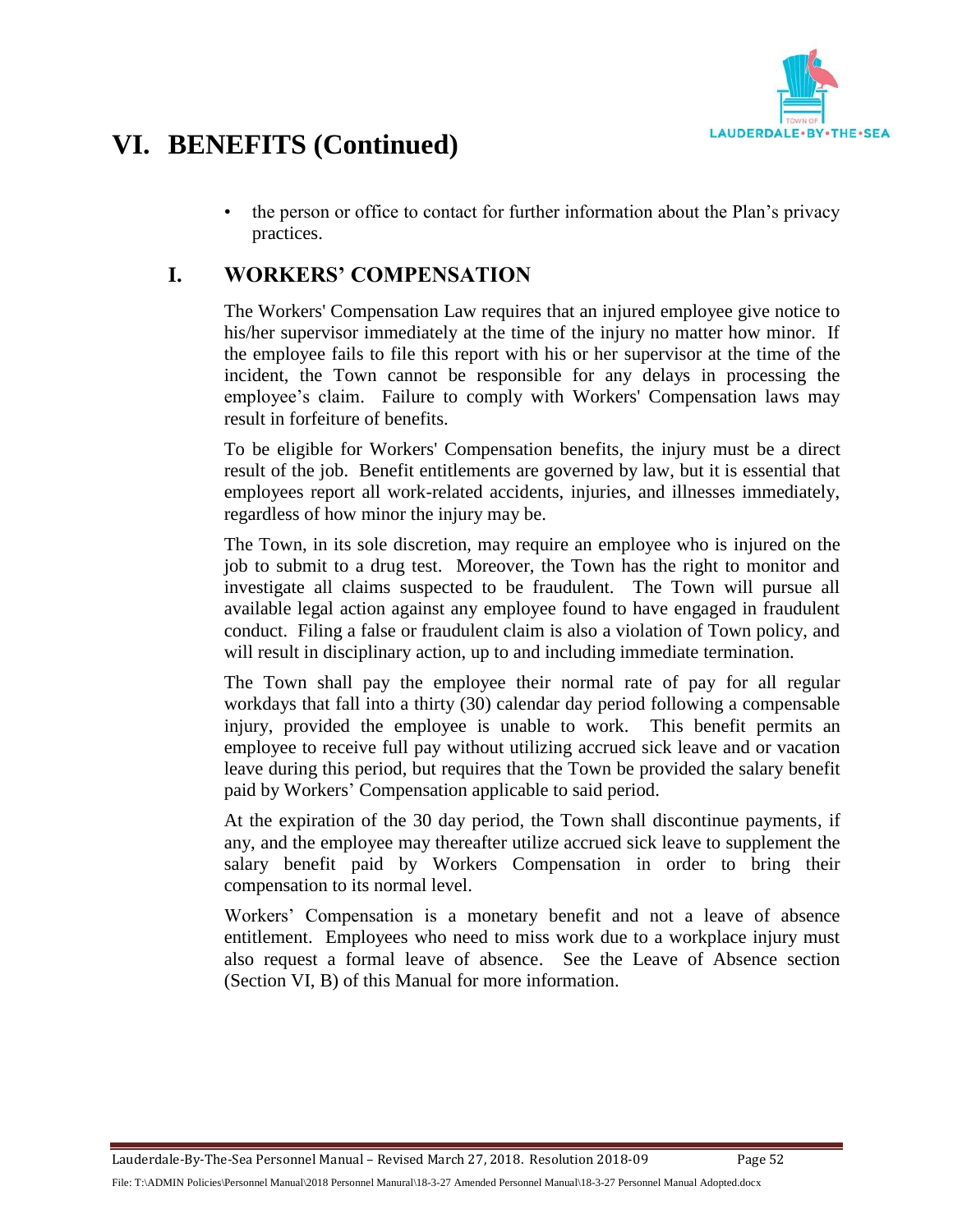# VI. BENEFITS (Continued)

- the person or office to contact for further information about the Plan's privacy practices.

## I. WORKERS' COMPENSATION

The Workers' Compensation Law requires that an injured employee give notice to his/her supervisor immediately at the time of the injury no matter how minor. If the employee fails to file this report with his or her supervisor at the time of the incident, the Town cannot be responsible for any delays in processing the employee's claim. Failure to comply with Workers' Compensation laws may result in forfeiture of benefits.

To be eligible for Workers' Compensation benefits, the injury must be a direct result of the job. Benefit entitlements are governed by law, but it is essential that employees report all work-related accidents, injuries, and illnesses immediately, regardless of how minor the injury may be.

The Town, in its sole discretion, may require an employee who is injured on the job to submit to a drug test. Moreover, the Town has the right to monitor and investigate all claims suspected to be fraudulent. The Town will pursue all available legal action against any employee found to have engaged in fraudulent conduct. Filing a false or fraudulent claim is also a violation of Town policy, and will result in disciplinary action, up to and including immediate termination.

The Town shall pay the employee their normal rate of pay for all regular workdays that fall into a thirty (30) calendar day period following a compensable injury, provided the employee is unable to work. This benefit permits an employee to receive full pay without utilizing accrued sick leave and or vacation leave during this period, but requires that the Town be provided the salary benefit paid by Workers' Compensation applicable to said period.

At the expiration of the 30 day period, the Town shall discontinue payments, if any, and the employee may thereafter utilize accrued sick leave to supplement the salary benefit paid by Workers Compensation in order to bring their compensation to its normal level.

Workers' Compensation is a monetary benefit and not a leave of absence entitlement. Employees who need to miss work due to a workplace injury must also request a formal leave of absence. See the Leave of Absence section (Section VI, B) of this Manual for more information.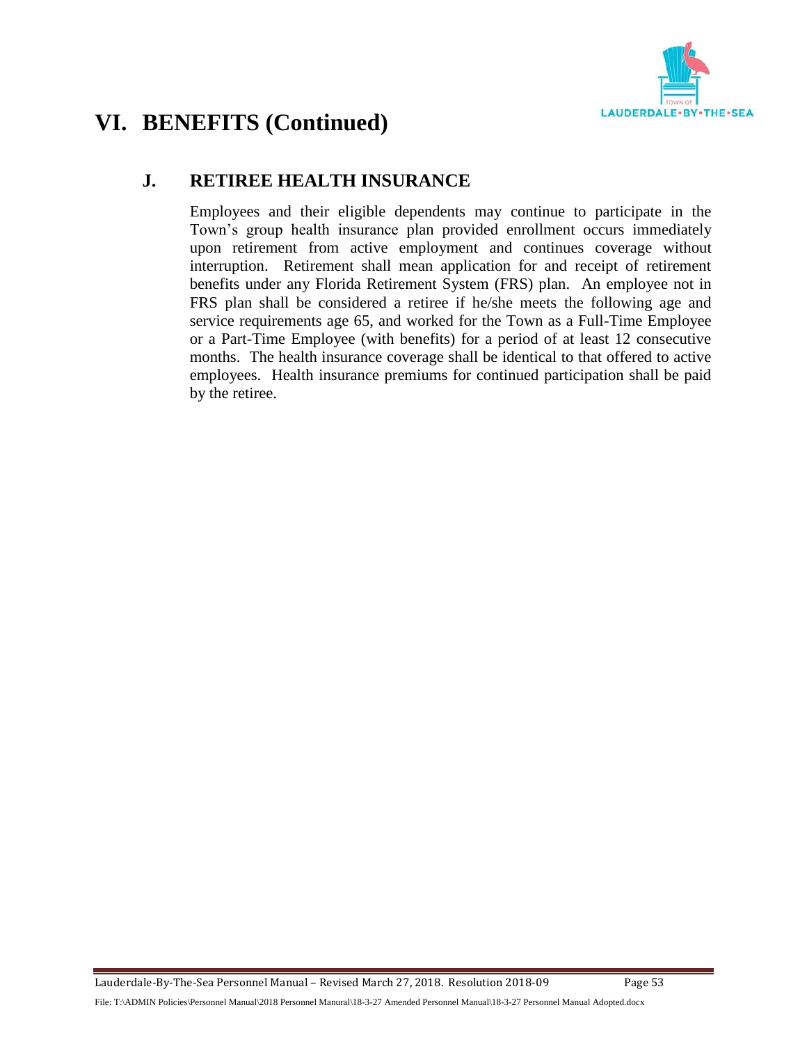# VI. BENEFITS (Continued)

## J. RETIREE HEALTH INSURANCE

Employees and their eligible dependents may continue to participate in the Town's group health insurance plan provided enrollment occurs immediately upon retirement from active employment and continues coverage without interruption. Retirement shall mean application for and receipt of retirement benefits under any Florida Retirement System (FRS) plan. An employee not in FRS plan shall be considered a retiree if he/she meets the following age and service requirements age 65, and worked for the Town as a Full-Time Employee or a Part-Time Employee (with benefits) for a period of at least 12 consecutive months. The health insurance coverage shall be identical to that offered to active employees. Health insurance premiums for continued participation shall be paid by the retiree.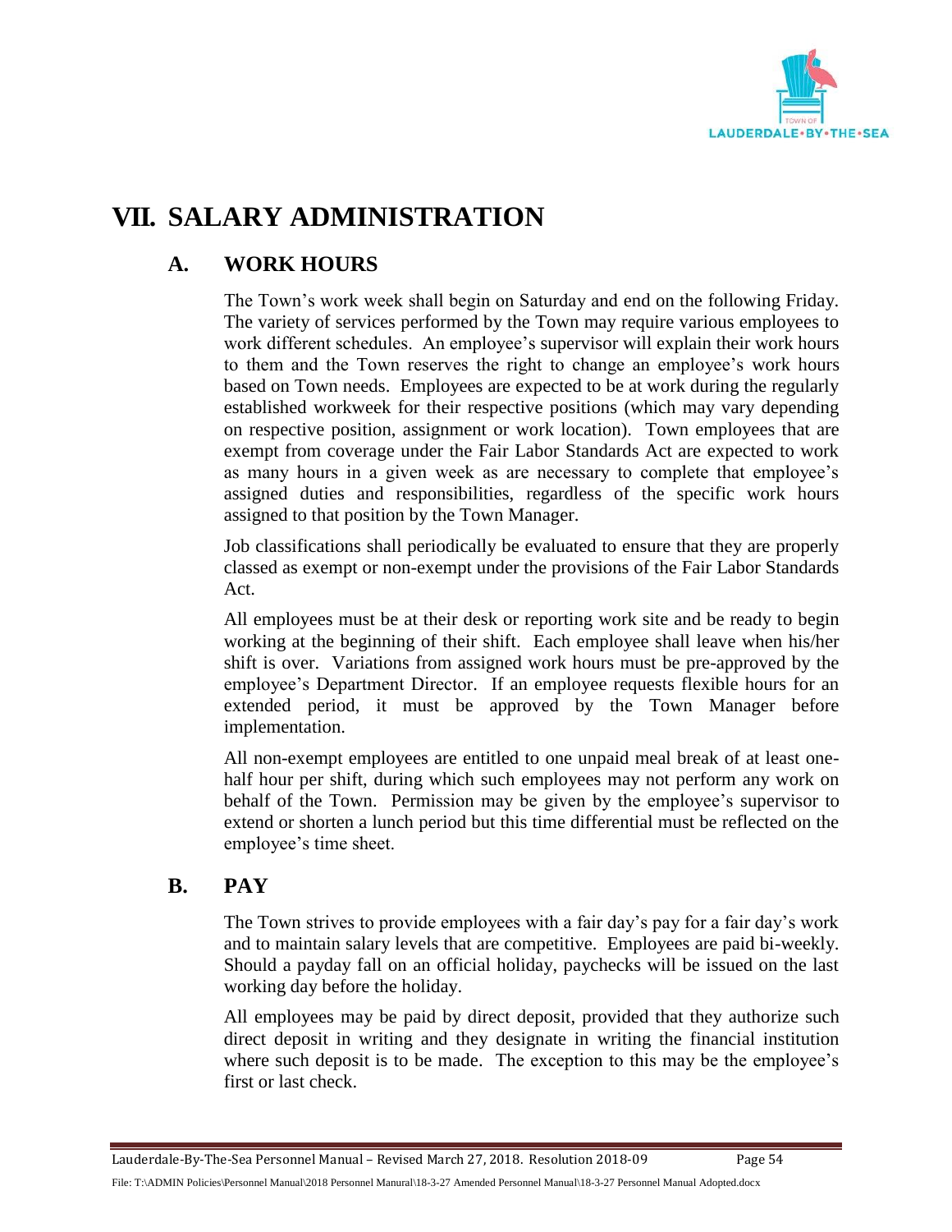# VII. SALARY ADMINISTRATION

## A. WORK HOURS

The Town's work week shall begin on Saturday and end on the following Friday. The variety of services performed by the Town may require various employees to work different schedules. An employee's supervisor will explain their work hours to them and the Town reserves the right to change an employee's work hours based on Town needs. Employees are expected to be at work during the regularly established workweek for their respective positions (which may vary depending on respective position, assignment or work location). Town employees that are exempt from coverage under the Fair Labor Standards Act are expected to work as many hours in a given week as are necessary to complete that employee's assigned duties and responsibilities, regardless of the specific work hours assigned to that position by the Town Manager.

Job classifications shall periodically be evaluated to ensure that they are properly classed as exempt or non-exempt under the provisions of the Fair Labor Standards Act.

All employees must be at their desk or reporting work site and be ready to begin working at the beginning of their shift. Each employee shall leave when his/her shift is over. Variations from assigned work hours must be pre-approved by the employee's Department Director. If an employee requests flexible hours for an extended period, it must be approved by the Town Manager before implementation.

All non-exempt employees are entitled to one unpaid meal break of at least one-half hour per shift, during which such employees may not perform any work on behalf of the Town. Permission may be given by the employee's supervisor to extend or shorten a lunch period but this time differential must be reflected on the employee's time sheet.

## B. PAY

The Town strives to provide employees with a fair day's pay for a fair day's work and to maintain salary levels that are competitive. Employees are paid bi-weekly. Should a payday fall on an official holiday, paychecks will be issued on the last working day before the holiday.

All employees may be paid by direct deposit, provided that they authorize such direct deposit in writing and they designate in writing the financial institution where such deposit is to be made. The exception to this may be the employee's first or last check.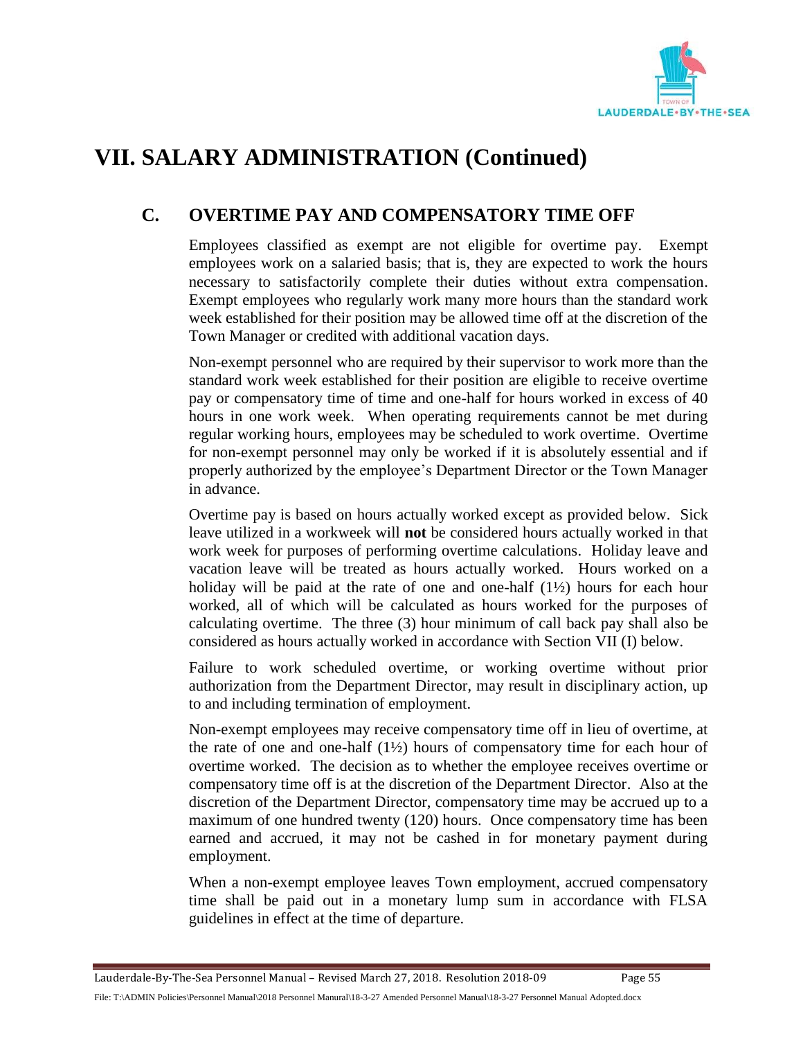# VII. SALARY ADMINISTRATION (Continued)

## C. OVERTIME PAY AND COMPENSATORY TIME OFF

Employees classified as exempt are not eligible for overtime pay. Exempt employees work on a salaried basis; that is, they are expected to work the hours necessary to satisfactorily complete their duties without extra compensation. Exempt employees who regularly work many more hours than the standard work week established for their position may be allowed time off at the discretion of the Town Manager or credited with additional vacation days.

Non-exempt personnel who are required by their supervisor to work more than the standard work week established for their position are eligible to receive overtime pay or compensatory time of time and one-half for hours worked in excess of 40 hours in one work week. When operating requirements cannot be met during regular working hours, employees may be scheduled to work overtime. Overtime for non-exempt personnel may only be worked if it is absolutely essential and if properly authorized by the employee's Department Director or the Town Manager in advance.

Overtime pay is based on hours actually worked except as provided below. Sick leave utilized in a workweek will **not** be considered hours actually worked in that work week for purposes of performing overtime calculations. Holiday leave and vacation leave will be treated as hours actually worked. Hours worked on a holiday will be paid at the rate of one and one-half (1½) hours for each hour worked, all of which will be calculated as hours worked for the purposes of calculating overtime. The three (3) hour minimum of call back pay shall also be considered as hours actually worked in accordance with Section VII (I) below.

Failure to work scheduled overtime, or working overtime without prior authorization from the Department Director, may result in disciplinary action, up to and including termination of employment.

Non-exempt employees may receive compensatory time off in lieu of overtime, at the rate of one and one-half (1½) hours of compensatory time for each hour of overtime worked. The decision as to whether the employee receives overtime or compensatory time off is at the discretion of the Department Director. Also at the discretion of the Department Director, compensatory time may be accrued up to a maximum of one hundred twenty (120) hours. Once compensatory time has been earned and accrued, it may not be cashed in for monetary payment during employment.

When a non-exempt employee leaves Town employment, accrued compensatory time shall be paid out in a monetary lump sum in accordance with FLSA guidelines in effect at the time of departure.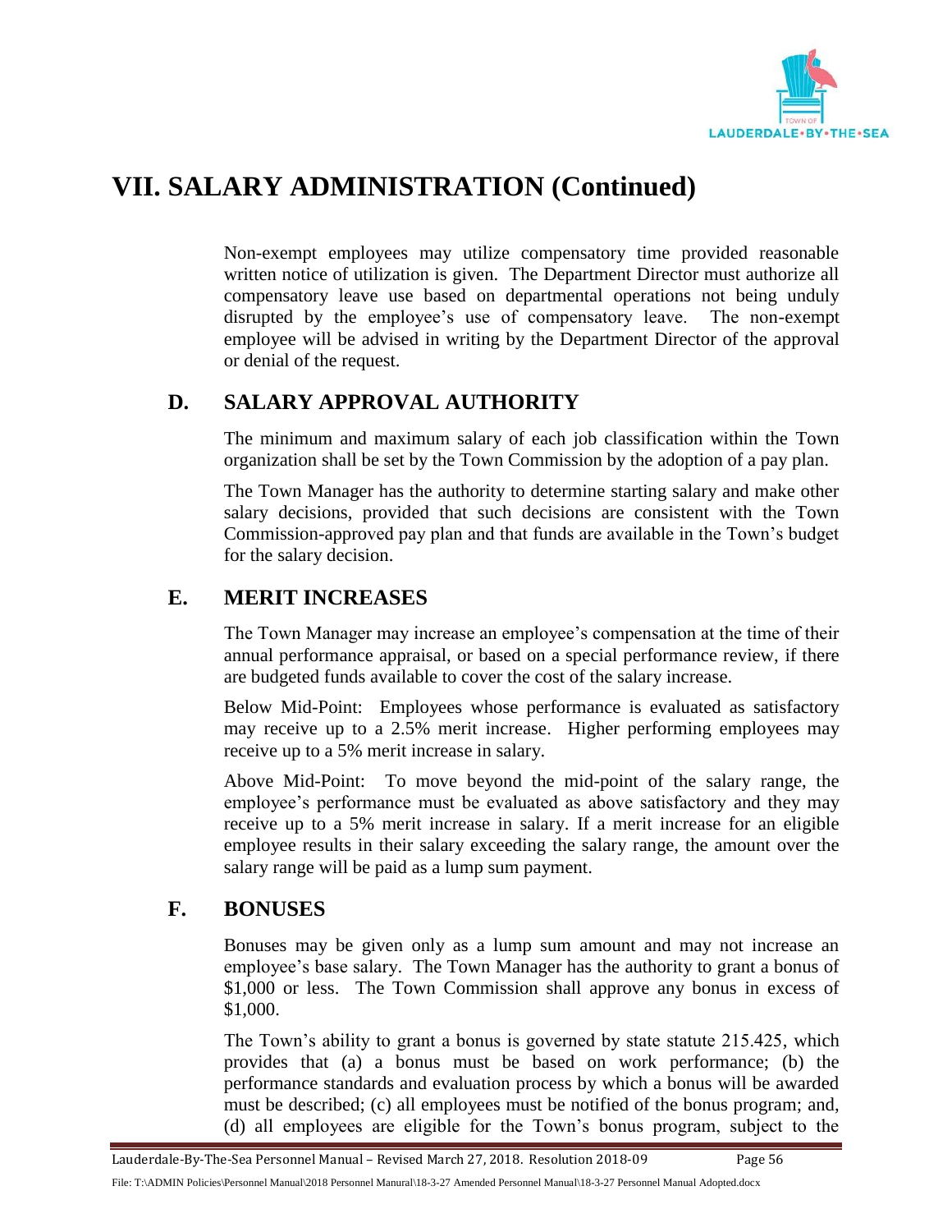# VII. SALARY ADMINISTRATION (Continued)

Non-exempt employees may utilize compensatory time provided reasonable written notice of utilization is given. The Department Director must authorize all compensatory leave use based on departmental operations not being unduly disrupted by the employee's use of compensatory leave. The non-exempt employee will be advised in writing by the Department Director of the approval or denial of the request.

## D. SALARY APPROVAL AUTHORITY

The minimum and maximum salary of each job classification within the Town organization shall be set by the Town Commission by the adoption of a pay plan.

The Town Manager has the authority to determine starting salary and make other salary decisions, provided that such decisions are consistent with the Town Commission-approved pay plan and that funds are available in the Town's budget for the salary decision.

## E. MERIT INCREASES

The Town Manager may increase an employee's compensation at the time of their annual performance appraisal, or based on a special performance review, if there are budgeted funds available to cover the cost of the salary increase.

Below Mid-Point: Employees whose performance is evaluated as satisfactory may receive up to a 2.5% merit increase. Higher performing employees may receive up to a 5% merit increase in salary.

Above Mid-Point: To move beyond the mid-point of the salary range, the employee's performance must be evaluated as above satisfactory and they may receive up to a 5% merit increase in salary. If a merit increase for an eligible employee results in their salary exceeding the salary range, the amount over the salary range will be paid as a lump sum payment.

## F. BONUSES

Bonuses may be given only as a lump sum amount and may not increase an employee's base salary. The Town Manager has the authority to grant a bonus of $1,000 or less. The Town Commission shall approve any bonus in excess of $1,000.

The Town's ability to grant a bonus is governed by state statute 215.425, which provides that (a) a bonus must be based on work performance; (b) the performance standards and evaluation process by which a bonus will be awarded must be described; (c) all employees must be notified of the bonus program; and, (d) all employees are eligible for the Town's bonus program, subject to the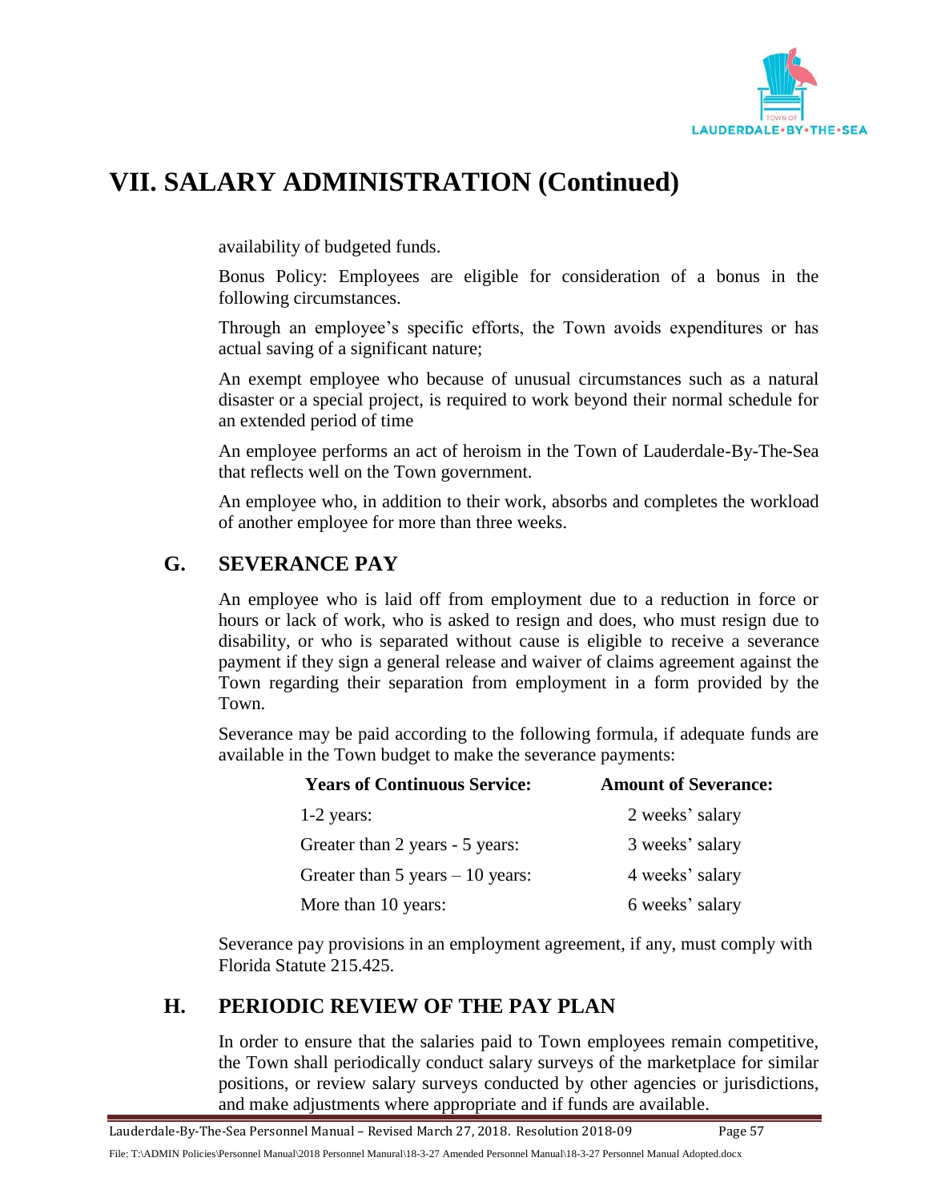# VII. SALARY ADMINISTRATION (Continued)

availability of budgeted funds.

Bonus Policy: Employees are eligible for consideration of a bonus in the following circumstances.

Through an employee's specific efforts, the Town avoids expenditures or has actual saving of a significant nature;

An exempt employee who because of unusual circumstances such as a natural disaster or a special project, is required to work beyond their normal schedule for an extended period of time

An employee performs an act of heroism in the Town of Lauderdale-By-The-Sea that reflects well on the Town government.

An employee who, in addition to their work, absorbs and completes the workload of another employee for more than three weeks.

## G. SEVERANCE PAY

An employee who is laid off from employment due to a reduction in force or hours or lack of work, who is asked to resign and does, who must resign due to disability, or who is separated without cause is eligible to receive a severance payment if they sign a general release and waiver of claims agreement against the Town regarding their separation from employment in a form provided by the Town.

Severance may be paid according to the following formula, if adequate funds are available in the Town budget to make the severance payments:

| Years of Continuous Service: | Amount of Severance: |
|---|---|
| 1-2 years: | 2 weeks' salary |
| Greater than 2 years - 5 years: | 3 weeks' salary |
| Greater than 5 years – 10 years: | 4 weeks' salary |
| More than 10 years: | 6 weeks' salary |

Severance pay provisions in an employment agreement, if any, must comply with Florida Statute 215.425.

## H. PERIODIC REVIEW OF THE PAY PLAN

In order to ensure that the salaries paid to Town employees remain competitive, the Town shall periodically conduct salary surveys of the marketplace for similar positions, or review salary surveys conducted by other agencies or jurisdictions, and make adjustments where appropriate and if funds are available.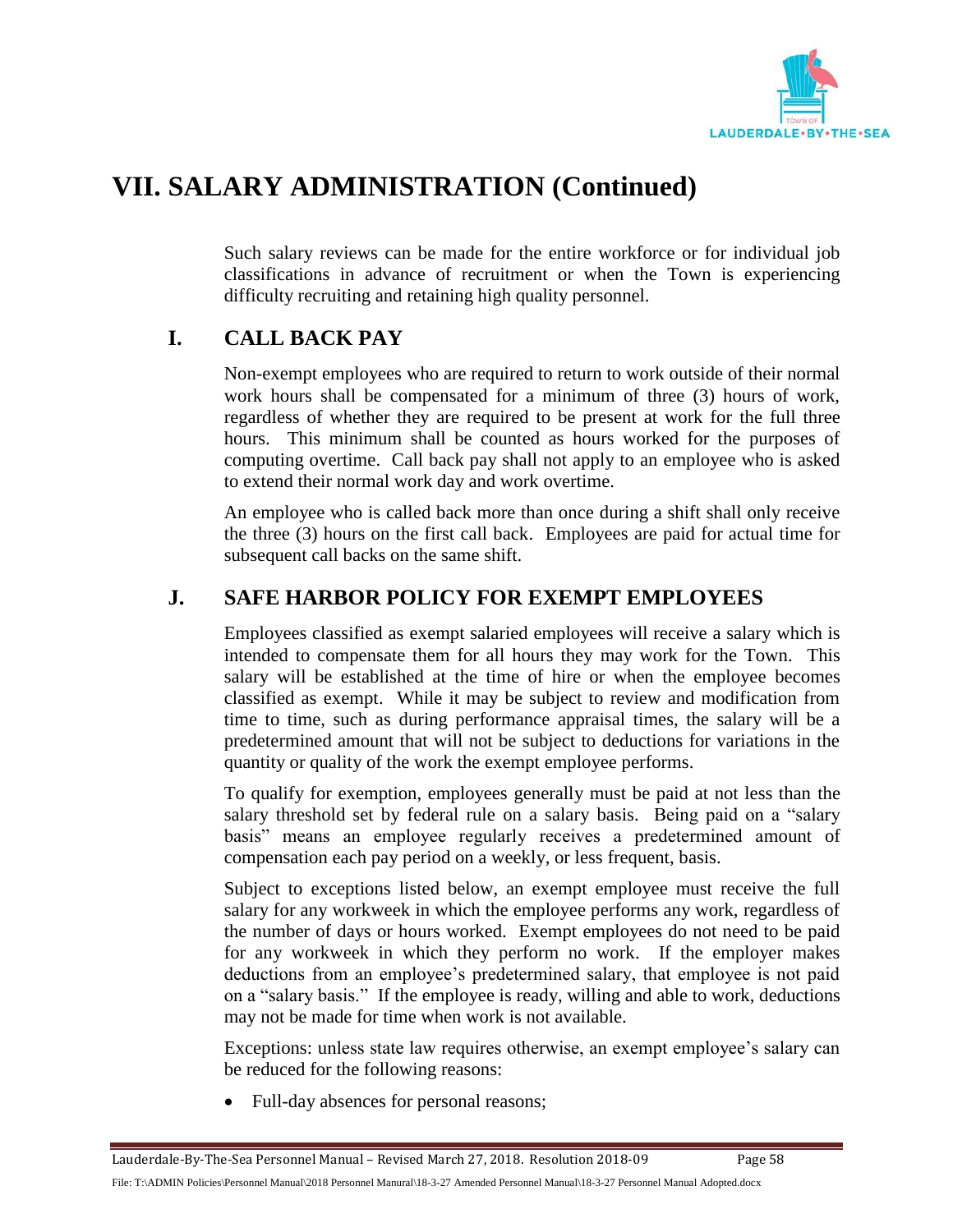# VII. SALARY ADMINISTRATION (Continued)

Such salary reviews can be made for the entire workforce or for individual job classifications in advance of recruitment or when the Town is experiencing difficulty recruiting and retaining high quality personnel.

## I. CALL BACK PAY

Non-exempt employees who are required to return to work outside of their normal work hours shall be compensated for a minimum of three (3) hours of work, regardless of whether they are required to be present at work for the full three hours. This minimum shall be counted as hours worked for the purposes of computing overtime. Call back pay shall not apply to an employee who is asked to extend their normal work day and work overtime.

An employee who is called back more than once during a shift shall only receive the three (3) hours on the first call back. Employees are paid for actual time for subsequent call backs on the same shift.

## J. SAFE HARBOR POLICY FOR EXEMPT EMPLOYEES

Employees classified as exempt salaried employees will receive a salary which is intended to compensate them for all hours they may work for the Town. This salary will be established at the time of hire or when the employee becomes classified as exempt. While it may be subject to review and modification from time to time, such as during performance appraisal times, the salary will be a predetermined amount that will not be subject to deductions for variations in the quantity or quality of the work the exempt employee performs.

To qualify for exemption, employees generally must be paid at not less than the salary threshold set by federal rule on a salary basis. Being paid on a "salary basis" means an employee regularly receives a predetermined amount of compensation each pay period on a weekly, or less frequent, basis.

Subject to exceptions listed below, an exempt employee must receive the full salary for any workweek in which the employee performs any work, regardless of the number of days or hours worked. Exempt employees do not need to be paid for any workweek in which they perform no work. If the employer makes deductions from an employee's predetermined salary, that employee is not paid on a "salary basis." If the employee is ready, willing and able to work, deductions may not be made for time when work is not available.

Exceptions: unless state law requires otherwise, an exempt employee's salary can be reduced for the following reasons:

- Full-day absences for personal reasons;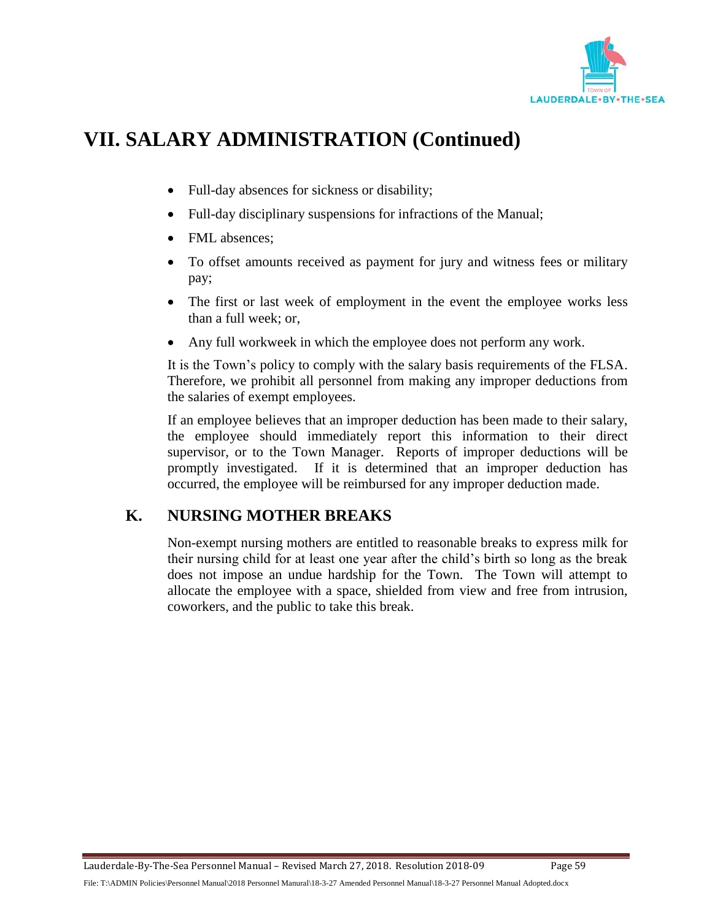# VII. SALARY ADMINISTRATION (Continued)

- Full-day absences for sickness or disability;
- Full-day disciplinary suspensions for infractions of the Manual;
- FML absences;
- To offset amounts received as payment for jury and witness fees or military pay;
- The first or last week of employment in the event the employee works less than a full week; or,
- Any full workweek in which the employee does not perform any work.

It is the Town's policy to comply with the salary basis requirements of the FLSA. Therefore, we prohibit all personnel from making any improper deductions from the salaries of exempt employees.

If an employee believes that an improper deduction has been made to their salary, the employee should immediately report this information to their direct supervisor, or to the Town Manager. Reports of improper deductions will be promptly investigated. If it is determined that an improper deduction has occurred, the employee will be reimbursed for any improper deduction made.

## K. NURSING MOTHER BREAKS

Non-exempt nursing mothers are entitled to reasonable breaks to express milk for their nursing child for at least one year after the child's birth so long as the break does not impose an undue hardship for the Town. The Town will attempt to allocate the employee with a space, shielded from view and free from intrusion, coworkers, and the public to take this break.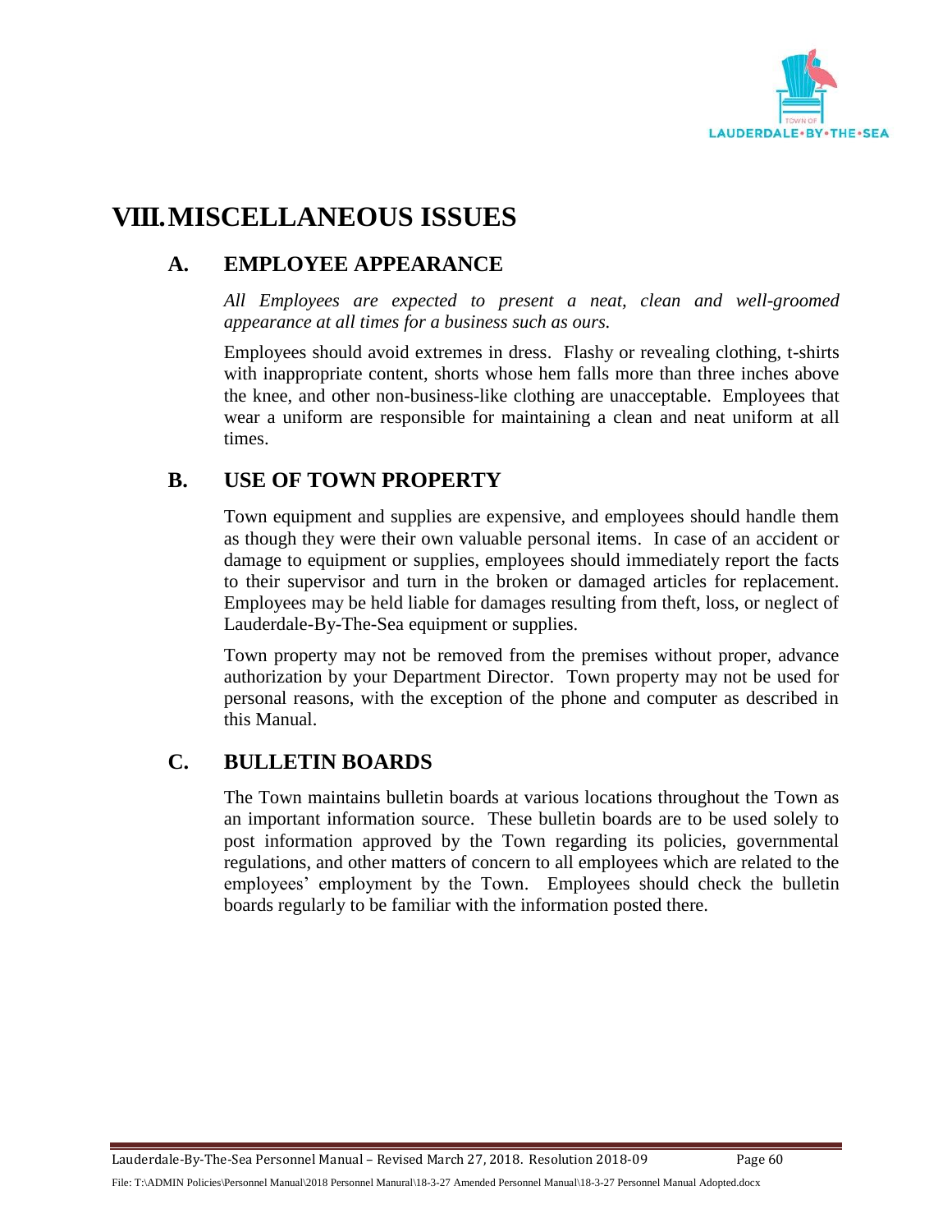# VIII. MISCELLANEOUS ISSUES

## A. EMPLOYEE APPEARANCE

*All Employees are expected to present a neat, clean and well-groomed appearance at all times for a business such as ours.*

Employees should avoid extremes in dress. Flashy or revealing clothing, t-shirts with inappropriate content, shorts whose hem falls more than three inches above the knee, and other non-business-like clothing are unacceptable. Employees that wear a uniform are responsible for maintaining a clean and neat uniform at all times.

## B. USE OF TOWN PROPERTY

Town equipment and supplies are expensive, and employees should handle them as though they were their own valuable personal items. In case of an accident or damage to equipment or supplies, employees should immediately report the facts to their supervisor and turn in the broken or damaged articles for replacement. Employees may be held liable for damages resulting from theft, loss, or neglect of Lauderdale-By-The-Sea equipment or supplies.

Town property may not be removed from the premises without proper, advance authorization by your Department Director. Town property may not be used for personal reasons, with the exception of the phone and computer as described in this Manual.

## C. BULLETIN BOARDS

The Town maintains bulletin boards at various locations throughout the Town as an important information source. These bulletin boards are to be used solely to post information approved by the Town regarding its policies, governmental regulations, and other matters of concern to all employees which are related to the employees' employment by the Town. Employees should check the bulletin boards regularly to be familiar with the information posted there.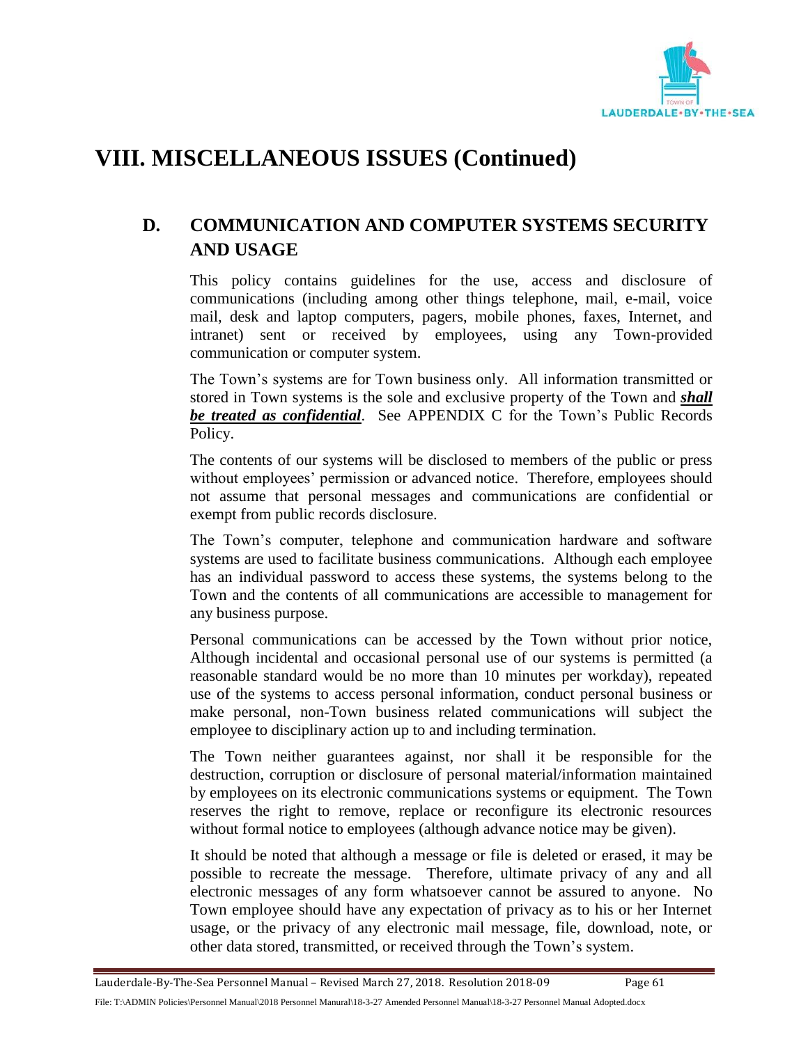# VIII. MISCELLANEOUS ISSUES (Continued)

## D. COMMUNICATION AND COMPUTER SYSTEMS SECURITY AND USAGE

This policy contains guidelines for the use, access and disclosure of communications (including among other things telephone, mail, e-mail, voice mail, desk and laptop computers, pagers, mobile phones, faxes, Internet, and intranet) sent or received by employees, using any Town-provided communication or computer system.

The Town's systems are for Town business only. All information transmitted or stored in Town systems is the sole and exclusive property of the Town and ***shall be treated as confidential***. See APPENDIX C for the Town's Public Records Policy.

The contents of our systems will be disclosed to members of the public or press without employees' permission or advanced notice. Therefore, employees should not assume that personal messages and communications are confidential or exempt from public records disclosure.

The Town's computer, telephone and communication hardware and software systems are used to facilitate business communications. Although each employee has an individual password to access these systems, the systems belong to the Town and the contents of all communications are accessible to management for any business purpose.

Personal communications can be accessed by the Town without prior notice, Although incidental and occasional personal use of our systems is permitted (a reasonable standard would be no more than 10 minutes per workday), repeated use of the systems to access personal information, conduct personal business or make personal, non-Town business related communications will subject the employee to disciplinary action up to and including termination.

The Town neither guarantees against, nor shall it be responsible for the destruction, corruption or disclosure of personal material/information maintained by employees on its electronic communications systems or equipment. The Town reserves the right to remove, replace or reconfigure its electronic resources without formal notice to employees (although advance notice may be given).

It should be noted that although a message or file is deleted or erased, it may be possible to recreate the message. Therefore, ultimate privacy of any and all electronic messages of any form whatsoever cannot be assured to anyone. No Town employee should have any expectation of privacy as to his or her Internet usage, or the privacy of any electronic mail message, file, download, note, or other data stored, transmitted, or received through the Town's system.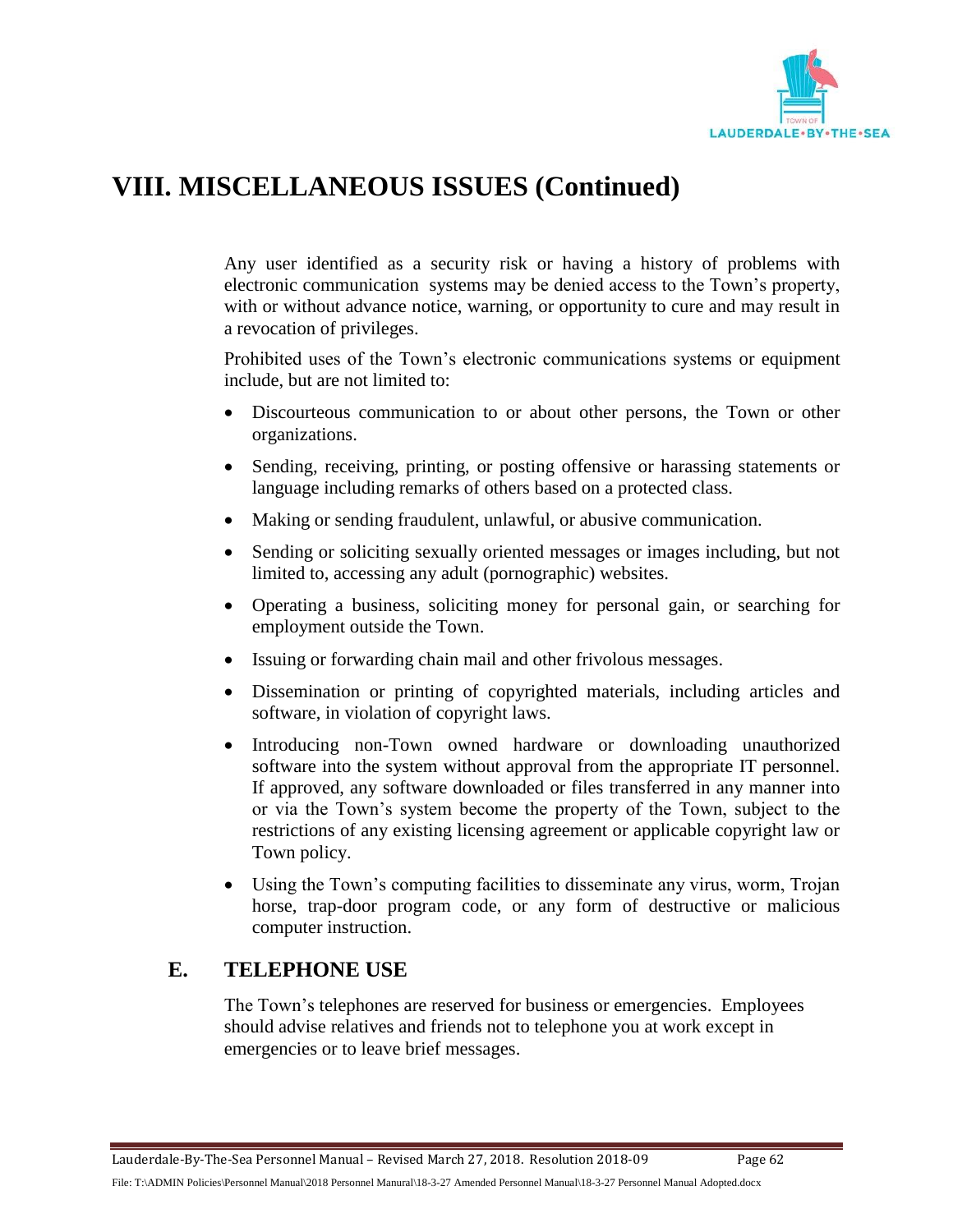# VIII. MISCELLANEOUS ISSUES (Continued)

Any user identified as a security risk or having a history of problems with electronic communication systems may be denied access to the Town's property, with or without advance notice, warning, or opportunity to cure and may result in a revocation of privileges.

Prohibited uses of the Town's electronic communications systems or equipment include, but are not limited to:

- Discourteous communication to or about other persons, the Town or other organizations.
- Sending, receiving, printing, or posting offensive or harassing statements or language including remarks of others based on a protected class.
- Making or sending fraudulent, unlawful, or abusive communication.
- Sending or soliciting sexually oriented messages or images including, but not limited to, accessing any adult (pornographic) websites.
- Operating a business, soliciting money for personal gain, or searching for employment outside the Town.
- Issuing or forwarding chain mail and other frivolous messages.
- Dissemination or printing of copyrighted materials, including articles and software, in violation of copyright laws.
- Introducing non-Town owned hardware or downloading unauthorized software into the system without approval from the appropriate IT personnel. If approved, any software downloaded or files transferred in any manner into or via the Town's system become the property of the Town, subject to the restrictions of any existing licensing agreement or applicable copyright law or Town policy.
- Using the Town's computing facilities to disseminate any virus, worm, Trojan horse, trap-door program code, or any form of destructive or malicious computer instruction.

## E. TELEPHONE USE

The Town's telephones are reserved for business or emergencies. Employees should advise relatives and friends not to telephone you at work except in emergencies or to leave brief messages.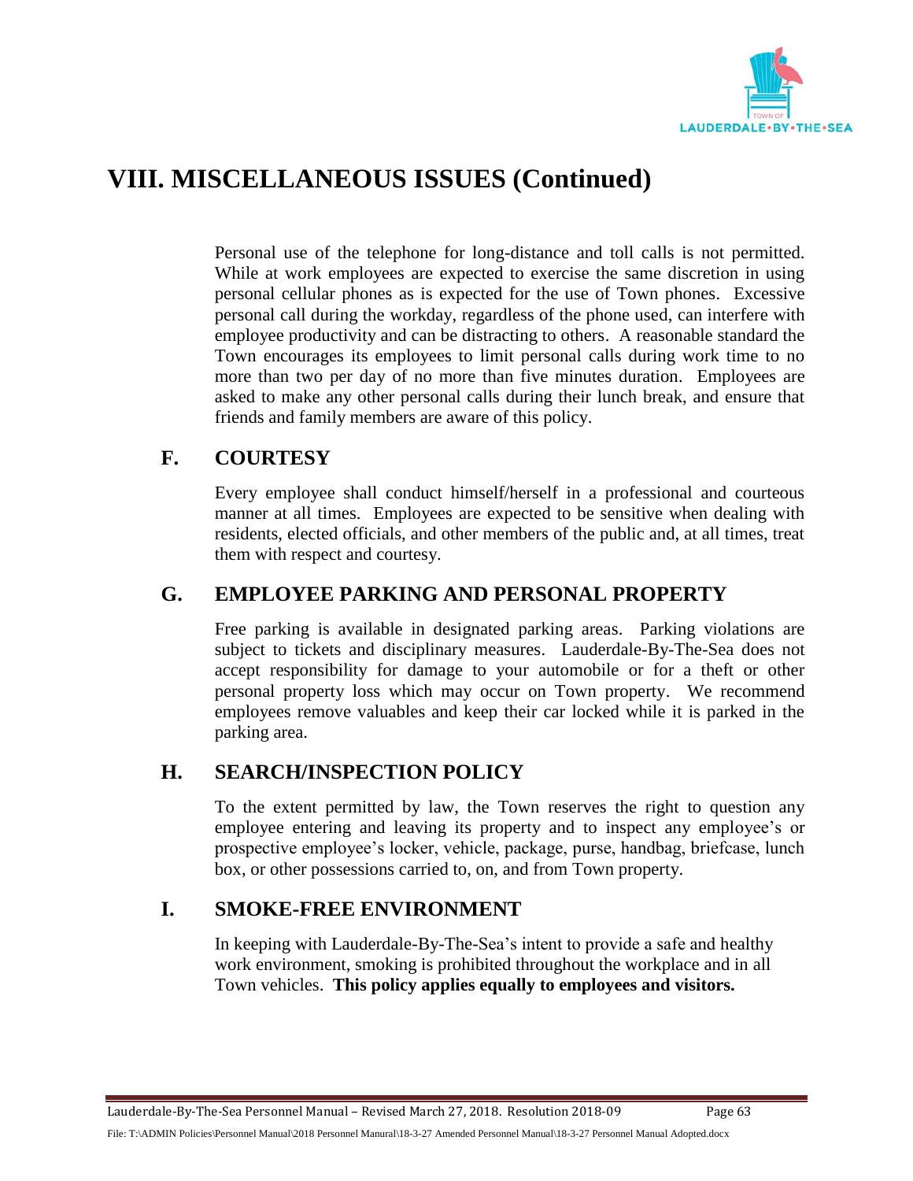# VIII. MISCELLANEOUS ISSUES (Continued)

Personal use of the telephone for long-distance and toll calls is not permitted. While at work employees are expected to exercise the same discretion in using personal cellular phones as is expected for the use of Town phones. Excessive personal call during the workday, regardless of the phone used, can interfere with employee productivity and can be distracting to others. A reasonable standard the Town encourages its employees to limit personal calls during work time to no more than two per day of no more than five minutes duration. Employees are asked to make any other personal calls during their lunch break, and ensure that friends and family members are aware of this policy.

## F. COURTESY

Every employee shall conduct himself/herself in a professional and courteous manner at all times. Employees are expected to be sensitive when dealing with residents, elected officials, and other members of the public and, at all times, treat them with respect and courtesy.

## G. EMPLOYEE PARKING AND PERSONAL PROPERTY

Free parking is available in designated parking areas. Parking violations are subject to tickets and disciplinary measures. Lauderdale-By-The-Sea does not accept responsibility for damage to your automobile or for a theft or other personal property loss which may occur on Town property. We recommend employees remove valuables and keep their car locked while it is parked in the parking area.

## H. SEARCH/INSPECTION POLICY

To the extent permitted by law, the Town reserves the right to question any employee entering and leaving its property and to inspect any employee's or prospective employee's locker, vehicle, package, purse, handbag, briefcase, lunch box, or other possessions carried to, on, and from Town property.

## I. SMOKE-FREE ENVIRONMENT

In keeping with Lauderdale-By-The-Sea's intent to provide a safe and healthy work environment, smoking is prohibited throughout the workplace and in all Town vehicles. **This policy applies equally to employees and visitors.**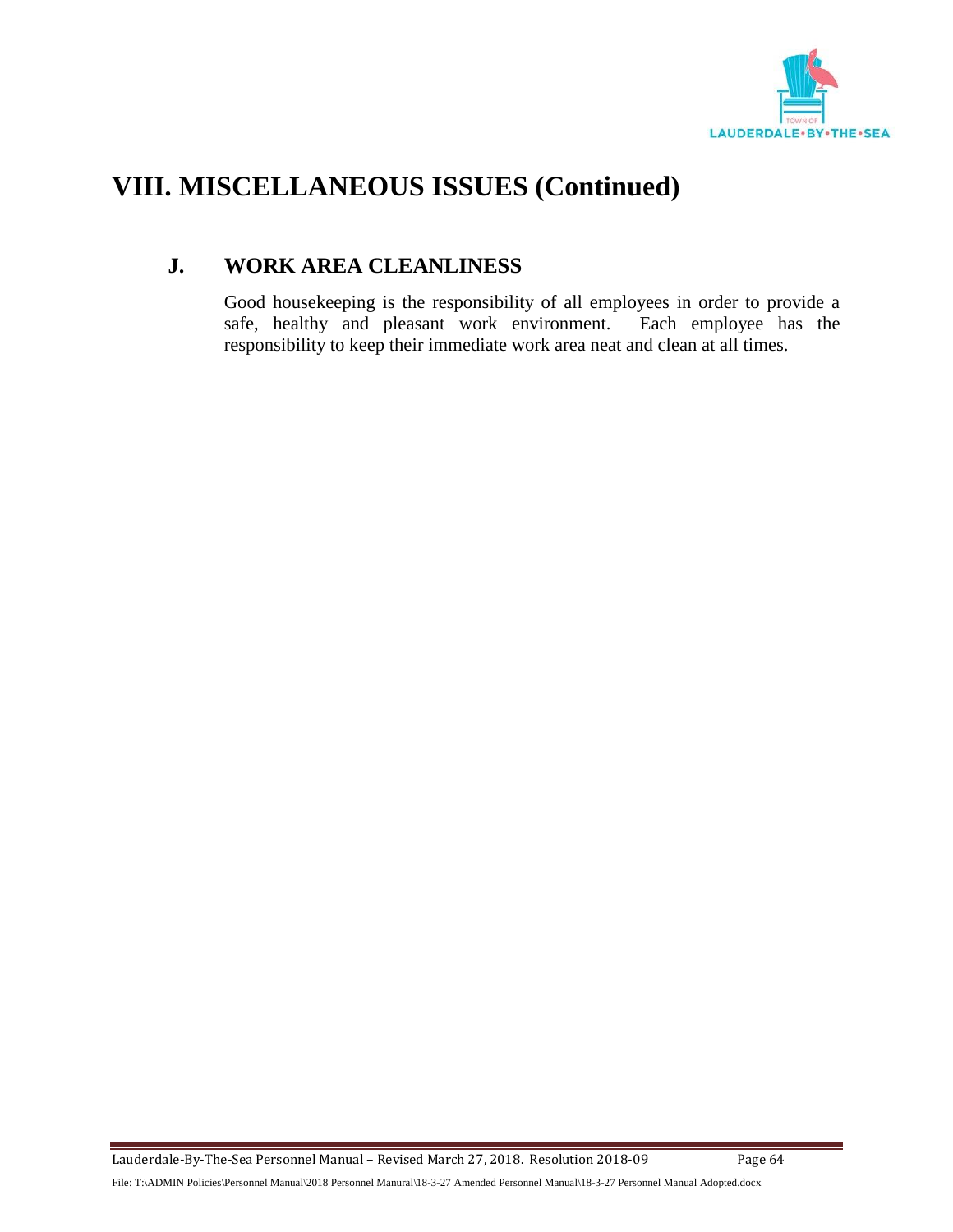# VIII. MISCELLANEOUS ISSUES (Continued)

## J. WORK AREA CLEANLINESS

Good housekeeping is the responsibility of all employees in order to provide a safe, healthy and pleasant work environment. Each employee has the responsibility to keep their immediate work area neat and clean at all times.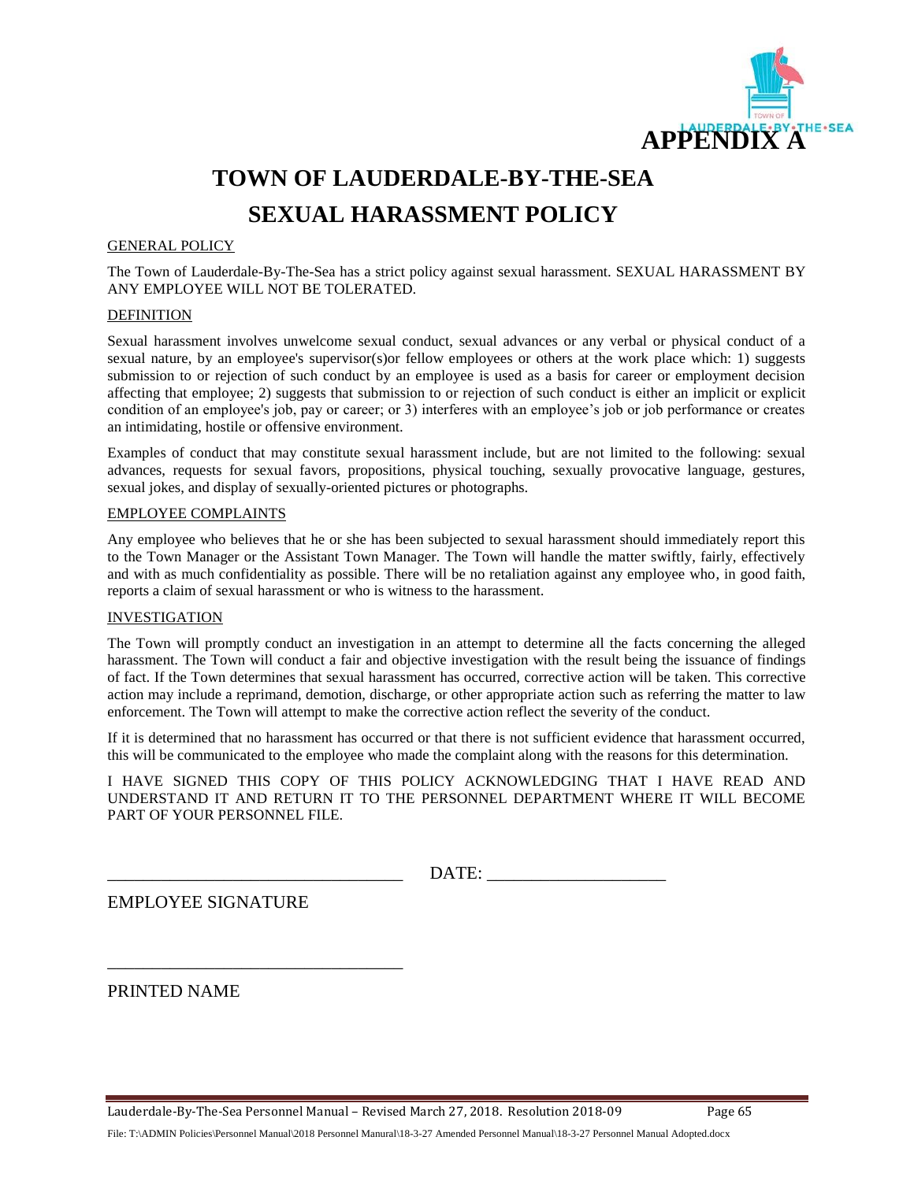**APPENDIX A**

# TOWN OF LAUDERDALE-BY-THE-SEA

# SEXUAL HARASSMENT POLICY

GENERAL POLICY

The Town of Lauderdale-By-The-Sea has a strict policy against sexual harassment. SEXUAL HARASSMENT BY ANY EMPLOYEE WILL NOT BE TOLERATED.

DEFINITION

Sexual harassment involves unwelcome sexual conduct, sexual advances or any verbal or physical conduct of a sexual nature, by an employee's supervisor(s)or fellow employees or others at the work place which: 1) suggests submission to or rejection of such conduct by an employee is used as a basis for career or employment decision affecting that employee; 2) suggests that submission to or rejection of such conduct is either an implicit or explicit condition of an employee's job, pay or career; or 3) interferes with an employee's job or job performance or creates an intimidating, hostile or offensive environment.

Examples of conduct that may constitute sexual harassment include, but are not limited to the following: sexual advances, requests for sexual favors, propositions, physical touching, sexually provocative language, gestures, sexual jokes, and display of sexually-oriented pictures or photographs.

EMPLOYEE COMPLAINTS

Any employee who believes that he or she has been subjected to sexual harassment should immediately report this to the Town Manager or the Assistant Town Manager. The Town will handle the matter swiftly, fairly, effectively and with as much confidentiality as possible. There will be no retaliation against any employee who, in good faith, reports a claim of sexual harassment or who is witness to the harassment.

INVESTIGATION

The Town will promptly conduct an investigation in an attempt to determine all the facts concerning the alleged harassment. The Town will conduct a fair and objective investigation with the result being the issuance of findings of fact. If the Town determines that sexual harassment has occurred, corrective action will be taken. This corrective action may include a reprimand, demotion, discharge, or other appropriate action such as referring the matter to law enforcement. The Town will attempt to make the corrective action reflect the severity of the conduct.

If it is determined that no harassment has occurred or that there is not sufficient evidence that harassment occurred, this will be communicated to the employee who made the complaint along with the reasons for this determination.

I HAVE SIGNED THIS COPY OF THIS POLICY ACKNOWLEDGING THAT I HAVE READ AND UNDERSTAND IT AND RETURN IT TO THE PERSONNEL DEPARTMENT WHERE IT WILL BECOME PART OF YOUR PERSONNEL FILE.

_________________________________ DATE: ____________________

EMPLOYEE SIGNATURE

_________________________________

PRINTED NAME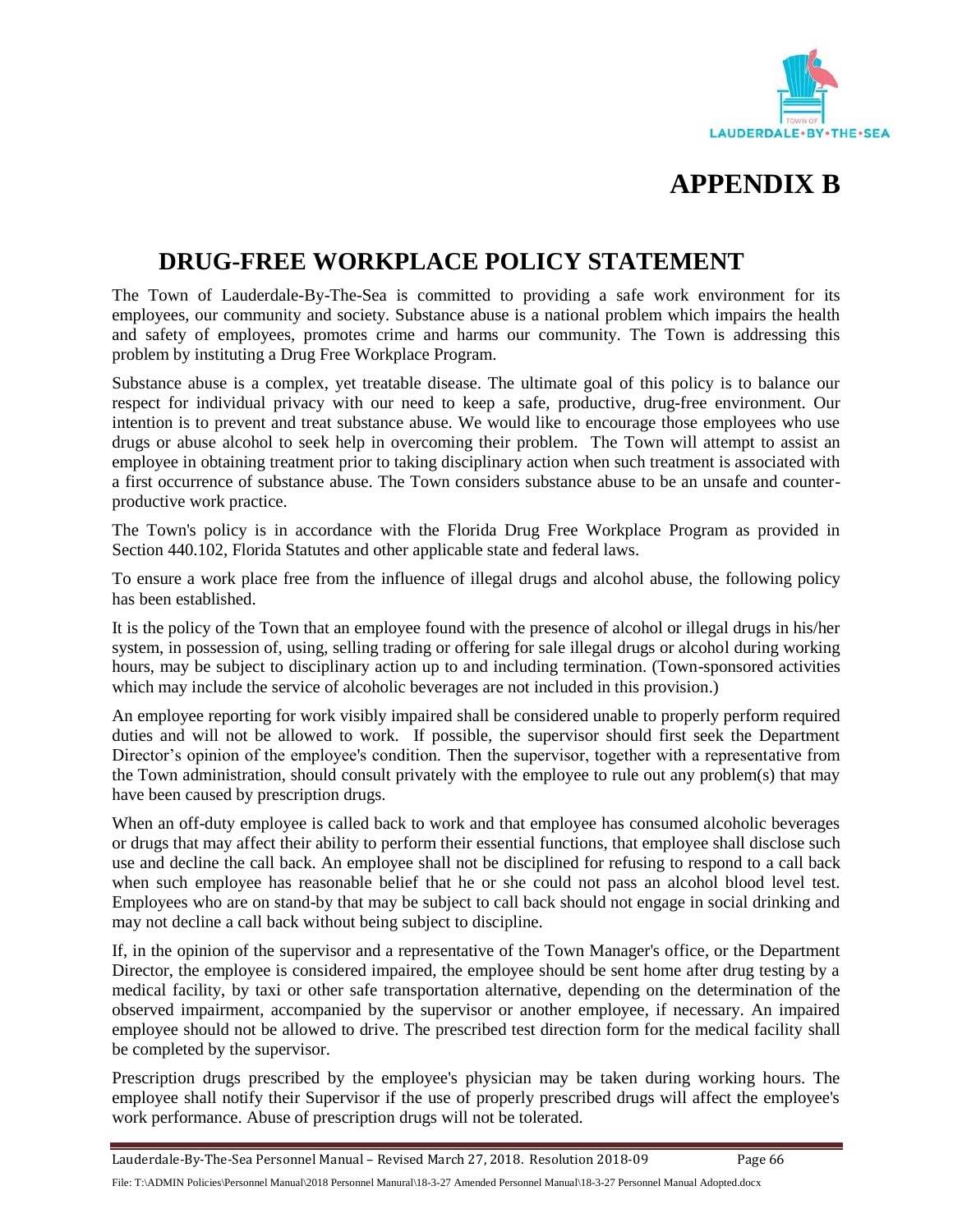# APPENDIX B

## DRUG-FREE WORKPLACE POLICY STATEMENT

The Town of Lauderdale-By-The-Sea is committed to providing a safe work environment for its employees, our community and society. Substance abuse is a national problem which impairs the health and safety of employees, promotes crime and harms our community. The Town is addressing this problem by instituting a Drug Free Workplace Program.

Substance abuse is a complex, yet treatable disease. The ultimate goal of this policy is to balance our respect for individual privacy with our need to keep a safe, productive, drug-free environment. Our intention is to prevent and treat substance abuse. We would like to encourage those employees who use drugs or abuse alcohol to seek help in overcoming their problem. The Town will attempt to assist an employee in obtaining treatment prior to taking disciplinary action when such treatment is associated with a first occurrence of substance abuse. The Town considers substance abuse to be an unsafe and counter-productive work practice.

The Town's policy is in accordance with the Florida Drug Free Workplace Program as provided in Section 440.102, Florida Statutes and other applicable state and federal laws.

To ensure a work place free from the influence of illegal drugs and alcohol abuse, the following policy has been established.

It is the policy of the Town that an employee found with the presence of alcohol or illegal drugs in his/her system, in possession of, using, selling trading or offering for sale illegal drugs or alcohol during working hours, may be subject to disciplinary action up to and including termination. (Town-sponsored activities which may include the service of alcoholic beverages are not included in this provision.)

An employee reporting for work visibly impaired shall be considered unable to properly perform required duties and will not be allowed to work. If possible, the supervisor should first seek the Department Director's opinion of the employee's condition. Then the supervisor, together with a representative from the Town administration, should consult privately with the employee to rule out any problem(s) that may have been caused by prescription drugs.

When an off-duty employee is called back to work and that employee has consumed alcoholic beverages or drugs that may affect their ability to perform their essential functions, that employee shall disclose such use and decline the call back. An employee shall not be disciplined for refusing to respond to a call back when such employee has reasonable belief that he or she could not pass an alcohol blood level test. Employees who are on stand-by that may be subject to call back should not engage in social drinking and may not decline a call back without being subject to discipline.

If, in the opinion of the supervisor and a representative of the Town Manager's office, or the Department Director, the employee is considered impaired, the employee should be sent home after drug testing by a medical facility, by taxi or other safe transportation alternative, depending on the determination of the observed impairment, accompanied by the supervisor or another employee, if necessary. An impaired employee should not be allowed to drive. The prescribed test direction form for the medical facility shall be completed by the supervisor.

Prescription drugs prescribed by the employee's physician may be taken during working hours. The employee shall notify their Supervisor if the use of properly prescribed drugs will affect the employee's work performance. Abuse of prescription drugs will not be tolerated.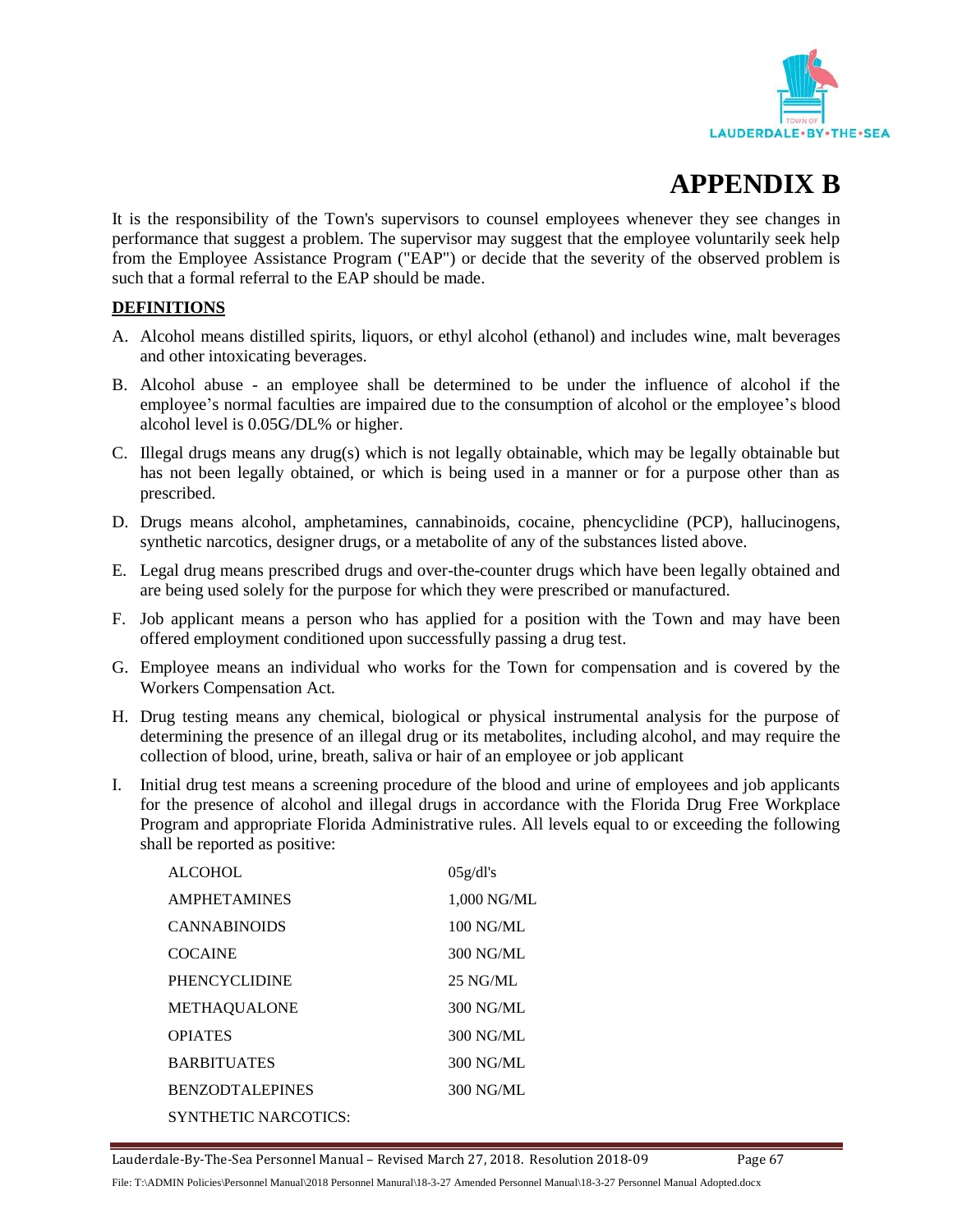# APPENDIX B

It is the responsibility of the Town's supervisors to counsel employees whenever they see changes in performance that suggest a problem. The supervisor may suggest that the employee voluntarily seek help from the Employee Assistance Program ("EAP") or decide that the severity of the observed problem is such that a formal referral to the EAP should be made.

**DEFINITIONS**

A. Alcohol means distilled spirits, liquors, or ethyl alcohol (ethanol) and includes wine, malt beverages and other intoxicating beverages.

B. Alcohol abuse - an employee shall be determined to be under the influence of alcohol if the employee's normal faculties are impaired due to the consumption of alcohol or the employee's blood alcohol level is 0.05G/DL% or higher.

C. Illegal drugs means any drug(s) which is not legally obtainable, which may be legally obtainable but has not been legally obtained, or which is being used in a manner or for a purpose other than as prescribed.

D. Drugs means alcohol, amphetamines, cannabinoids, cocaine, phencyclidine (PCP), hallucinogens, synthetic narcotics, designer drugs, or a metabolite of any of the substances listed above.

E. Legal drug means prescribed drugs and over-the-counter drugs which have been legally obtained and are being used solely for the purpose for which they were prescribed or manufactured.

F. Job applicant means a person who has applied for a position with the Town and may have been offered employment conditioned upon successfully passing a drug test.

G. Employee means an individual who works for the Town for compensation and is covered by the Workers Compensation Act.

H. Drug testing means any chemical, biological or physical instrumental analysis for the purpose of determining the presence of an illegal drug or its metabolites, including alcohol, and may require the collection of blood, urine, breath, saliva or hair of an employee or job applicant

I. Initial drug test means a screening procedure of the blood and urine of employees and job applicants for the presence of alcohol and illegal drugs in accordance with the Florida Drug Free Workplace Program and appropriate Florida Administrative rules. All levels equal to or exceeding the following shall be reported as positive:

| | |
|---|---|
| ALCOHOL | 05g/dl's |
| AMPHETAMINES | 1,000 NG/ML |
| CANNABINOIDS | 100 NG/ML |
| COCAINE | 300 NG/ML |
| PHENCYCLIDINE | 25 NG/ML |
| METHAQUALONE | 300 NG/ML |
| OPIATES | 300 NG/ML |
| BARBITUATES | 300 NG/ML |
| BENZODTALEPINES | 300 NG/ML |
| SYNTHETIC NARCOTICS: | |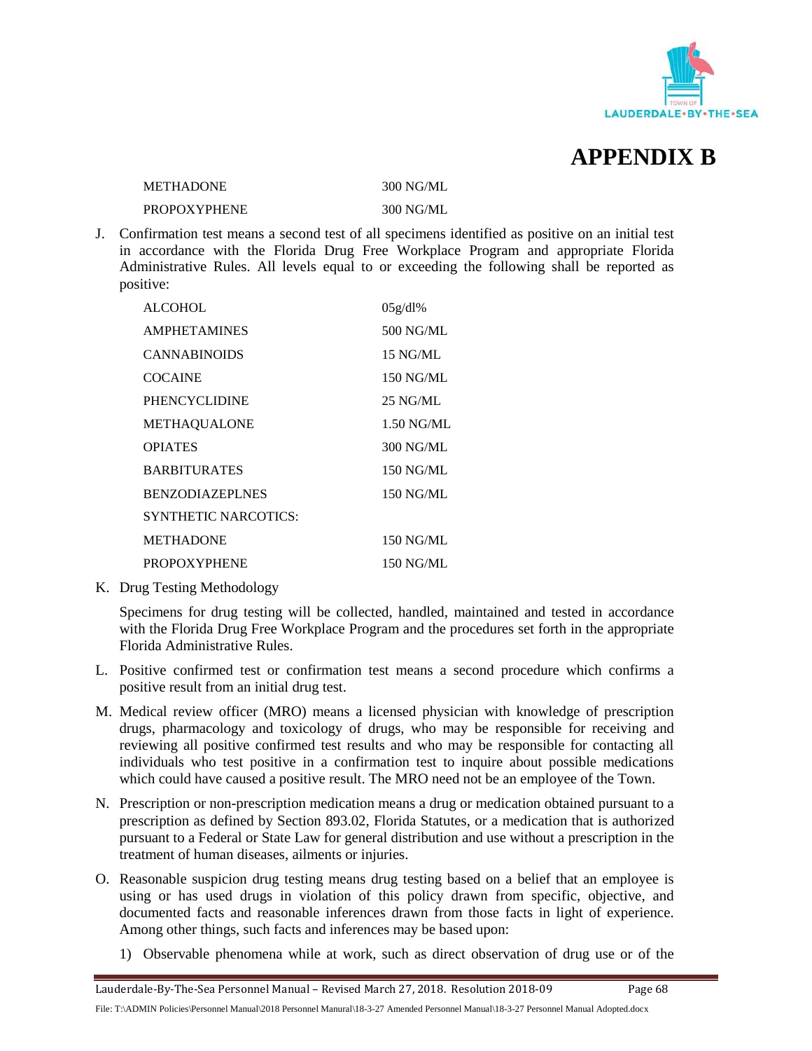# APPENDIX B

| | |
|---|---|
| METHADONE | 300 NG/ML |
| PROPOXYPHENE | 300 NG/ML |

J. Confirmation test means a second test of all specimens identified as positive on an initial test in accordance with the Florida Drug Free Workplace Program and appropriate Florida Administrative Rules. All levels equal to or exceeding the following shall be reported as positive:

| | |
|---|---|
| ALCOHOL | 05g/dl% |
| AMPHETAMINES | 500 NG/ML |
| CANNABINOIDS | 15 NG/ML |
| COCAINE | 150 NG/ML |
| PHENCYCLIDINE | 25 NG/ML |
| METHAQUALONE | 1.50 NG/ML |
| OPIATES | 300 NG/ML |
| BARBITURATES | 150 NG/ML |
| BENZODIAZEPLNES | 150 NG/ML |
| SYNTHETIC NARCOTICS: | |
| METHADONE | 150 NG/ML |
| PROPOXYPHENE | 150 NG/ML |

K. Drug Testing Methodology

Specimens for drug testing will be collected, handled, maintained and tested in accordance with the Florida Drug Free Workplace Program and the procedures set forth in the appropriate Florida Administrative Rules.

L. Positive confirmed test or confirmation test means a second procedure which confirms a positive result from an initial drug test.

M. Medical review officer (MRO) means a licensed physician with knowledge of prescription drugs, pharmacology and toxicology of drugs, who may be responsible for receiving and reviewing all positive confirmed test results and who may be responsible for contacting all individuals who test positive in a confirmation test to inquire about possible medications which could have caused a positive result. The MRO need not be an employee of the Town.

N. Prescription or non-prescription medication means a drug or medication obtained pursuant to a prescription as defined by Section 893.02, Florida Statutes, or a medication that is authorized pursuant to a Federal or State Law for general distribution and use without a prescription in the treatment of human diseases, ailments or injuries.

O. Reasonable suspicion drug testing means drug testing based on a belief that an employee is using or has used drugs in violation of this policy drawn from specific, objective, and documented facts and reasonable inferences drawn from those facts in light of experience. Among other things, such facts and inferences may be based upon:

1) Observable phenomena while at work, such as direct observation of drug use or of the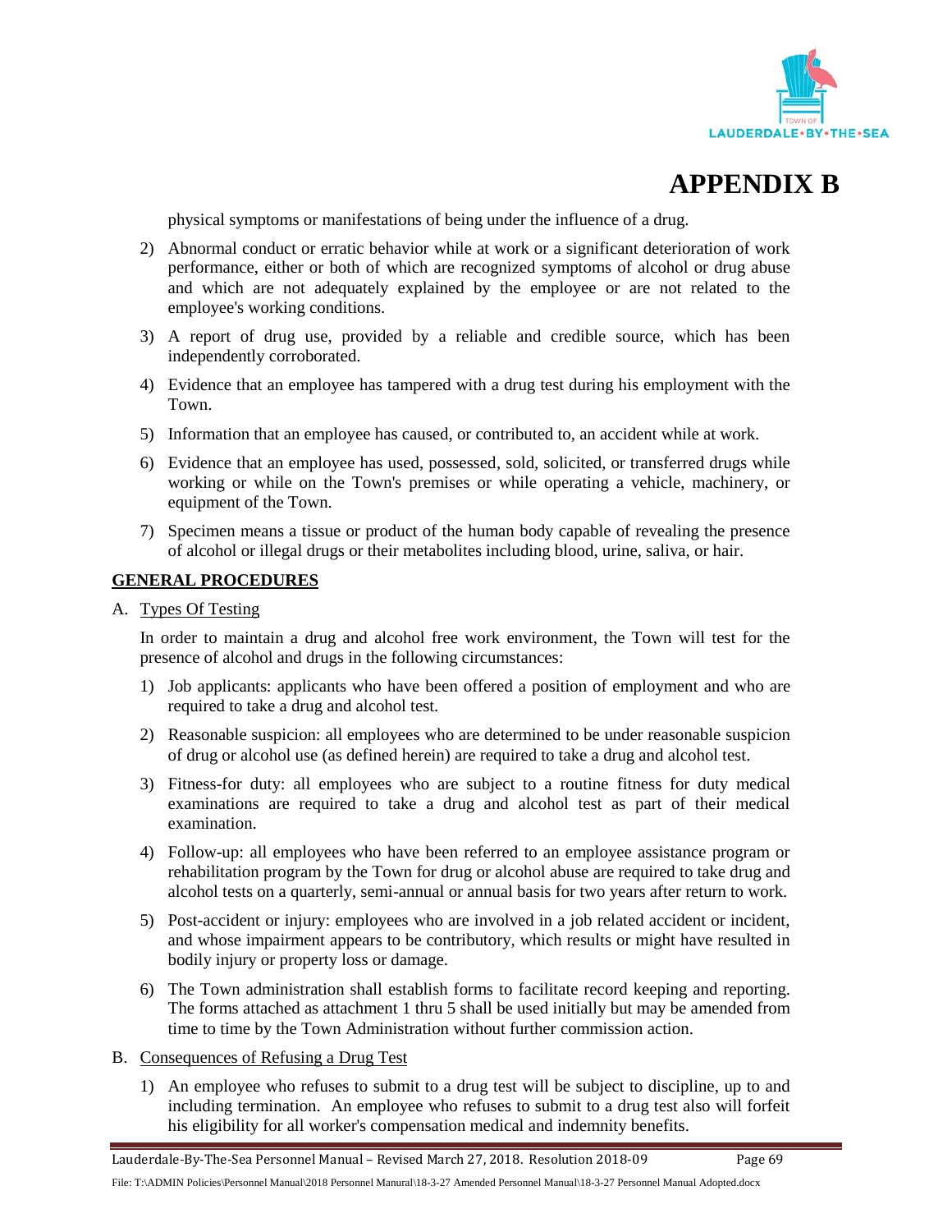# APPENDIX B

physical symptoms or manifestations of being under the influence of a drug.

2) Abnormal conduct or erratic behavior while at work or a significant deterioration of work performance, either or both of which are recognized symptoms of alcohol or drug abuse and which are not adequately explained by the employee or are not related to the employee's working conditions.

3) A report of drug use, provided by a reliable and credible source, which has been independently corroborated.

4) Evidence that an employee has tampered with a drug test during his employment with the Town.

5) Information that an employee has caused, or contributed to, an accident while at work.

6) Evidence that an employee has used, possessed, sold, solicited, or transferred drugs while working or while on the Town's premises or while operating a vehicle, machinery, or equipment of the Town.

7) Specimen means a tissue or product of the human body capable of revealing the presence of alcohol or illegal drugs or their metabolites including blood, urine, saliva, or hair.

## GENERAL PROCEDURES

A. Types Of Testing

In order to maintain a drug and alcohol free work environment, the Town will test for the presence of alcohol and drugs in the following circumstances:

1) Job applicants: applicants who have been offered a position of employment and who are required to take a drug and alcohol test.

2) Reasonable suspicion: all employees who are determined to be under reasonable suspicion of drug or alcohol use (as defined herein) are required to take a drug and alcohol test.

3) Fitness-for duty: all employees who are subject to a routine fitness for duty medical examinations are required to take a drug and alcohol test as part of their medical examination.

4) Follow-up: all employees who have been referred to an employee assistance program or rehabilitation program by the Town for drug or alcohol abuse are required to take drug and alcohol tests on a quarterly, semi-annual or annual basis for two years after return to work.

5) Post-accident or injury: employees who are involved in a job related accident or incident, and whose impairment appears to be contributory, which results or might have resulted in bodily injury or property loss or damage.

6) The Town administration shall establish forms to facilitate record keeping and reporting. The forms attached as attachment 1 thru 5 shall be used initially but may be amended from time to time by the Town Administration without further commission action.

B. Consequences of Refusing a Drug Test

1) An employee who refuses to submit to a drug test will be subject to discipline, up to and including termination. An employee who refuses to submit to a drug test also will forfeit his eligibility for all worker's compensation medical and indemnity benefits.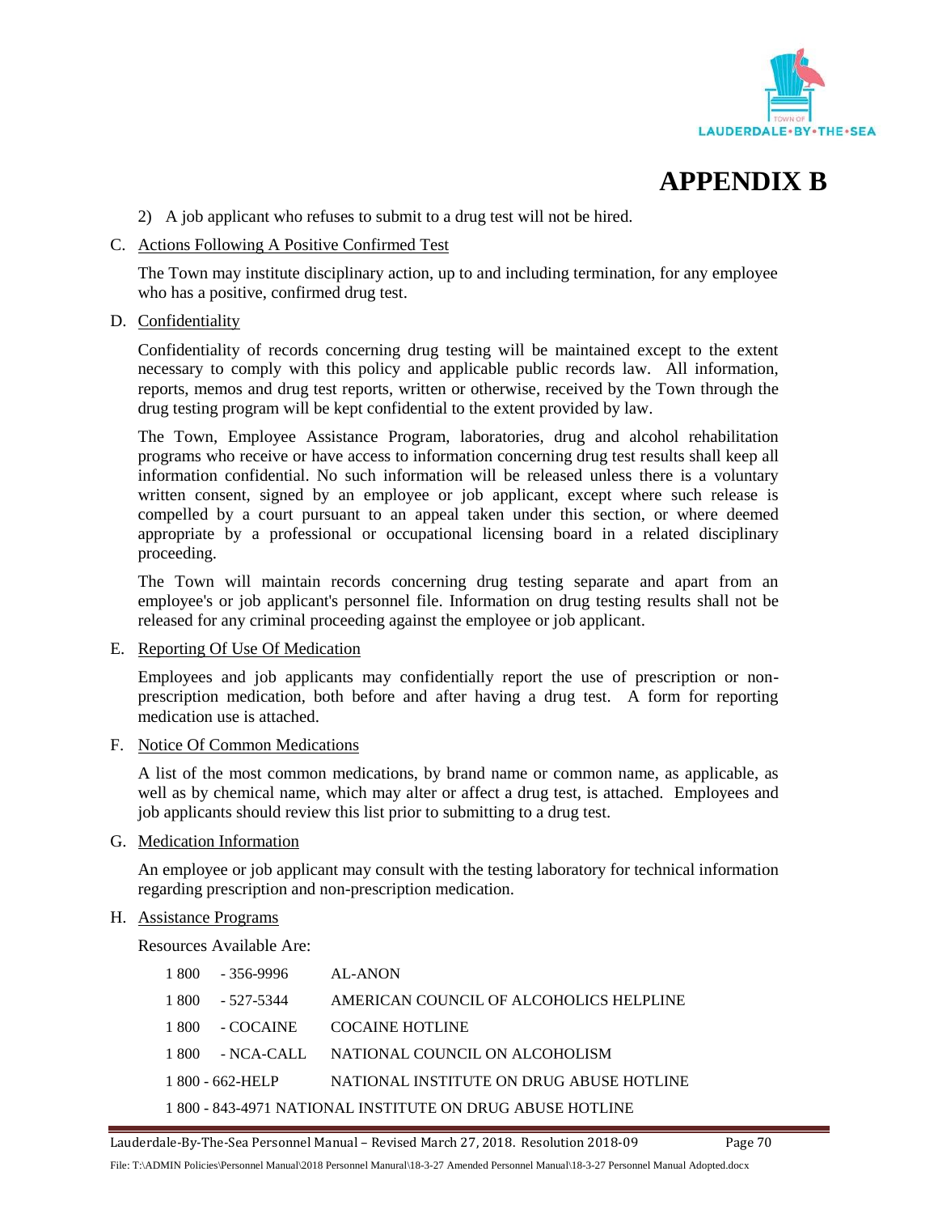# APPENDIX B

2) A job applicant who refuses to submit to a drug test will not be hired.

C. Actions Following A Positive Confirmed Test

The Town may institute disciplinary action, up to and including termination, for any employee who has a positive, confirmed drug test.

D. Confidentiality

Confidentiality of records concerning drug testing will be maintained except to the extent necessary to comply with this policy and applicable public records law. All information, reports, memos and drug test reports, written or otherwise, received by the Town through the drug testing program will be kept confidential to the extent provided by law.

The Town, Employee Assistance Program, laboratories, drug and alcohol rehabilitation programs who receive or have access to information concerning drug test results shall keep all information confidential. No such information will be released unless there is a voluntary written consent, signed by an employee or job applicant, except where such release is compelled by a court pursuant to an appeal taken under this section, or where deemed appropriate by a professional or occupational licensing board in a related disciplinary proceeding.

The Town will maintain records concerning drug testing separate and apart from an employee's or job applicant's personnel file. Information on drug testing results shall not be released for any criminal proceeding against the employee or job applicant.

E. Reporting Of Use Of Medication

Employees and job applicants may confidentially report the use of prescription or non-prescription medication, both before and after having a drug test. A form for reporting medication use is attached.

F. Notice Of Common Medications

A list of the most common medications, by brand name or common name, as applicable, as well as by chemical name, which may alter or affect a drug test, is attached. Employees and job applicants should review this list prior to submitting to a drug test.

G. Medication Information

An employee or job applicant may consult with the testing laboratory for technical information regarding prescription and non-prescription medication.

H. Assistance Programs

Resources Available Are:

1 800 - 356-9996 AL-ANON

1 800 - 527-5344 AMERICAN COUNCIL OF ALCOHOLICS HELPLINE

1 800 - COCAINE COCAINE HOTLINE

1 800 - NCA-CALL NATIONAL COUNCIL ON ALCOHOLISM

1 800 - 662-HELP NATIONAL INSTITUTE ON DRUG ABUSE HOTLINE

1 800 - 843-4971 NATIONAL INSTITUTE ON DRUG ABUSE HOTLINE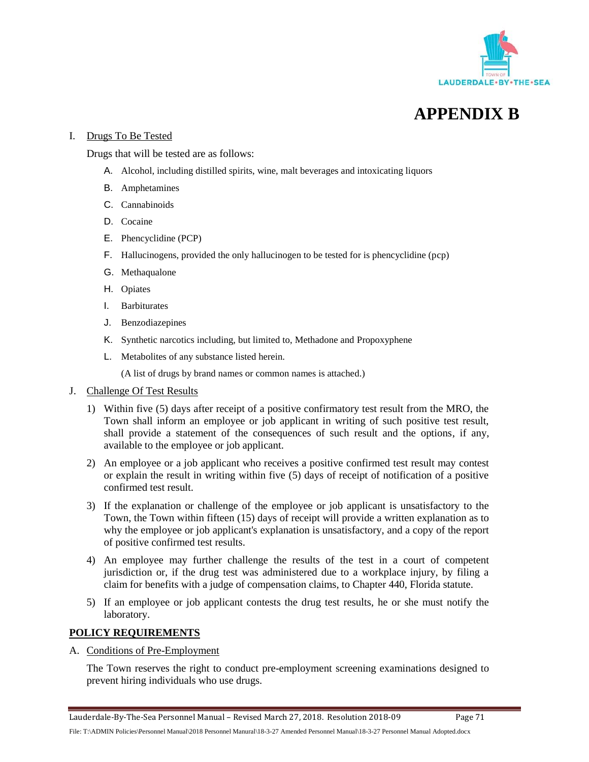# APPENDIX B

I. Drugs To Be Tested

Drugs that will be tested are as follows:

A. Alcohol, including distilled spirits, wine, malt beverages and intoxicating liquors

B. Amphetamines

C. Cannabinoids

D. Cocaine

E. Phencyclidine (PCP)

F. Hallucinogens, provided the only hallucinogen to be tested for is phencyclidine (pcp)

G. Methaqualone

H. Opiates

I. Barbiturates

J. Benzodiazepines

K. Synthetic narcotics including, but limited to, Methadone and Propoxyphene

L. Metabolites of any substance listed herein.

(A list of drugs by brand names or common names is attached.)

J. Challenge Of Test Results

1) Within five (5) days after receipt of a positive confirmatory test result from the MRO, the Town shall inform an employee or job applicant in writing of such positive test result, shall provide a statement of the consequences of such result and the options, if any, available to the employee or job applicant.

2) An employee or a job applicant who receives a positive confirmed test result may contest or explain the result in writing within five (5) days of receipt of notification of a positive confirmed test result.

3) If the explanation or challenge of the employee or job applicant is unsatisfactory to the Town, the Town within fifteen (15) days of receipt will provide a written explanation as to why the employee or job applicant's explanation is unsatisfactory, and a copy of the report of positive confirmed test results.

4) An employee may further challenge the results of the test in a court of competent jurisdiction or, if the drug test was administered due to a workplace injury, by filing a claim for benefits with a judge of compensation claims, to Chapter 440, Florida statute.

5) If an employee or job applicant contests the drug test results, he or she must notify the laboratory.

**POLICY REQUIREMENTS**

A. Conditions of Pre-Employment

The Town reserves the right to conduct pre-employment screening examinations designed to prevent hiring individuals who use drugs.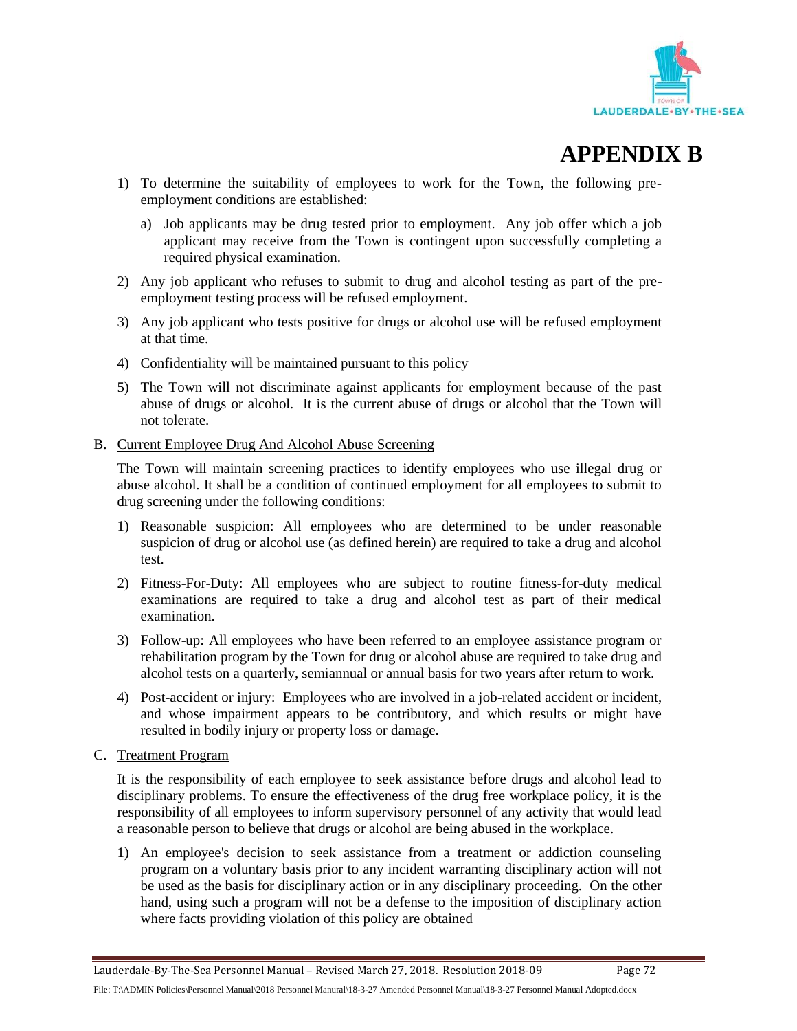# APPENDIX B

1) To determine the suitability of employees to work for the Town, the following pre-employment conditions are established:

   a) Job applicants may be drug tested prior to employment. Any job offer which a job applicant may receive from the Town is contingent upon successfully completing a required physical examination.

2) Any job applicant who refuses to submit to drug and alcohol testing as part of the pre-employment testing process will be refused employment.

3) Any job applicant who tests positive for drugs or alcohol use will be refused employment at that time.

4) Confidentiality will be maintained pursuant to this policy

5) The Town will not discriminate against applicants for employment because of the past abuse of drugs or alcohol. It is the current abuse of drugs or alcohol that the Town will not tolerate.

B. <u>Current Employee Drug And Alcohol Abuse Screening</u>

The Town will maintain screening practices to identify employees who use illegal drug or abuse alcohol. It shall be a condition of continued employment for all employees to submit to drug screening under the following conditions:

1) Reasonable suspicion: All employees who are determined to be under reasonable suspicion of drug or alcohol use (as defined herein) are required to take a drug and alcohol test.

2) Fitness-For-Duty: All employees who are subject to routine fitness-for-duty medical examinations are required to take a drug and alcohol test as part of their medical examination.

3) Follow-up: All employees who have been referred to an employee assistance program or rehabilitation program by the Town for drug or alcohol abuse are required to take drug and alcohol tests on a quarterly, semiannual or annual basis for two years after return to work.

4) Post-accident or injury: Employees who are involved in a job-related accident or incident, and whose impairment appears to be contributory, and which results or might have resulted in bodily injury or property loss or damage.

C. <u>Treatment Program</u>

It is the responsibility of each employee to seek assistance before drugs and alcohol lead to disciplinary problems. To ensure the effectiveness of the drug free workplace policy, it is the responsibility of all employees to inform supervisory personnel of any activity that would lead a reasonable person to believe that drugs or alcohol are being abused in the workplace.

1) An employee's decision to seek assistance from a treatment or addiction counseling program on a voluntary basis prior to any incident warranting disciplinary action will not be used as the basis for disciplinary action or in any disciplinary proceeding. On the other hand, using such a program will not be a defense to the imposition of disciplinary action where facts providing violation of this policy are obtained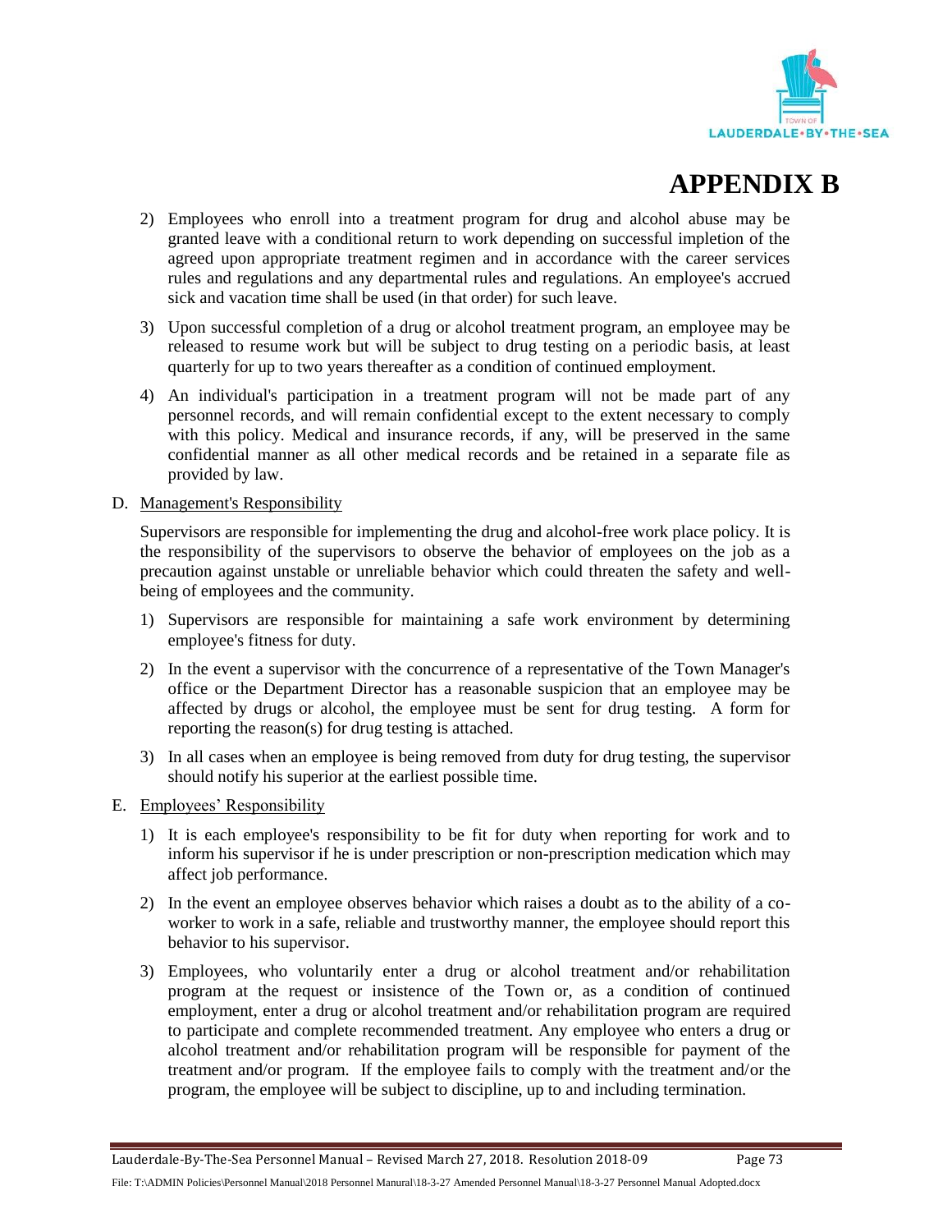# APPENDIX B

2) Employees who enroll into a treatment program for drug and alcohol abuse may be granted leave with a conditional return to work depending on successful impletion of the agreed upon appropriate treatment regimen and in accordance with the career services rules and regulations and any departmental rules and regulations. An employee's accrued sick and vacation time shall be used (in that order) for such leave.

3) Upon successful completion of a drug or alcohol treatment program, an employee may be released to resume work but will be subject to drug testing on a periodic basis, at least quarterly for up to two years thereafter as a condition of continued employment.

4) An individual's participation in a treatment program will not be made part of any personnel records, and will remain confidential except to the extent necessary to comply with this policy. Medical and insurance records, if any, will be preserved in the same confidential manner as all other medical records and be retained in a separate file as provided by law.

D. Management's Responsibility

Supervisors are responsible for implementing the drug and alcohol-free work place policy. It is the responsibility of the supervisors to observe the behavior of employees on the job as a precaution against unstable or unreliable behavior which could threaten the safety and well-being of employees and the community.

1) Supervisors are responsible for maintaining a safe work environment by determining employee's fitness for duty.

2) In the event a supervisor with the concurrence of a representative of the Town Manager's office or the Department Director has a reasonable suspicion that an employee may be affected by drugs or alcohol, the employee must be sent for drug testing. A form for reporting the reason(s) for drug testing is attached.

3) In all cases when an employee is being removed from duty for drug testing, the supervisor should notify his superior at the earliest possible time.

E. Employees' Responsibility

1) It is each employee's responsibility to be fit for duty when reporting for work and to inform his supervisor if he is under prescription or non-prescription medication which may affect job performance.

2) In the event an employee observes behavior which raises a doubt as to the ability of a co-worker to work in a safe, reliable and trustworthy manner, the employee should report this behavior to his supervisor.

3) Employees, who voluntarily enter a drug or alcohol treatment and/or rehabilitation program at the request or insistence of the Town or, as a condition of continued employment, enter a drug or alcohol treatment and/or rehabilitation program are required to participate and complete recommended treatment. Any employee who enters a drug or alcohol treatment and/or rehabilitation program will be responsible for payment of the treatment and/or program. If the employee fails to comply with the treatment and/or the program, the employee will be subject to discipline, up to and including termination.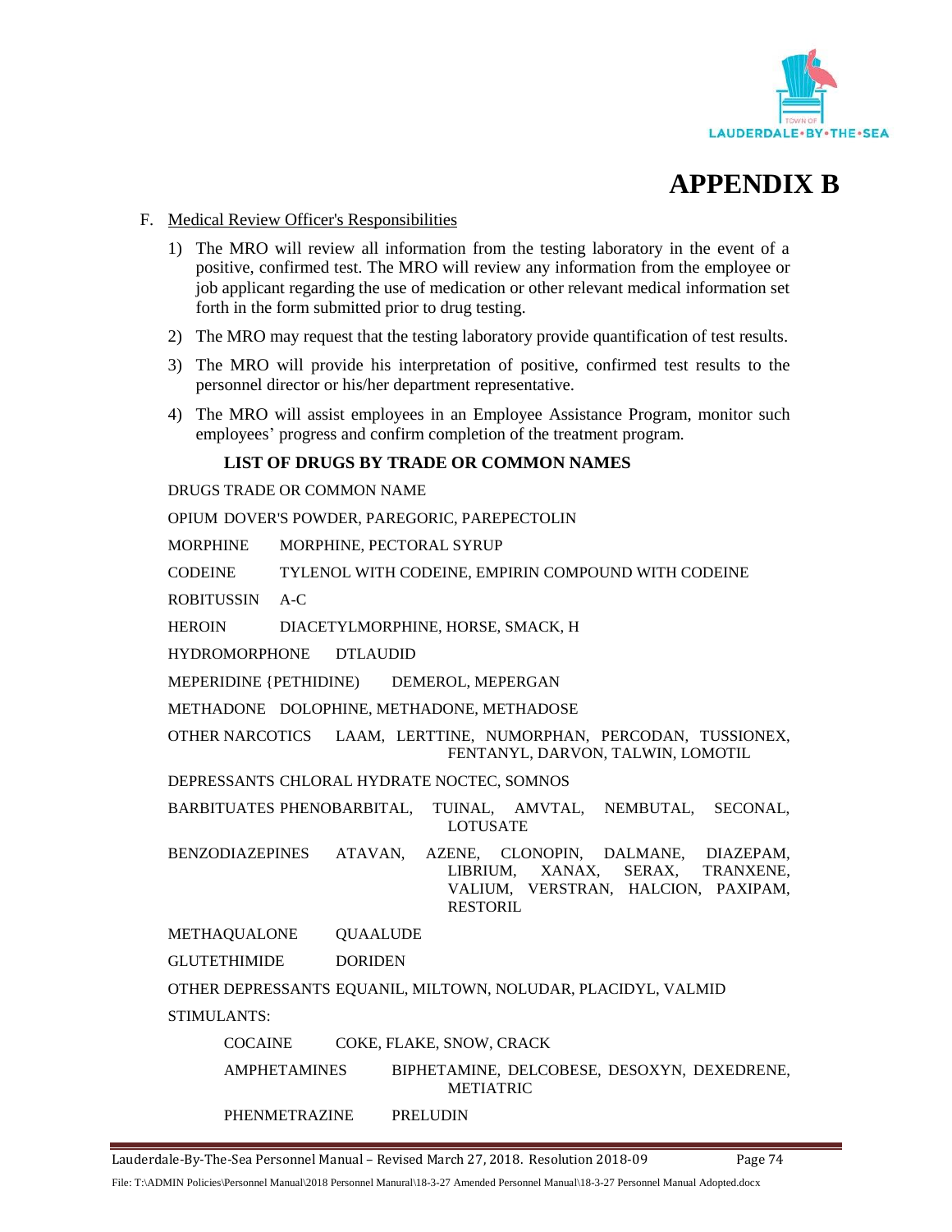# APPENDIX B

F. Medical Review Officer's Responsibilities

1) The MRO will review all information from the testing laboratory in the event of a positive, confirmed test. The MRO will review any information from the employee or job applicant regarding the use of medication or other relevant medical information set forth in the form submitted prior to drug testing.

2) The MRO may request that the testing laboratory provide quantification of test results.

3) The MRO will provide his interpretation of positive, confirmed test results to the personnel director or his/her department representative.

4) The MRO will assist employees in an Employee Assistance Program, monitor such employees' progress and confirm completion of the treatment program.

**LIST OF DRUGS BY TRADE OR COMMON NAMES**

| DRUGS | TRADE OR COMMON NAME |
|---|---|
| OPIUM | DOVER'S POWDER, PAREGORIC, PAREPECTOLIN |
| MORPHINE | MORPHINE, PECTORAL SYRUP |
| CODEINE | TYLENOL WITH CODEINE, EMPIRIN COMPOUND WITH CODEINE |
| ROBITUSSIN | A-C |
| HEROIN | DIACETYLMORPHINE, HORSE, SMACK, H |
| HYDROMORPHONE | DTLAUDID |
| MEPERIDINE {PETHIDINE) | DEMEROL, MEPERGAN |
| METHADONE | DOLOPHINE, METHADONE, METHADOSE |
| OTHER NARCOTICS | LAAM, LERTTINE, NUMORPHAN, PERCODAN, TUSSIONEX, FENTANYL, DARVON, TALWIN, LOMOTIL |
| DEPRESSANTS | CHLORAL HYDRATE NOCTEC, SOMNOS |
| BARBITUATES | PHENOBARBITAL, TUINAL, AMVTAL, NEMBUTAL, SECONAL, LOTUSATE |
| BENZODIAZEPINES | ATAVAN, AZENE, CLONOPIN, DALMANE, DIAZEPAM, LIBRIUM, XANAX, SERAX, TRANXENE, VALIUM, VERSTRAN, HALCION, PAXIPAM, RESTORIL |
| METHAQUALONE | QUAALUDE |
| GLUTETHIMIDE | DORIDEN |
| OTHER DEPRESSANTS | EQUANIL, MILTOWN, NOLUDAR, PLACIDYL, VALMID |
| STIMULANTS: | |
| COCAINE | COKE, FLAKE, SNOW, CRACK |
| AMPHETAMINES | BIPHETAMINE, DELCOBESE, DESOXYN, DEXEDRENE, METIATRIC |
| PHENMETRAZINE | PRELUDIN |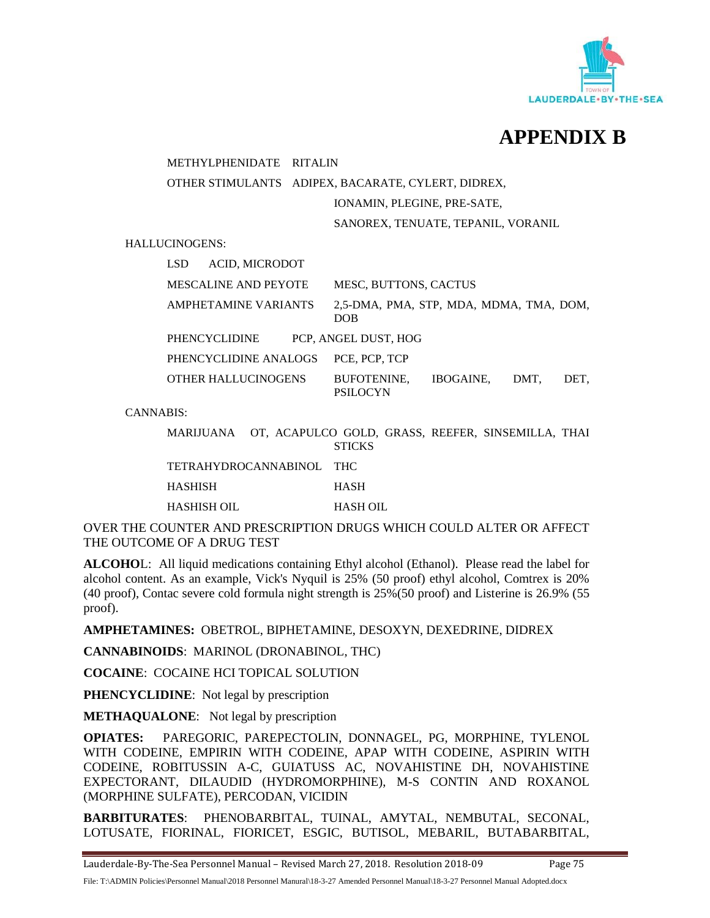# APPENDIX B

| | |
|---|---|
| METHYLPHENIDATE | RITALIN |
| OTHER STIMULANTS | ADIPEX, BACARATE, CYLERT, DIDREX, IONAMIN, PLEGINE, PRE-SATE, SANOREX, TENUATE, TEPANIL, VORANIL |

HALLUCINOGENS:

| | |
|---|---|
| LSD | ACID, MICRODOT |
| MESCALINE AND PEYOTE | MESC, BUTTONS, CACTUS |
| AMPHETAMINE VARIANTS | 2,5-DMA, PMA, STP, MDA, MDMA, TMA, DOM, DOB |
| PHENCYCLIDINE | PCP, ANGEL DUST, HOG |
| PHENCYCLIDINE ANALOGS | PCE, PCP, TCP |
| OTHER HALLUCINOGENS | BUFOTENINE, IBOGAINE, DMT, DET, PSILOCYN |

CANNABIS:

| | |
|---|---|
| MARIJUANA | OT, ACAPULCO GOLD, GRASS, REEFER, SINSEMILLA, THAI STICKS |
| TETRAHYDROCANNABINOL | THC |
| HASHISH | HASH |
| HASHISH OIL | HASH OIL |

OVER THE COUNTER AND PRESCRIPTION DRUGS WHICH COULD ALTER OR AFFECT THE OUTCOME OF A DRUG TEST

**ALCOHO**L: All liquid medications containing Ethyl alcohol (Ethanol). Please read the label for alcohol content. As an example, Vick's Nyquil is 25% (50 proof) ethyl alcohol, Comtrex is 20% (40 proof), Contac severe cold formula night strength is 25%(50 proof) and Listerine is 26.9% (55 proof).

**AMPHETAMINES:** OBETROL, BIPHETAMINE, DESOXYN, DEXEDRINE, DIDREX

**CANNABINOIDS**: MARINOL (DRONABINOL, THC)

**COCAINE**: COCAINE HCI TOPICAL SOLUTION

**PHENCYCLIDINE**: Not legal by prescription

**METHAQUALONE**: Not legal by prescription

**OPIATES:** PAREGORIC, PAREPECTOLIN, DONNAGEL, PG, MORPHINE, TYLENOL WITH CODEINE, EMPIRIN WITH CODEINE, APAP WITH CODEINE, ASPIRIN WITH CODEINE, ROBITUSSIN A-C, GUIATUSS AC, NOVAHISTINE DH, NOVAHISTINE EXPECTORANT, DILAUDID (HYDROMORPHINE), M-S CONTIN AND ROXANOL (MORPHINE SULFATE), PERCODAN, VICIDIN

**BARBITURATES**: PHENOBARBITAL, TUINAL, AMYTAL, NEMBUTAL, SECONAL, LOTUSATE, FIORINAL, FIORICET, ESGIC, BUTISOL, MEBARIL, BUTABARBITAL,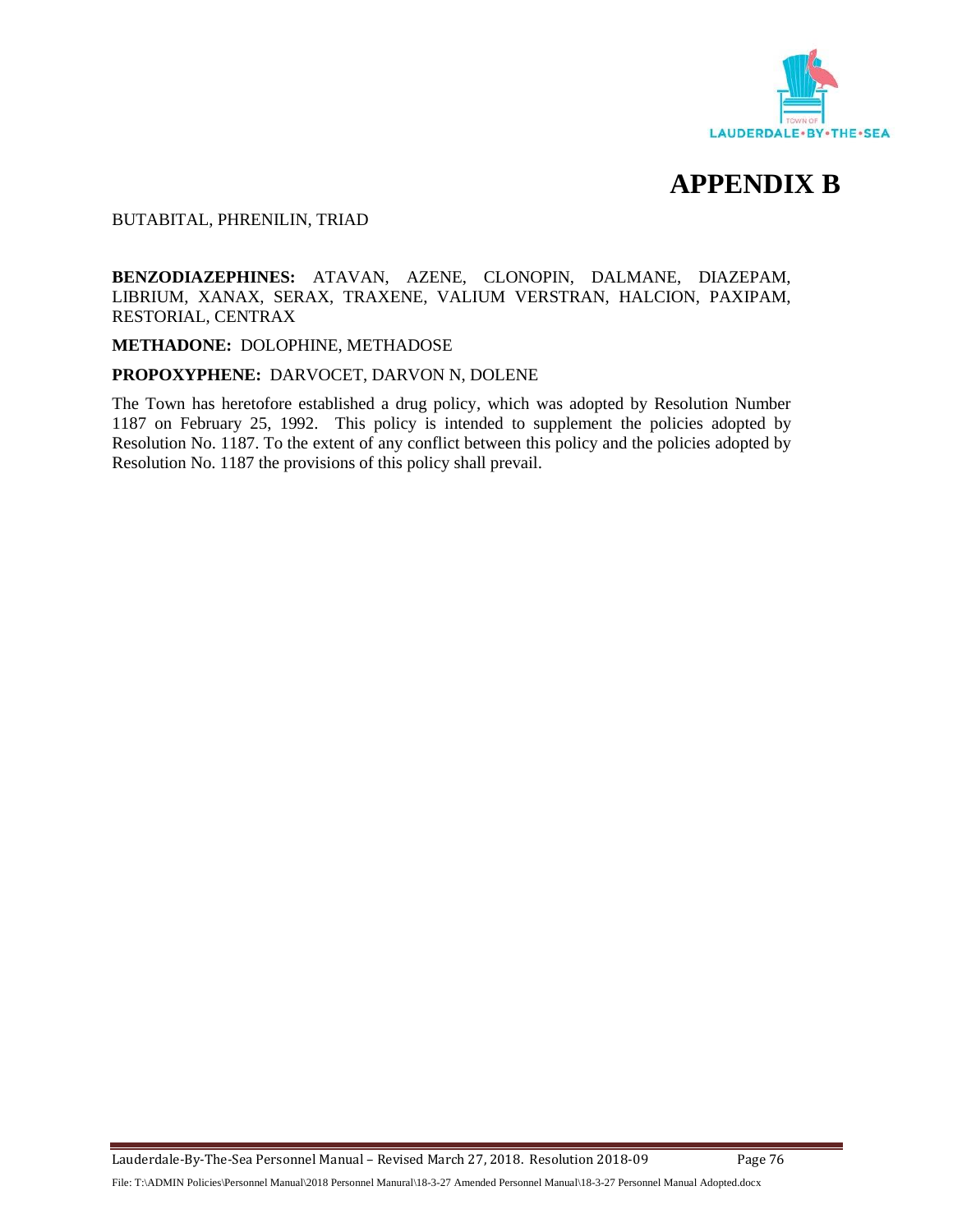# APPENDIX B

BUTABITAL, PHRENILIN, TRIAD

**BENZODIAZEPHINES:** ATAVAN, AZENE, CLONOPIN, DALMANE, DIAZEPAM, LIBRIUM, XANAX, SERAX, TRAXENE, VALIUM VERSTRAN, HALCION, PAXIPAM, RESTORIAL, CENTRAX

**METHADONE:** DOLOPHINE, METHADOSE

**PROPOXYPHENE:** DARVOCET, DARVON N, DOLENE

The Town has heretofore established a drug policy, which was adopted by Resolution Number 1187 on February 25, 1992. This policy is intended to supplement the policies adopted by Resolution No. 1187. To the extent of any conflict between this policy and the policies adopted by Resolution No. 1187 the provisions of this policy shall prevail.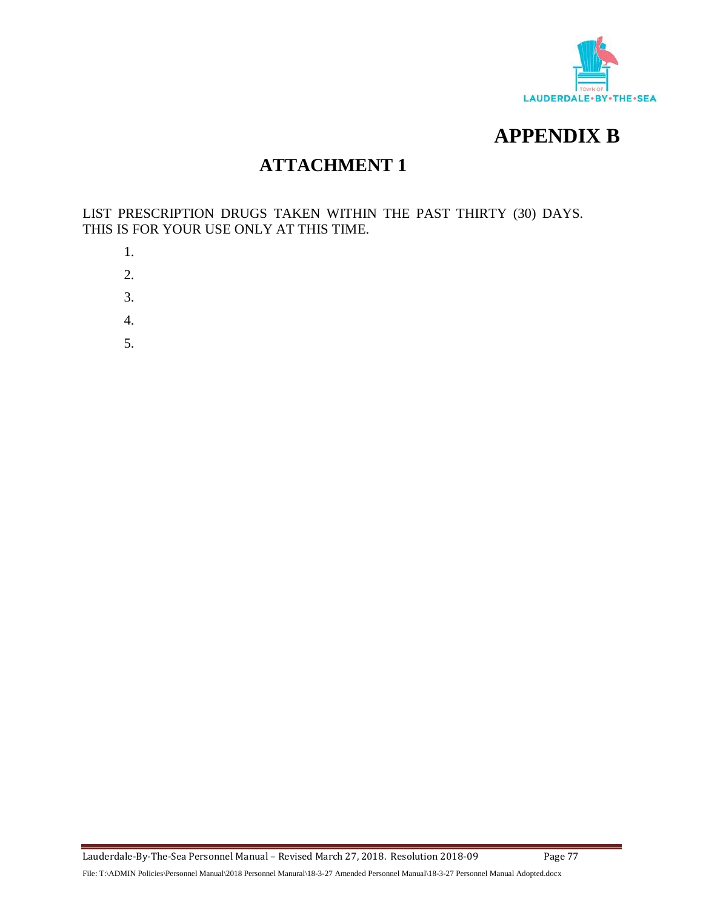# APPENDIX B

## ATTACHMENT 1

LIST PRESCRIPTION DRUGS TAKEN WITHIN THE PAST THIRTY (30) DAYS. THIS IS FOR YOUR USE ONLY AT THIS TIME.

1.
2.
3.
4.
5.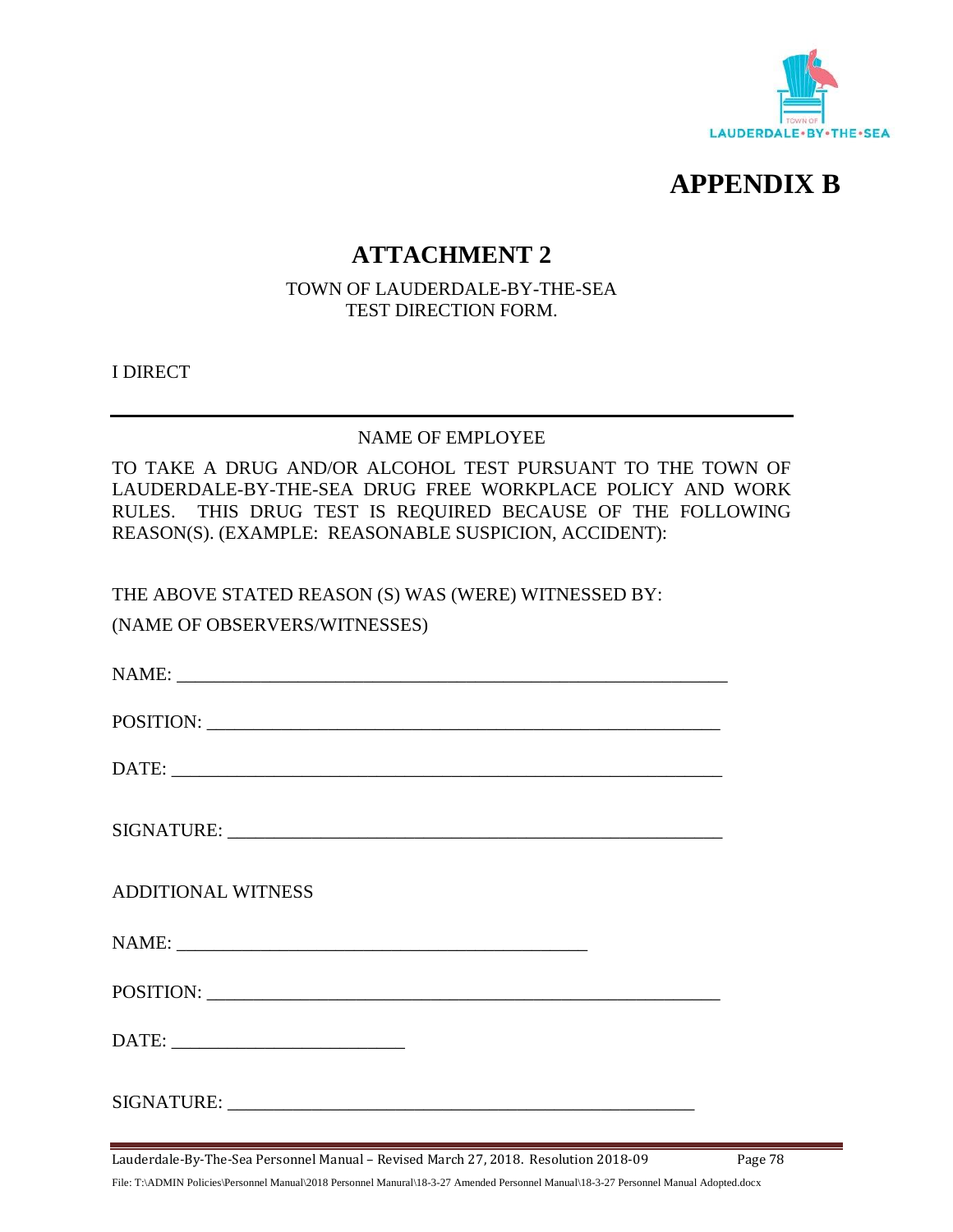# APPENDIX B

## ATTACHMENT 2

TOWN OF LAUDERDALE-BY-THE-SEA
TEST DIRECTION FORM.

I DIRECT

______________________________________________________________

NAME OF EMPLOYEE

TO TAKE A DRUG AND/OR ALCOHOL TEST PURSUANT TO THE TOWN OF LAUDERDALE-BY-THE-SEA DRUG FREE WORKPLACE POLICY AND WORK RULES. THIS DRUG TEST IS REQUIRED BECAUSE OF THE FOLLOWING REASON(S). (EXAMPLE: REASONABLE SUSPICION, ACCIDENT):

THE ABOVE STATED REASON (S) WAS (WERE) WITNESSED BY:

(NAME OF OBSERVERS/WITNESSES)

NAME: ___________________________________________________________

POSITION: _______________________________________________________

DATE: ___________________________________________________________

SIGNATURE: _____________________________________________________

ADDITIONAL WITNESS

NAME: ____________________________________________

POSITION: _______________________________________________________

DATE: __________________________

SIGNATURE: ____________________________________________________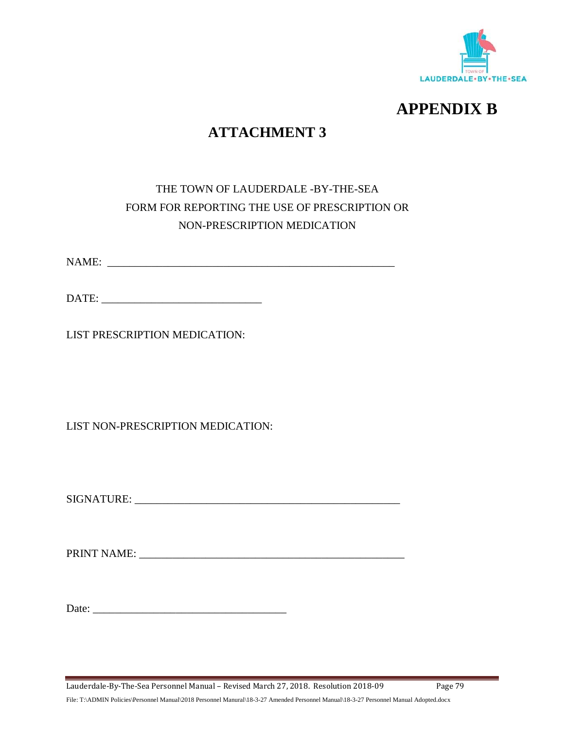# APPENDIX B

## ATTACHMENT 3

THE TOWN OF LAUDERDALE -BY-THE-SEA
FORM FOR REPORTING THE USE OF PRESCRIPTION OR
NON-PRESCRIPTION MEDICATION

NAME: _______________________________________________________

DATE: _____________________________

LIST PRESCRIPTION MEDICATION:

LIST NON-PRESCRIPTION MEDICATION:

SIGNATURE: __________________________________________________

PRINT NAME: _________________________________________________

Date: ____________________________________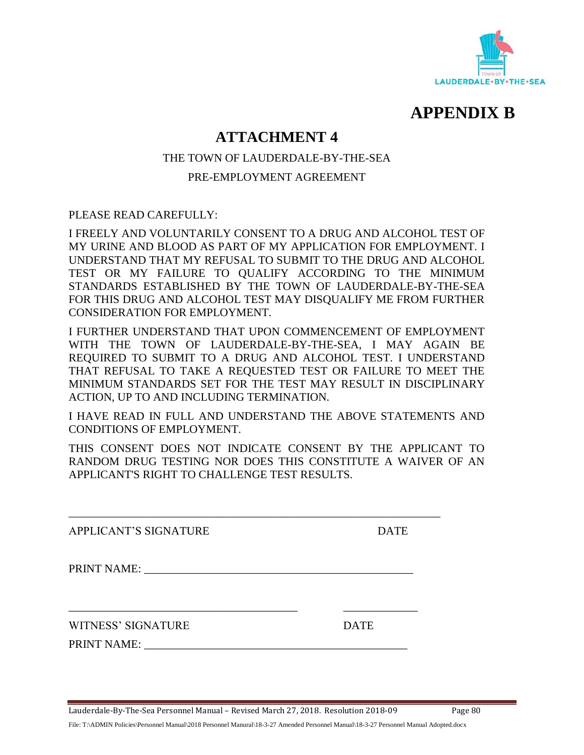# APPENDIX B

## ATTACHMENT 4

THE TOWN OF LAUDERDALE-BY-THE-SEA

PRE-EMPLOYMENT AGREEMENT

PLEASE READ CAREFULLY:

I FREELY AND VOLUNTARILY CONSENT TO A DRUG AND ALCOHOL TEST OF MY URINE AND BLOOD AS PART OF MY APPLICATION FOR EMPLOYMENT. I UNDERSTAND THAT MY REFUSAL TO SUBMIT TO THE DRUG AND ALCOHOL TEST OR MY FAILURE TO QUALIFY ACCORDING TO THE MINIMUM STANDARDS ESTABLISHED BY THE TOWN OF LAUDERDALE-BY-THE-SEA FOR THIS DRUG AND ALCOHOL TEST MAY DISQUALIFY ME FROM FURTHER CONSIDERATION FOR EMPLOYMENT.

I FURTHER UNDERSTAND THAT UPON COMMENCEMENT OF EMPLOYMENT WITH THE TOWN OF LAUDERDALE-BY-THE-SEA, I MAY AGAIN BE REQUIRED TO SUBMIT TO A DRUG AND ALCOHOL TEST. I UNDERSTAND THAT REFUSAL TO TAKE A REQUESTED TEST OR FAILURE TO MEET THE MINIMUM STANDARDS SET FOR THE TEST MAY RESULT IN DISCIPLINARY ACTION, UP TO AND INCLUDING TERMINATION.

I HAVE READ IN FULL AND UNDERSTAND THE ABOVE STATEMENTS AND CONDITIONS OF EMPLOYMENT.

THIS CONSENT DOES NOT INDICATE CONSENT BY THE APPLICANT TO RANDOM DRUG TESTING NOR DOES THIS CONSTITUTE A WAIVER OF AN APPLICANT'S RIGHT TO CHALLENGE TEST RESULTS.

\_\_\_\_\_\_\_\_\_\_\_\_\_\_\_\_\_\_\_\_\_\_\_\_\_\_\_\_\_\_\_\_\_\_\_\_\_\_\_\_\_\_\_\_\_\_\_\_\_\_\_\_\_\_\_\_\_\_\_\_\_\_

APPLICANT'S SIGNATURE DATE

PRINT NAME: \_\_\_\_\_\_\_\_\_\_\_\_\_\_\_\_\_\_\_\_\_\_\_\_\_\_\_\_\_\_\_\_\_\_\_\_\_\_\_\_\_\_\_\_\_\_\_\_

\_\_\_\_\_\_\_\_\_\_\_\_\_\_\_\_\_\_\_\_\_\_\_\_\_\_\_\_\_\_\_\_\_\_\_\_\_\_\_\_ \_\_\_\_\_\_\_\_\_\_\_\_\_

WITNESS' SIGNATURE DATE

PRINT NAME: \_\_\_\_\_\_\_\_\_\_\_\_\_\_\_\_\_\_\_\_\_\_\_\_\_\_\_\_\_\_\_\_\_\_\_\_\_\_\_\_\_\_\_\_\_\_\_\_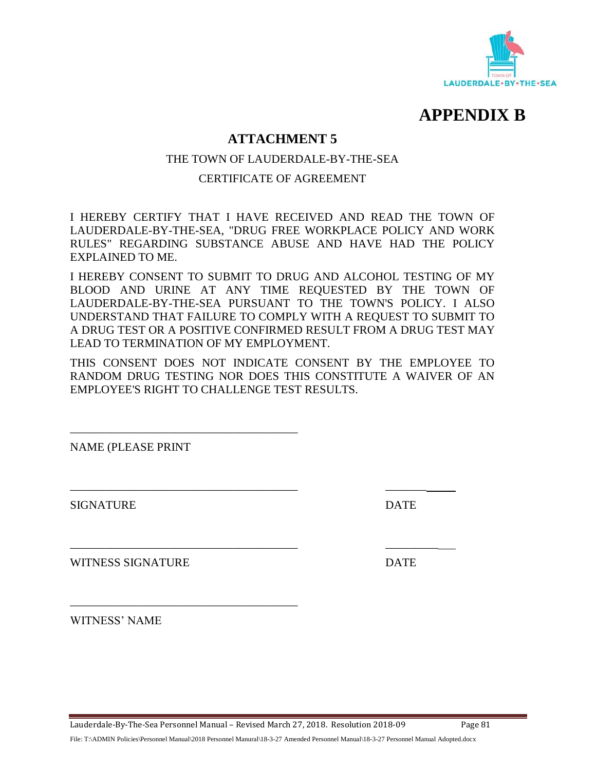# APPENDIX B

## ATTACHMENT 5

THE TOWN OF LAUDERDALE-BY-THE-SEA

CERTIFICATE OF AGREEMENT

I HEREBY CERTIFY THAT I HAVE RECEIVED AND READ THE TOWN OF LAUDERDALE-BY-THE-SEA, "DRUG FREE WORKPLACE POLICY AND WORK RULES" REGARDING SUBSTANCE ABUSE AND HAVE HAD THE POLICY EXPLAINED TO ME.

I HEREBY CONSENT TO SUBMIT TO DRUG AND ALCOHOL TESTING OF MY BLOOD AND URINE AT ANY TIME REQUESTED BY THE TOWN OF LAUDERDALE-BY-THE-SEA PURSUANT TO THE TOWN'S POLICY. I ALSO UNDERSTAND THAT FAILURE TO COMPLY WITH A REQUEST TO SUBMIT TO A DRUG TEST OR A POSITIVE CONFIRMED RESULT FROM A DRUG TEST MAY LEAD TO TERMINATION OF MY EMPLOYMENT.

THIS CONSENT DOES NOT INDICATE CONSENT BY THE EMPLOYEE TO RANDOM DRUG TESTING NOR DOES THIS CONSTITUTE A WAIVER OF AN EMPLOYEE'S RIGHT TO CHALLENGE TEST RESULTS.

\_\_\_\_\_\_\_\_\_\_\_\_\_\_\_\_\_\_\_\_\_\_\_\_\_\_\_\_\_\_\_\_\_\_\_\_\_\_\_\_

NAME (PLEASE PRINT

\_\_\_\_\_\_\_\_\_\_\_\_\_\_\_\_\_\_\_\_\_\_\_\_\_\_\_\_\_\_\_\_\_\_\_\_\_\_\_\_ \_\_\_\_\_\_\_\_\_\_\_\_

SIGNATURE DATE

\_\_\_\_\_\_\_\_\_\_\_\_\_\_\_\_\_\_\_\_\_\_\_\_\_\_\_\_\_\_\_\_\_\_\_\_\_\_\_\_ \_\_\_\_\_\_\_\_\_\_\_\_

WITNESS SIGNATURE DATE

\_\_\_\_\_\_\_\_\_\_\_\_\_\_\_\_\_\_\_\_\_\_\_\_\_\_\_\_\_\_\_\_\_\_\_\_\_\_\_\_

WITNESS' NAME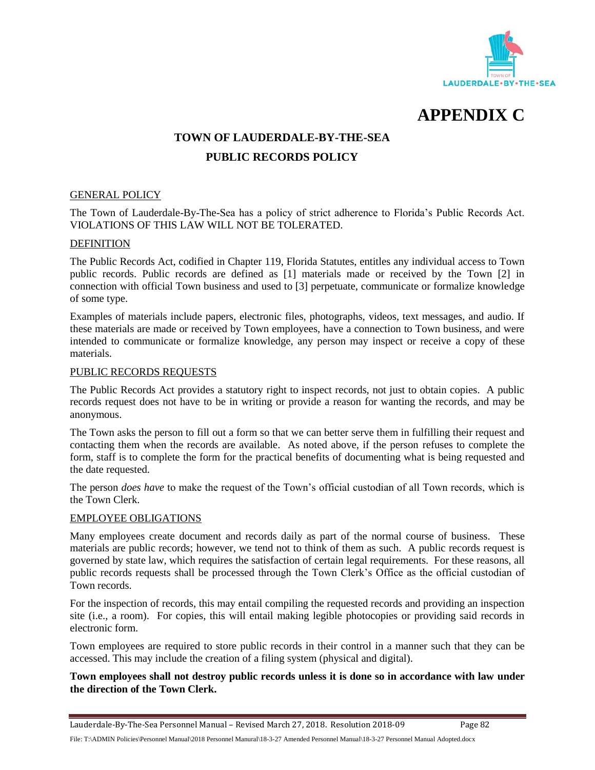# APPENDIX C

## TOWN OF LAUDERDALE-BY-THE-SEA

## PUBLIC RECORDS POLICY

### GENERAL POLICY

The Town of Lauderdale-By-The-Sea has a policy of strict adherence to Florida's Public Records Act. VIOLATIONS OF THIS LAW WILL NOT BE TOLERATED.

### DEFINITION

The Public Records Act, codified in Chapter 119, Florida Statutes, entitles any individual access to Town public records. Public records are defined as [1] materials made or received by the Town [2] in connection with official Town business and used to [3] perpetuate, communicate or formalize knowledge of some type.

Examples of materials include papers, electronic files, photographs, videos, text messages, and audio. If these materials are made or received by Town employees, have a connection to Town business, and were intended to communicate or formalize knowledge, any person may inspect or receive a copy of these materials.

### PUBLIC RECORDS REQUESTS

The Public Records Act provides a statutory right to inspect records, not just to obtain copies. A public records request does not have to be in writing or provide a reason for wanting the records, and may be anonymous.

The Town asks the person to fill out a form so that we can better serve them in fulfilling their request and contacting them when the records are available. As noted above, if the person refuses to complete the form, staff is to complete the form for the practical benefits of documenting what is being requested and the date requested.

The person *does have* to make the request of the Town's official custodian of all Town records, which is the Town Clerk.

### EMPLOYEE OBLIGATIONS

Many employees create document and records daily as part of the normal course of business. These materials are public records; however, we tend not to think of them as such. A public records request is governed by state law, which requires the satisfaction of certain legal requirements. For these reasons, all public records requests shall be processed through the Town Clerk's Office as the official custodian of Town records.

For the inspection of records, this may entail compiling the requested records and providing an inspection site (i.e., a room). For copies, this will entail making legible photocopies or providing said records in electronic form.

Town employees are required to store public records in their control in a manner such that they can be accessed. This may include the creation of a filing system (physical and digital).

**Town employees shall not destroy public records unless it is done so in accordance with law under the direction of the Town Clerk.**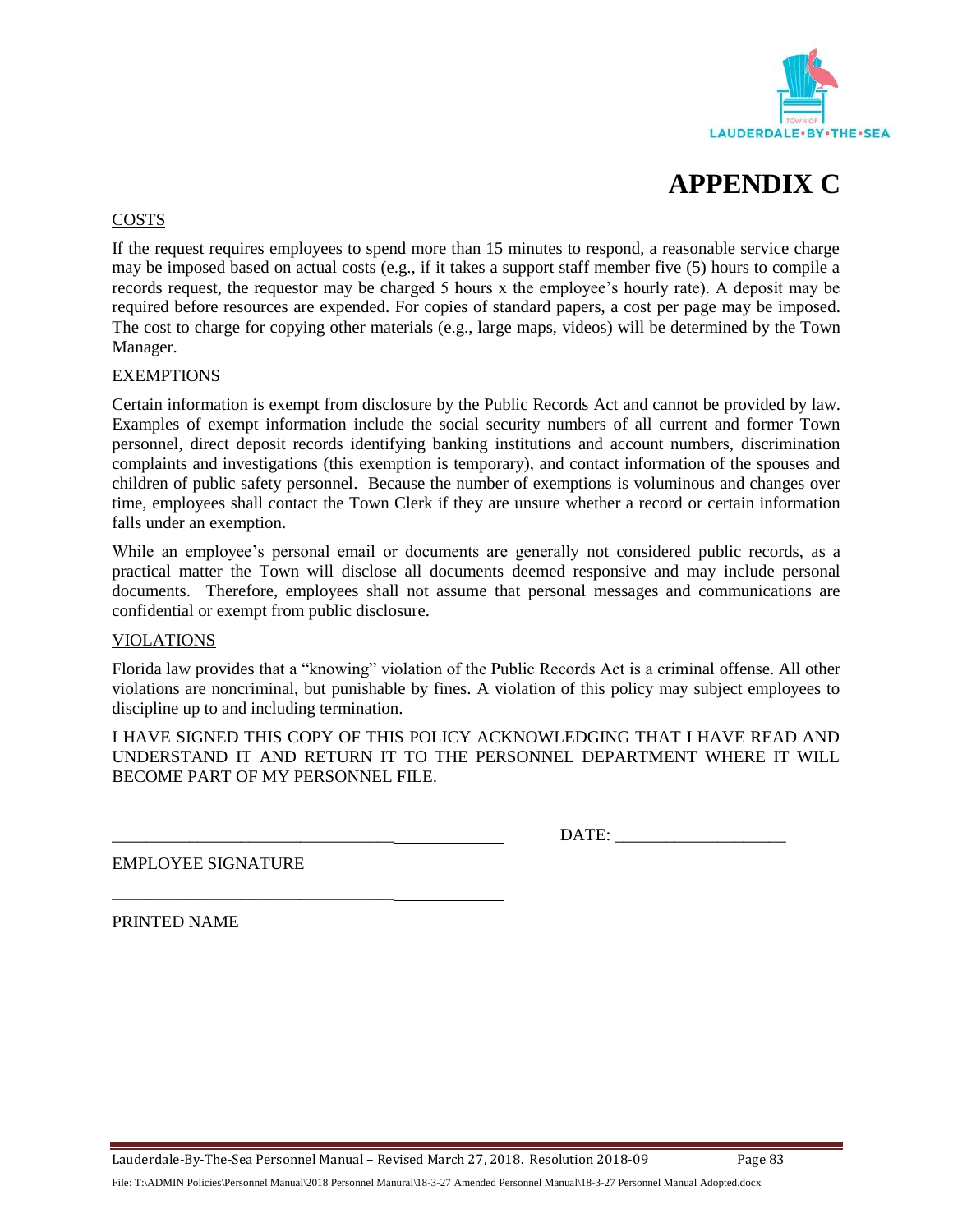# APPENDIX C

COSTS

If the request requires employees to spend more than 15 minutes to respond, a reasonable service charge may be imposed based on actual costs (e.g., if it takes a support staff member five (5) hours to compile a records request, the requestor may be charged 5 hours x the employee's hourly rate). A deposit may be required before resources are expended. For copies of standard papers, a cost per page may be imposed. The cost to charge for copying other materials (e.g., large maps, videos) will be determined by the Town Manager.

EXEMPTIONS

Certain information is exempt from disclosure by the Public Records Act and cannot be provided by law. Examples of exempt information include the social security numbers of all current and former Town personnel, direct deposit records identifying banking institutions and account numbers, discrimination complaints and investigations (this exemption is temporary), and contact information of the spouses and children of public safety personnel. Because the number of exemptions is voluminous and changes over time, employees shall contact the Town Clerk if they are unsure whether a record or certain information falls under an exemption.

While an employee's personal email or documents are generally not considered public records, as a practical matter the Town will disclose all documents deemed responsive and may include personal documents. Therefore, employees shall not assume that personal messages and communications are confidential or exempt from public disclosure.

VIOLATIONS

Florida law provides that a "knowing" violation of the Public Records Act is a criminal offense. All other violations are noncriminal, but punishable by fines. A violation of this policy may subject employees to discipline up to and including termination.

I HAVE SIGNED THIS COPY OF THIS POLICY ACKNOWLEDGING THAT I HAVE READ AND UNDERSTAND IT AND RETURN IT TO THE PERSONNEL DEPARTMENT WHERE IT WILL BECOME PART OF MY PERSONNEL FILE.

_______________________________________________ DATE: ____________________

EMPLOYEE SIGNATURE

_______________________________________________

PRINTED NAME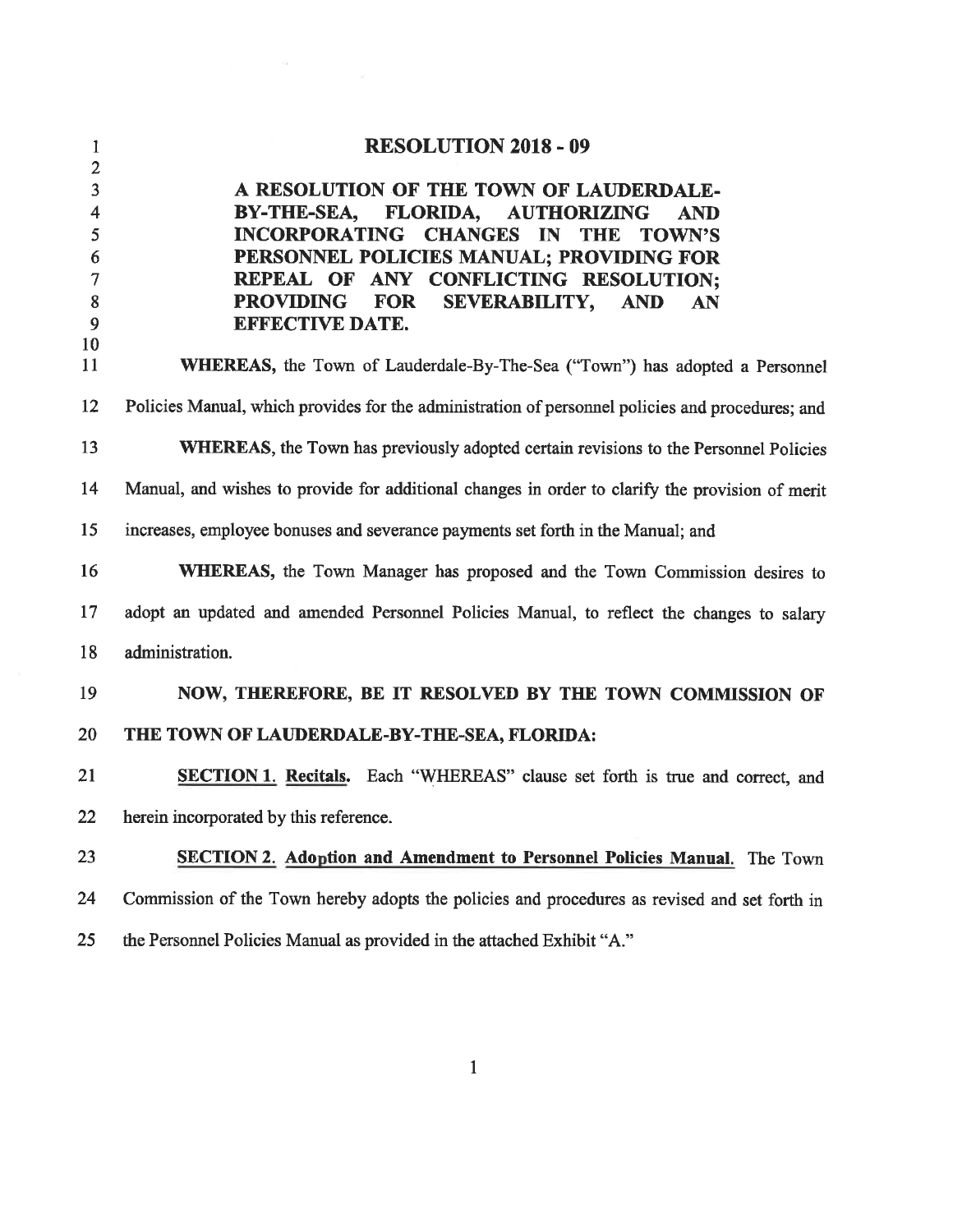# RESOLUTION 2018 - 09

**A RESOLUTION OF THE TOWN OF LAUDERDALE-BY-THE-SEA, FLORIDA, AUTHORIZING AND INCORPORATING CHANGES IN THE TOWN'S PERSONNEL POLICIES MANUAL; PROVIDING FOR REPEAL OF ANY CONFLICTING RESOLUTION; PROVIDING FOR SEVERABILITY, AND AN EFFECTIVE DATE.**

**WHEREAS,** the Town of Lauderdale-By-The-Sea ("Town") has adopted a Personnel Policies Manual, which provides for the administration of personnel policies and procedures; and

**WHEREAS,** the Town has previously adopted certain revisions to the Personnel Policies Manual, and wishes to provide for additional changes in order to clarify the provision of merit increases, employee bonuses and severance payments set forth in the Manual; and

**WHEREAS,** the Town Manager has proposed and the Town Commission desires to adopt an updated and amended Personnel Policies Manual, to reflect the changes to salary administration.

**NOW, THEREFORE, BE IT RESOLVED BY THE TOWN COMMISSION OF THE TOWN OF LAUDERDALE-BY-THE-SEA, FLORIDA:**

**SECTION 1. Recitals.** Each "WHEREAS" clause set forth is true and correct, and herein incorporated by this reference.

**SECTION 2. Adoption and Amendment to Personnel Policies Manual.** The Town Commission of the Town hereby adopts the policies and procedures as revised and set forth in the Personnel Policies Manual as provided in the attached Exhibit "A."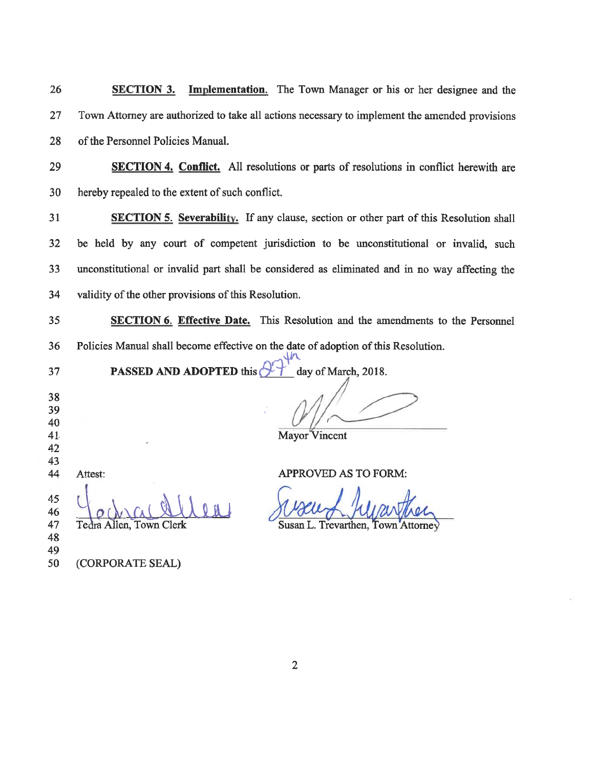**SECTION 3.** **Implementation.** The Town Manager or his or her designee and the Town Attorney are authorized to take all actions necessary to implement the amended provisions of the Personnel Policies Manual.

**SECTION 4.** **Conflict.** All resolutions or parts of resolutions in conflict herewith are hereby repealed to the extent of such conflict.

**SECTION 5.** **Severability.** If any clause, section or other part of this Resolution shall be held by any court of competent jurisdiction to be unconstitutional or invalid, such unconstitutional or invalid part shall be considered as eliminated and in no way affecting the validity of the other provisions of this Resolution.

**SECTION 6.** **Effective Date.** This Resolution and the amendments to the Personnel Policies Manual shall become effective on the date of adoption of this Resolution.

**PASSED AND ADOPTED** this 27th day of March, 2018.

Mayor Vincent

Attest:

Tedra Allen, Town Clerk

APPROVED AS TO FORM:

Susan L. Trevarthen, Town Attorney

(CORPORATE SEAL)